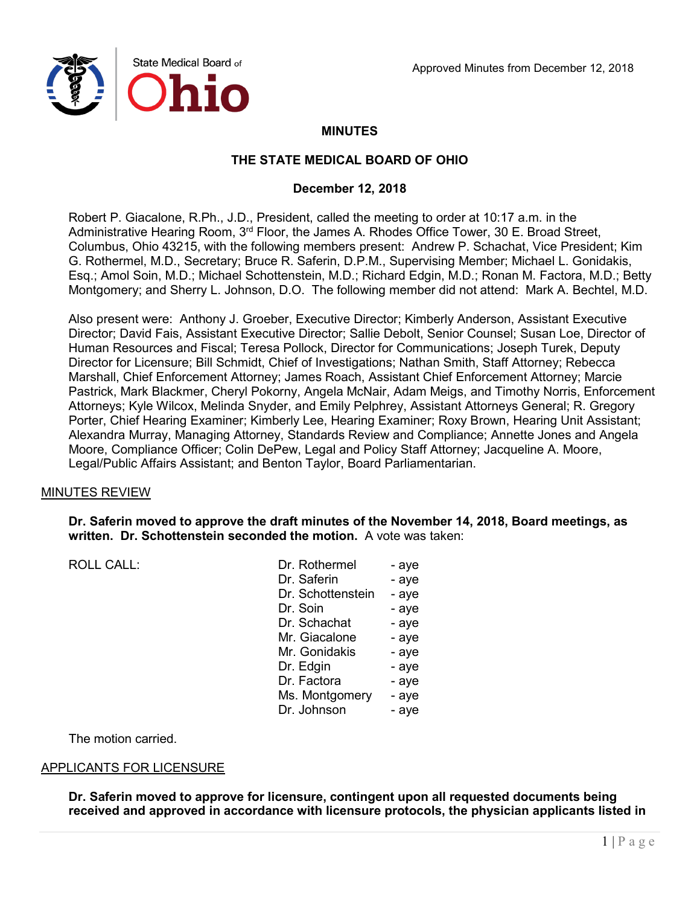# MINUTES

## THE STATE MEDICAL BOARD OF OHIO

### December 12, 2018

Robert P. Giacalone, R.Ph., J.D., President, called the meeting to order at 10:17 a.m. in the Administrative Hearing Room, 3rd Floor, the James A. Rhodes Office Tower, 30 E. Broad Street, Columbus, Ohio 43215, with the following members present: Andrew P. Schachat, Vice President; Kim G. Rothermel, M.D., Secretary; Bruce R. Saferin, D.P.M., Supervising Member; Michael L. Gonidakis, Esq.; Amol Soin, M.D.; Michael Schottenstein, M.D.; Richard Edgin, M.D.; Ronan M. Factora, M.D.; Betty Montgomery; and Sherry L. Johnson, D.O. The following member did not attend: Mark A. Bechtel, M.D.

Also present were: Anthony J. Groeber, Executive Director; Kimberly Anderson, Assistant Executive Director; David Fais, Assistant Executive Director; Sallie Debolt, Senior Counsel; Susan Loe, Director of Human Resources and Fiscal; Teresa Pollock, Director for Communications; Joseph Turek, Deputy Director for Licensure; Bill Schmidt, Chief of Investigations; Nathan Smith, Staff Attorney; Rebecca Marshall, Chief Enforcement Attorney; James Roach, Assistant Chief Enforcement Attorney; Marcie Pastrick, Mark Blackmer, Cheryl Pokorny, Angela McNair, Adam Meigs, and Timothy Norris, Enforcement Attorneys; Kyle Wilcox, Melinda Snyder, and Emily Pelphrey, Assistant Attorneys General; R. Gregory Porter, Chief Hearing Examiner; Kimberly Lee, Hearing Examiner; Roxy Brown, Hearing Unit Assistant; Alexandra Murray, Managing Attorney, Standards Review and Compliance; Annette Jones and Angela Moore, Compliance Officer; Colin DePew, Legal and Policy Staff Attorney; Jacqueline A. Moore, Legal/Public Affairs Assistant; and Benton Taylor, Board Parliamentarian.

## MINUTES REVIEW

**Dr. Saferin moved to approve the draft minutes of the November 14, 2018, Board meetings, as written. Dr. Schottenstein seconded the motion.** A vote was taken:

| ROLL CALL: | | |
|---|---|---|
| | Dr. Rothermel | - aye |
| | Dr. Saferin | - aye |
| | Dr. Schottenstein | - aye |
| | Dr. Soin | - aye |
| | Dr. Schachat | - aye |
| | Mr. Giacalone | - aye |
| | Mr. Gonidakis | - aye |
| | Dr. Edgin | - aye |
| | Dr. Factora | - aye |
| | Ms. Montgomery | - aye |
| | Dr. Johnson | - aye |

The motion carried.

## APPLICANTS FOR LICENSURE

**Dr. Saferin moved to approve for licensure, contingent upon all requested documents being received and approved in accordance with licensure protocols, the physician applicants listed in**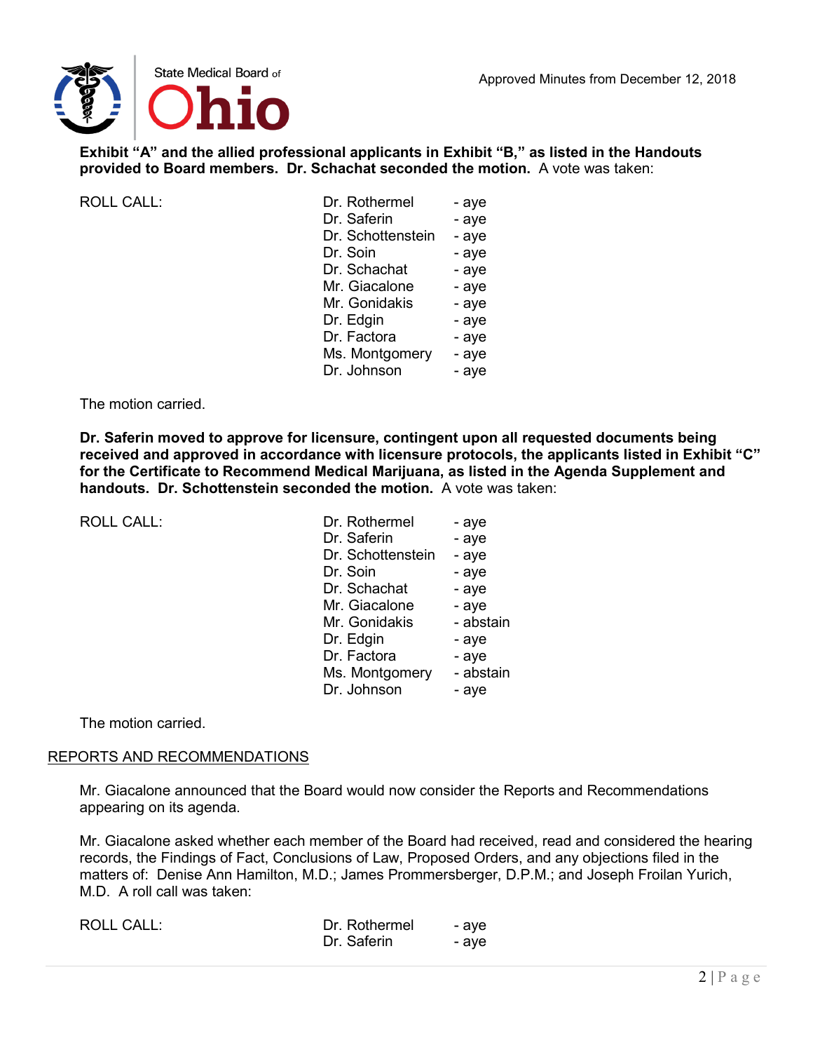**Exhibit "A" and the allied professional applicants in Exhibit "B," as listed in the Handouts provided to Board members. Dr. Schachat seconded the motion.** A vote was taken:

| ROLL CALL: | | |
|---|---|---|
| | Dr. Rothermel | - aye |
| | Dr. Saferin | - aye |
| | Dr. Schottenstein | - aye |
| | Dr. Soin | - aye |
| | Dr. Schachat | - aye |
| | Mr. Giacalone | - aye |
| | Mr. Gonidakis | - aye |
| | Dr. Edgin | - aye |
| | Dr. Factora | - aye |
| | Ms. Montgomery | - aye |
| | Dr. Johnson | - aye |

The motion carried.

**Dr. Saferin moved to approve for licensure, contingent upon all requested documents being received and approved in accordance with licensure protocols, the applicants listed in Exhibit "C" for the Certificate to Recommend Medical Marijuana, as listed in the Agenda Supplement and handouts. Dr. Schottenstein seconded the motion.** A vote was taken:

| ROLL CALL: | | |
|---|---|---|
| | Dr. Rothermel | - aye |
| | Dr. Saferin | - aye |
| | Dr. Schottenstein | - aye |
| | Dr. Soin | - aye |
| | Dr. Schachat | - aye |
| | Mr. Giacalone | - aye |
| | Mr. Gonidakis | - abstain |
| | Dr. Edgin | - aye |
| | Dr. Factora | - aye |
| | Ms. Montgomery | - abstain |
| | Dr. Johnson | - aye |

The motion carried.

## REPORTS AND RECOMMENDATIONS

Mr. Giacalone announced that the Board would now consider the Reports and Recommendations appearing on its agenda.

Mr. Giacalone asked whether each member of the Board had received, read and considered the hearing records, the Findings of Fact, Conclusions of Law, Proposed Orders, and any objections filed in the matters of: Denise Ann Hamilton, M.D.; James Prommersberger, D.P.M.; and Joseph Froilan Yurich, M.D. A roll call was taken:

| ROLL CALL: | | |
|---|---|---|
| | Dr. Rothermel | - aye |
| | Dr. Saferin | - aye |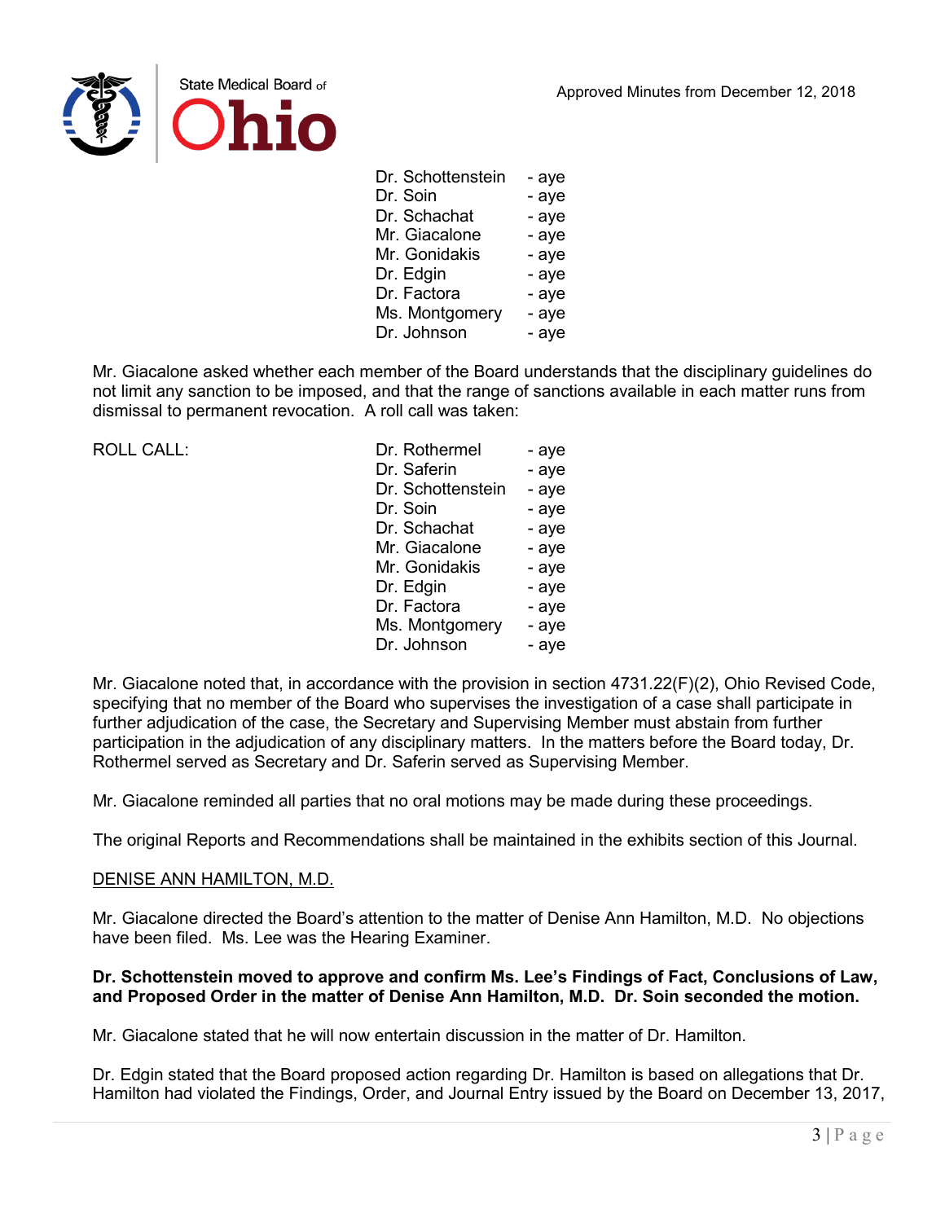| | |
|---|---|
| Dr. Schottenstein | - aye |
| Dr. Soin | - aye |
| Dr. Schachat | - aye |
| Mr. Giacalone | - aye |
| Mr. Gonidakis | - aye |
| Dr. Edgin | - aye |
| Dr. Factora | - aye |
| Ms. Montgomery | - aye |
| Dr. Johnson | - aye |

Mr. Giacalone asked whether each member of the Board understands that the disciplinary guidelines do not limit any sanction to be imposed, and that the range of sanctions available in each matter runs from dismissal to permanent revocation. A roll call was taken:

| ROLL CALL: | | |
|---|---|---|
| | Dr. Rothermel | - aye |
| | Dr. Saferin | - aye |
| | Dr. Schottenstein | - aye |
| | Dr. Soin | - aye |
| | Dr. Schachat | - aye |
| | Mr. Giacalone | - aye |
| | Mr. Gonidakis | - aye |
| | Dr. Edgin | - aye |
| | Dr. Factora | - aye |
| | Ms. Montgomery | - aye |
| | Dr. Johnson | - aye |

Mr. Giacalone noted that, in accordance with the provision in section 4731.22(F)(2), Ohio Revised Code, specifying that no member of the Board who supervises the investigation of a case shall participate in further adjudication of the case, the Secretary and Supervising Member must abstain from further participation in the adjudication of any disciplinary matters. In the matters before the Board today, Dr. Rothermel served as Secretary and Dr. Saferin served as Supervising Member.

Mr. Giacalone reminded all parties that no oral motions may be made during these proceedings.

The original Reports and Recommendations shall be maintained in the exhibits section of this Journal.

<u>DENISE ANN HAMILTON, M.D.</u>

Mr. Giacalone directed the Board's attention to the matter of Denise Ann Hamilton, M.D. No objections have been filed. Ms. Lee was the Hearing Examiner.

**Dr. Schottenstein moved to approve and confirm Ms. Lee's Findings of Fact, Conclusions of Law, and Proposed Order in the matter of Denise Ann Hamilton, M.D. Dr. Soin seconded the motion.**

Mr. Giacalone stated that he will now entertain discussion in the matter of Dr. Hamilton.

Dr. Edgin stated that the Board proposed action regarding Dr. Hamilton is based on allegations that Dr. Hamilton had violated the Findings, Order, and Journal Entry issued by the Board on December 13, 2017,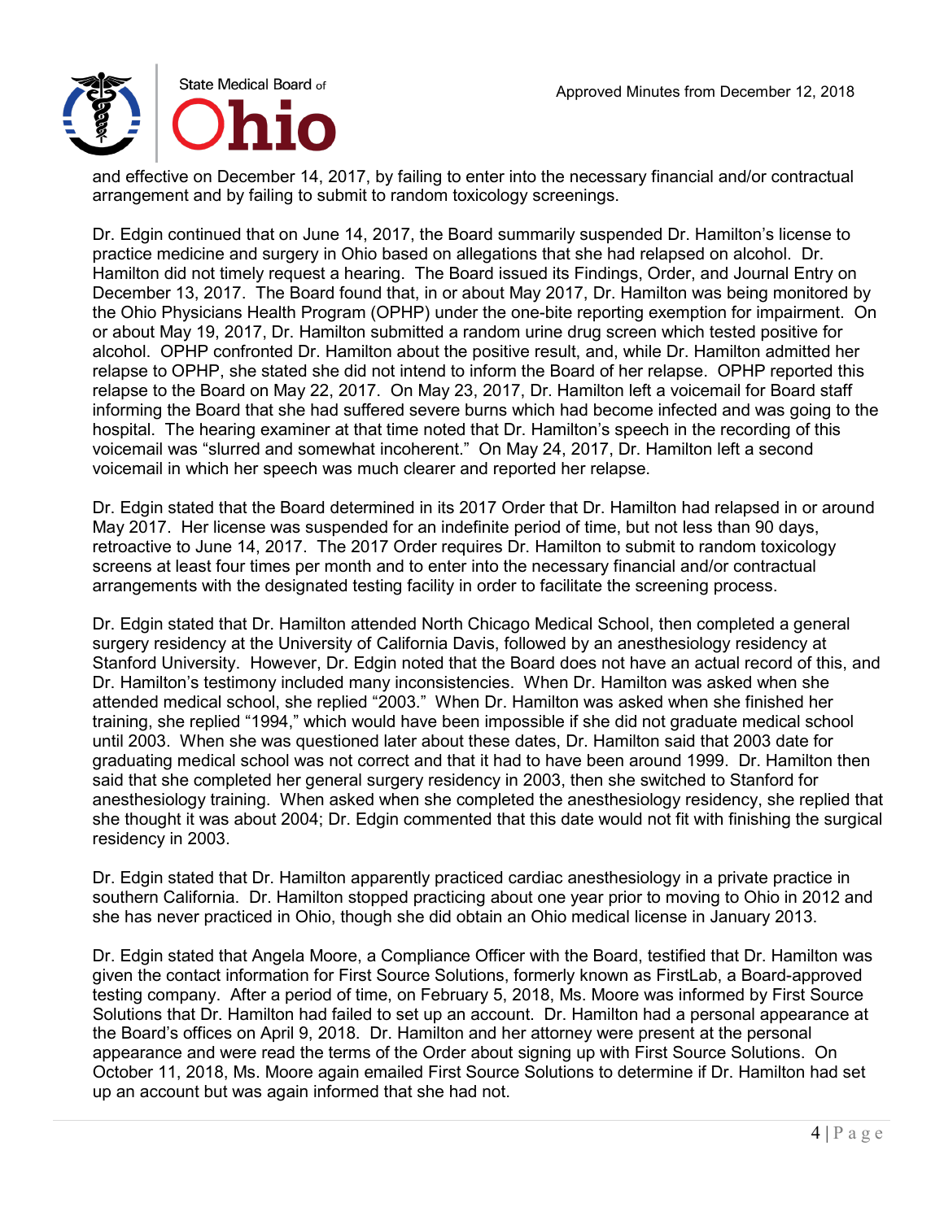and effective on December 14, 2017, by failing to enter into the necessary financial and/or contractual arrangement and by failing to submit to random toxicology screenings.

Dr. Edgin continued that on June 14, 2017, the Board summarily suspended Dr. Hamilton's license to practice medicine and surgery in Ohio based on allegations that she had relapsed on alcohol. Dr. Hamilton did not timely request a hearing. The Board issued its Findings, Order, and Journal Entry on December 13, 2017. The Board found that, in or about May 2017, Dr. Hamilton was being monitored by the Ohio Physicians Health Program (OPHP) under the one-bite reporting exemption for impairment. On or about May 19, 2017, Dr. Hamilton submitted a random urine drug screen which tested positive for alcohol. OPHP confronted Dr. Hamilton about the positive result, and, while Dr. Hamilton admitted her relapse to OPHP, she stated she did not intend to inform the Board of her relapse. OPHP reported this relapse to the Board on May 22, 2017. On May 23, 2017, Dr. Hamilton left a voicemail for Board staff informing the Board that she had suffered severe burns which had become infected and was going to the hospital. The hearing examiner at that time noted that Dr. Hamilton's speech in the recording of this voicemail was "slurred and somewhat incoherent." On May 24, 2017, Dr. Hamilton left a second voicemail in which her speech was much clearer and reported her relapse.

Dr. Edgin stated that the Board determined in its 2017 Order that Dr. Hamilton had relapsed in or around May 2017. Her license was suspended for an indefinite period of time, but not less than 90 days, retroactive to June 14, 2017. The 2017 Order requires Dr. Hamilton to submit to random toxicology screens at least four times per month and to enter into the necessary financial and/or contractual arrangements with the designated testing facility in order to facilitate the screening process.

Dr. Edgin stated that Dr. Hamilton attended North Chicago Medical School, then completed a general surgery residency at the University of California Davis, followed by an anesthesiology residency at Stanford University. However, Dr. Edgin noted that the Board does not have an actual record of this, and Dr. Hamilton's testimony included many inconsistencies. When Dr. Hamilton was asked when she attended medical school, she replied "2003." When Dr. Hamilton was asked when she finished her training, she replied "1994," which would have been impossible if she did not graduate medical school until 2003. When she was questioned later about these dates, Dr. Hamilton said that 2003 date for graduating medical school was not correct and that it had to have been around 1999. Dr. Hamilton then said that she completed her general surgery residency in 2003, then she switched to Stanford for anesthesiology training. When asked when she completed the anesthesiology residency, she replied that she thought it was about 2004; Dr. Edgin commented that this date would not fit with finishing the surgical residency in 2003.

Dr. Edgin stated that Dr. Hamilton apparently practiced cardiac anesthesiology in a private practice in southern California. Dr. Hamilton stopped practicing about one year prior to moving to Ohio in 2012 and she has never practiced in Ohio, though she did obtain an Ohio medical license in January 2013.

Dr. Edgin stated that Angela Moore, a Compliance Officer with the Board, testified that Dr. Hamilton was given the contact information for First Source Solutions, formerly known as FirstLab, a Board-approved testing company. After a period of time, on February 5, 2018, Ms. Moore was informed by First Source Solutions that Dr. Hamilton had failed to set up an account. Dr. Hamilton had a personal appearance at the Board's offices on April 9, 2018. Dr. Hamilton and her attorney were present at the personal appearance and were read the terms of the Order about signing up with First Source Solutions. On October 11, 2018, Ms. Moore again emailed First Source Solutions to determine if Dr. Hamilton had set up an account but was again informed that she had not.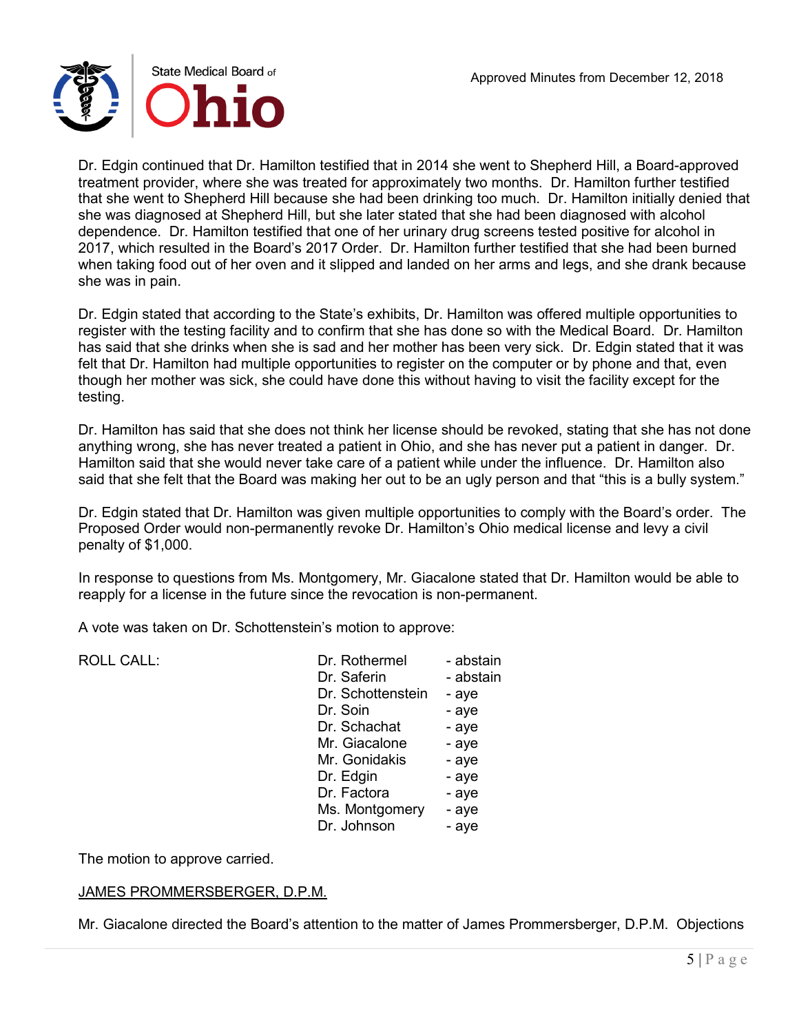Dr. Edgin continued that Dr. Hamilton testified that in 2014 she went to Shepherd Hill, a Board-approved treatment provider, where she was treated for approximately two months. Dr. Hamilton further testified that she went to Shepherd Hill because she had been drinking too much. Dr. Hamilton initially denied that she was diagnosed at Shepherd Hill, but she later stated that she had been diagnosed with alcohol dependence. Dr. Hamilton testified that one of her urinary drug screens tested positive for alcohol in 2017, which resulted in the Board's 2017 Order. Dr. Hamilton further testified that she had been burned when taking food out of her oven and it slipped and landed on her arms and legs, and she drank because she was in pain.

Dr. Edgin stated that according to the State's exhibits, Dr. Hamilton was offered multiple opportunities to register with the testing facility and to confirm that she has done so with the Medical Board. Dr. Hamilton has said that she drinks when she is sad and her mother has been very sick. Dr. Edgin stated that it was felt that Dr. Hamilton had multiple opportunities to register on the computer or by phone and that, even though her mother was sick, she could have done this without having to visit the facility except for the testing.

Dr. Hamilton has said that she does not think her license should be revoked, stating that she has not done anything wrong, she has never treated a patient in Ohio, and she has never put a patient in danger. Dr. Hamilton said that she would never take care of a patient while under the influence. Dr. Hamilton also said that she felt that the Board was making her out to be an ugly person and that "this is a bully system."

Dr. Edgin stated that Dr. Hamilton was given multiple opportunities to comply with the Board's order. The Proposed Order would non-permanently revoke Dr. Hamilton's Ohio medical license and levy a civil penalty of $1,000.

In response to questions from Ms. Montgomery, Mr. Giacalone stated that Dr. Hamilton would be able to reapply for a license in the future since the revocation is non-permanent.

A vote was taken on Dr. Schottenstein's motion to approve:

| ROLL CALL: | | |
|---|---|---|
| | Dr. Rothermel | - abstain |
| | Dr. Saferin | - abstain |
| | Dr. Schottenstein | - aye |
| | Dr. Soin | - aye |
| | Dr. Schachat | - aye |
| | Mr. Giacalone | - aye |
| | Mr. Gonidakis | - aye |
| | Dr. Edgin | - aye |
| | Dr. Factora | - aye |
| | Ms. Montgomery | - aye |
| | Dr. Johnson | - aye |

The motion to approve carried.

<u>JAMES PROMMERSBERGER, D.P.M.</u>

Mr. Giacalone directed the Board's attention to the matter of James Prommersberger, D.P.M. Objections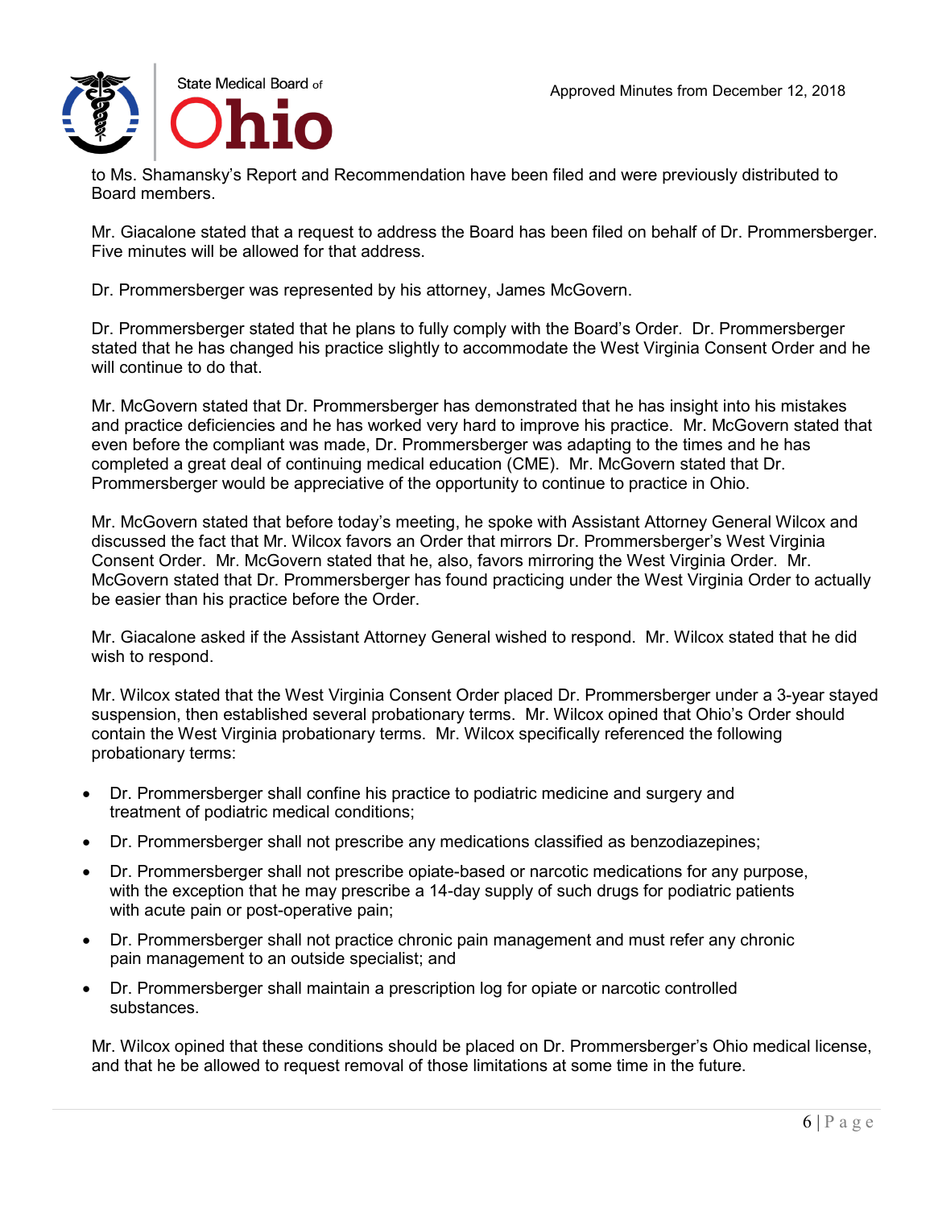to Ms. Shamansky's Report and Recommendation have been filed and were previously distributed to Board members.

Mr. Giacalone stated that a request to address the Board has been filed on behalf of Dr. Prommersberger. Five minutes will be allowed for that address.

Dr. Prommersberger was represented by his attorney, James McGovern.

Dr. Prommersberger stated that he plans to fully comply with the Board's Order. Dr. Prommersberger stated that he has changed his practice slightly to accommodate the West Virginia Consent Order and he will continue to do that.

Mr. McGovern stated that Dr. Prommersberger has demonstrated that he has insight into his mistakes and practice deficiencies and he has worked very hard to improve his practice. Mr. McGovern stated that even before the compliant was made, Dr. Prommersberger was adapting to the times and he has completed a great deal of continuing medical education (CME). Mr. McGovern stated that Dr. Prommersberger would be appreciative of the opportunity to continue to practice in Ohio.

Mr. McGovern stated that before today's meeting, he spoke with Assistant Attorney General Wilcox and discussed the fact that Mr. Wilcox favors an Order that mirrors Dr. Prommersberger's West Virginia Consent Order. Mr. McGovern stated that he, also, favors mirroring the West Virginia Order. Mr. McGovern stated that Dr. Prommersberger has found practicing under the West Virginia Order to actually be easier than his practice before the Order.

Mr. Giacalone asked if the Assistant Attorney General wished to respond. Mr. Wilcox stated that he did wish to respond.

Mr. Wilcox stated that the West Virginia Consent Order placed Dr. Prommersberger under a 3-year stayed suspension, then established several probationary terms. Mr. Wilcox opined that Ohio's Order should contain the West Virginia probationary terms. Mr. Wilcox specifically referenced the following probationary terms:

- Dr. Prommersberger shall confine his practice to podiatric medicine and surgery and treatment of podiatric medical conditions;
- Dr. Prommersberger shall not prescribe any medications classified as benzodiazepines;
- Dr. Prommersberger shall not prescribe opiate-based or narcotic medications for any purpose, with the exception that he may prescribe a 14-day supply of such drugs for podiatric patients with acute pain or post-operative pain;
- Dr. Prommersberger shall not practice chronic pain management and must refer any chronic pain management to an outside specialist; and
- Dr. Prommersberger shall maintain a prescription log for opiate or narcotic controlled substances.

Mr. Wilcox opined that these conditions should be placed on Dr. Prommersberger's Ohio medical license, and that he be allowed to request removal of those limitations at some time in the future.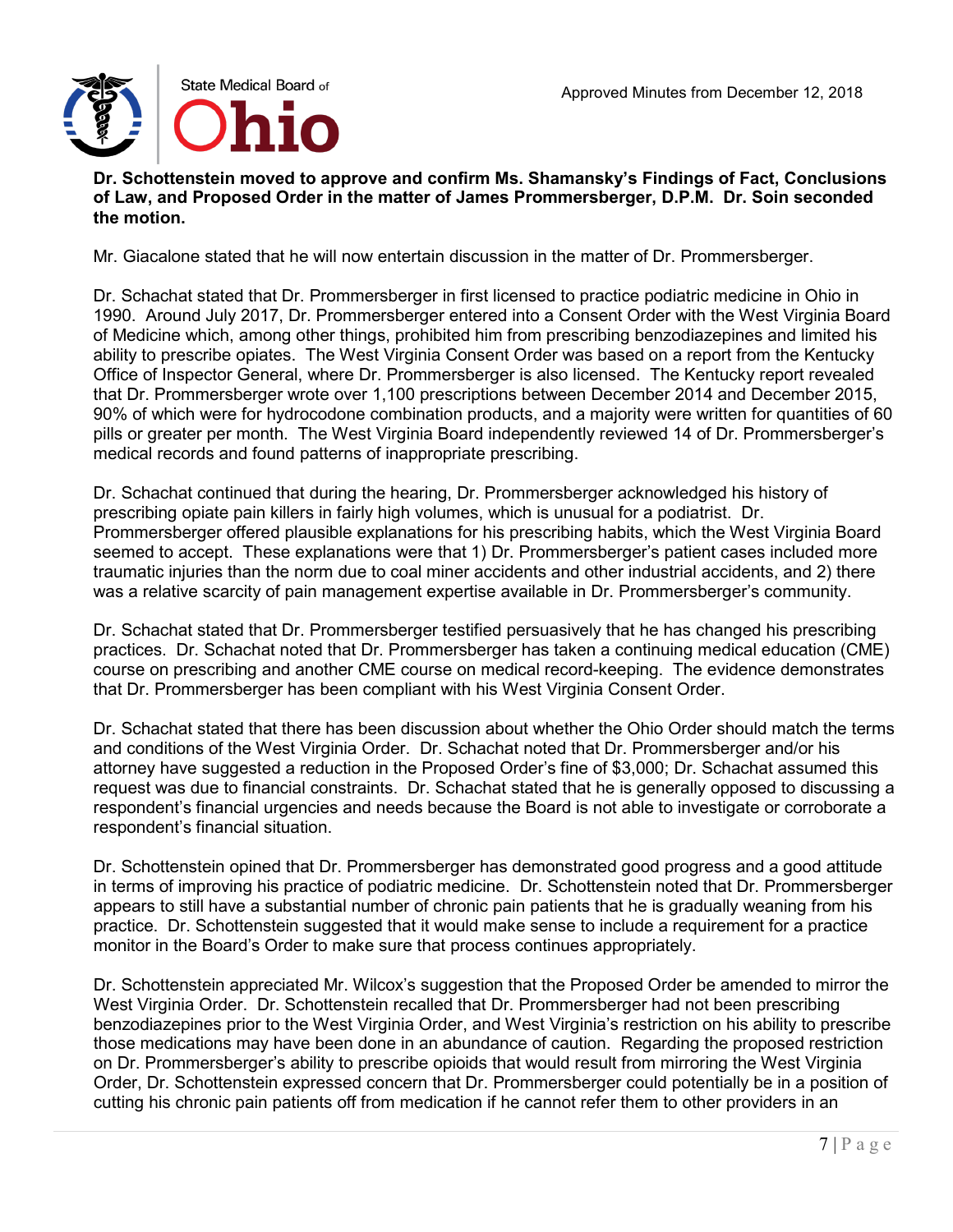**Dr. Schottenstein moved to approve and confirm Ms. Shamansky's Findings of Fact, Conclusions of Law, and Proposed Order in the matter of James Prommersberger, D.P.M. Dr. Soin seconded the motion.**

Mr. Giacalone stated that he will now entertain discussion in the matter of Dr. Prommersberger.

Dr. Schachat stated that Dr. Prommersberger in first licensed to practice podiatric medicine in Ohio in 1990. Around July 2017, Dr. Prommersberger entered into a Consent Order with the West Virginia Board of Medicine which, among other things, prohibited him from prescribing benzodiazepines and limited his ability to prescribe opiates. The West Virginia Consent Order was based on a report from the Kentucky Office of Inspector General, where Dr. Prommersberger is also licensed. The Kentucky report revealed that Dr. Prommersberger wrote over 1,100 prescriptions between December 2014 and December 2015, 90% of which were for hydrocodone combination products, and a majority were written for quantities of 60 pills or greater per month. The West Virginia Board independently reviewed 14 of Dr. Prommersberger's medical records and found patterns of inappropriate prescribing.

Dr. Schachat continued that during the hearing, Dr. Prommersberger acknowledged his history of prescribing opiate pain killers in fairly high volumes, which is unusual for a podiatrist. Dr. Prommersberger offered plausible explanations for his prescribing habits, which the West Virginia Board seemed to accept. These explanations were that 1) Dr. Prommersberger's patient cases included more traumatic injuries than the norm due to coal miner accidents and other industrial accidents, and 2) there was a relative scarcity of pain management expertise available in Dr. Prommersberger's community.

Dr. Schachat stated that Dr. Prommersberger testified persuasively that he has changed his prescribing practices. Dr. Schachat noted that Dr. Prommersberger has taken a continuing medical education (CME) course on prescribing and another CME course on medical record-keeping. The evidence demonstrates that Dr. Prommersberger has been compliant with his West Virginia Consent Order.

Dr. Schachat stated that there has been discussion about whether the Ohio Order should match the terms and conditions of the West Virginia Order. Dr. Schachat noted that Dr. Prommersberger and/or his attorney have suggested a reduction in the Proposed Order's fine of $3,000; Dr. Schachat assumed this request was due to financial constraints. Dr. Schachat stated that he is generally opposed to discussing a respondent's financial urgencies and needs because the Board is not able to investigate or corroborate a respondent's financial situation.

Dr. Schottenstein opined that Dr. Prommersberger has demonstrated good progress and a good attitude in terms of improving his practice of podiatric medicine. Dr. Schottenstein noted that Dr. Prommersberger appears to still have a substantial number of chronic pain patients that he is gradually weaning from his practice. Dr. Schottenstein suggested that it would make sense to include a requirement for a practice monitor in the Board's Order to make sure that process continues appropriately.

Dr. Schottenstein appreciated Mr. Wilcox's suggestion that the Proposed Order be amended to mirror the West Virginia Order. Dr. Schottenstein recalled that Dr. Prommersberger had not been prescribing benzodiazepines prior to the West Virginia Order, and West Virginia's restriction on his ability to prescribe those medications may have been done in an abundance of caution. Regarding the proposed restriction on Dr. Prommersberger's ability to prescribe opioids that would result from mirroring the West Virginia Order, Dr. Schottenstein expressed concern that Dr. Prommersberger could potentially be in a position of cutting his chronic pain patients off from medication if he cannot refer them to other providers in an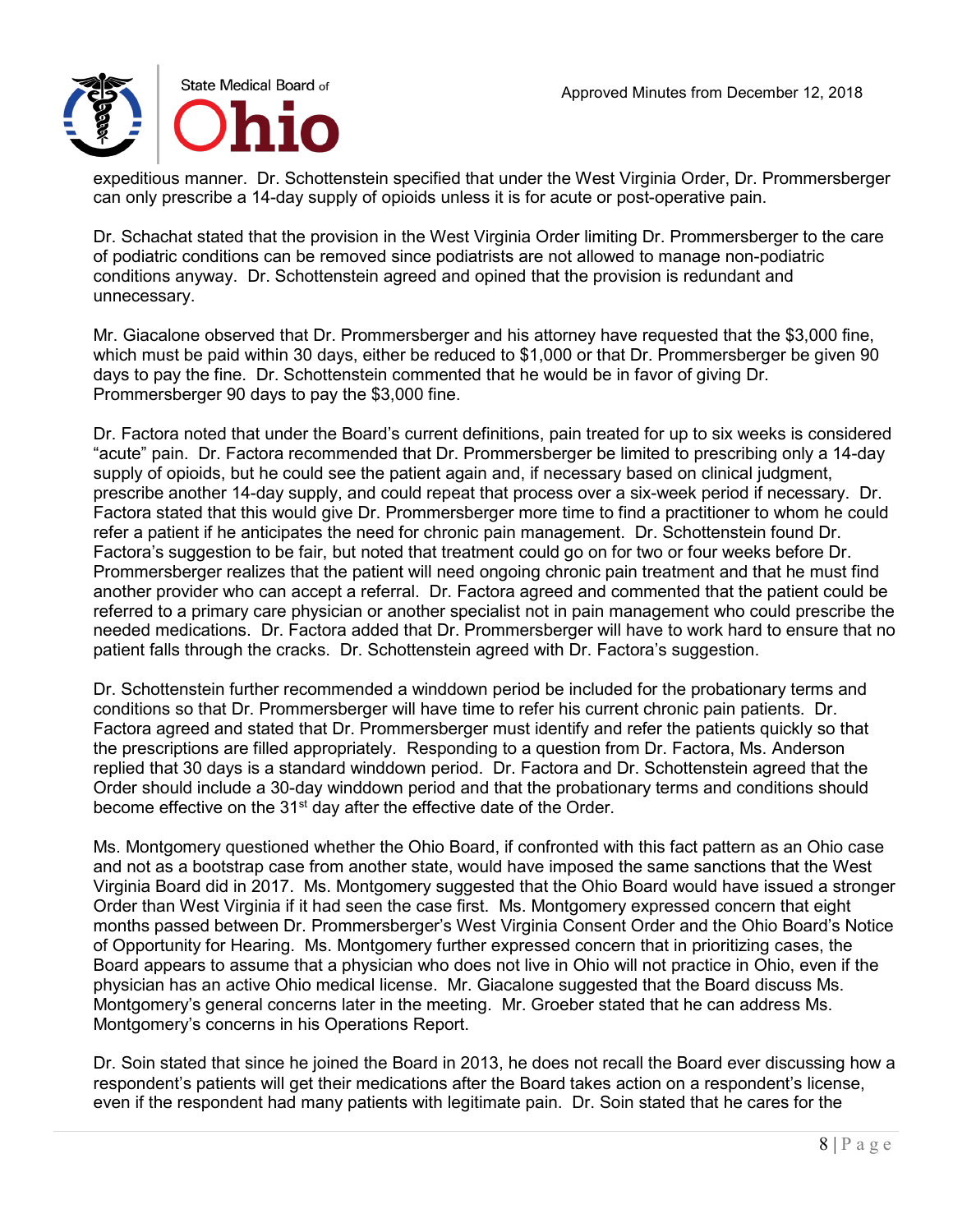expeditious manner. Dr. Schottenstein specified that under the West Virginia Order, Dr. Prommersberger can only prescribe a 14-day supply of opioids unless it is for acute or post-operative pain.

Dr. Schachat stated that the provision in the West Virginia Order limiting Dr. Prommersberger to the care of podiatric conditions can be removed since podiatrists are not allowed to manage non-podiatric conditions anyway. Dr. Schottenstein agreed and opined that the provision is redundant and unnecessary.

Mr. Giacalone observed that Dr. Prommersberger and his attorney have requested that the $3,000 fine, which must be paid within 30 days, either be reduced to $1,000 or that Dr. Prommersberger be given 90 days to pay the fine. Dr. Schottenstein commented that he would be in favor of giving Dr. Prommersberger 90 days to pay the $3,000 fine.

Dr. Factora noted that under the Board's current definitions, pain treated for up to six weeks is considered "acute" pain. Dr. Factora recommended that Dr. Prommersberger be limited to prescribing only a 14-day supply of opioids, but he could see the patient again and, if necessary based on clinical judgment, prescribe another 14-day supply, and could repeat that process over a six-week period if necessary. Dr. Factora stated that this would give Dr. Prommersberger more time to find a practitioner to whom he could refer a patient if he anticipates the need for chronic pain management. Dr. Schottenstein found Dr. Factora's suggestion to be fair, but noted that treatment could go on for two or four weeks before Dr. Prommersberger realizes that the patient will need ongoing chronic pain treatment and that he must find another provider who can accept a referral. Dr. Factora agreed and commented that the patient could be referred to a primary care physician or another specialist not in pain management who could prescribe the needed medications. Dr. Factora added that Dr. Prommersberger will have to work hard to ensure that no patient falls through the cracks. Dr. Schottenstein agreed with Dr. Factora's suggestion.

Dr. Schottenstein further recommended a winddown period be included for the probationary terms and conditions so that Dr. Prommersberger will have time to refer his current chronic pain patients. Dr. Factora agreed and stated that Dr. Prommersberger must identify and refer the patients quickly so that the prescriptions are filled appropriately. Responding to a question from Dr. Factora, Ms. Anderson replied that 30 days is a standard winddown period. Dr. Factora and Dr. Schottenstein agreed that the Order should include a 30-day winddown period and that the probationary terms and conditions should become effective on the 31st day after the effective date of the Order.

Ms. Montgomery questioned whether the Ohio Board, if confronted with this fact pattern as an Ohio case and not as a bootstrap case from another state, would have imposed the same sanctions that the West Virginia Board did in 2017. Ms. Montgomery suggested that the Ohio Board would have issued a stronger Order than West Virginia if it had seen the case first. Ms. Montgomery expressed concern that eight months passed between Dr. Prommersberger's West Virginia Consent Order and the Ohio Board's Notice of Opportunity for Hearing. Ms. Montgomery further expressed concern that in prioritizing cases, the Board appears to assume that a physician who does not live in Ohio will not practice in Ohio, even if the physician has an active Ohio medical license. Mr. Giacalone suggested that the Board discuss Ms. Montgomery's general concerns later in the meeting. Mr. Groeber stated that he can address Ms. Montgomery's concerns in his Operations Report.

Dr. Soin stated that since he joined the Board in 2013, he does not recall the Board ever discussing how a respondent's patients will get their medications after the Board takes action on a respondent's license, even if the respondent had many patients with legitimate pain. Dr. Soin stated that he cares for the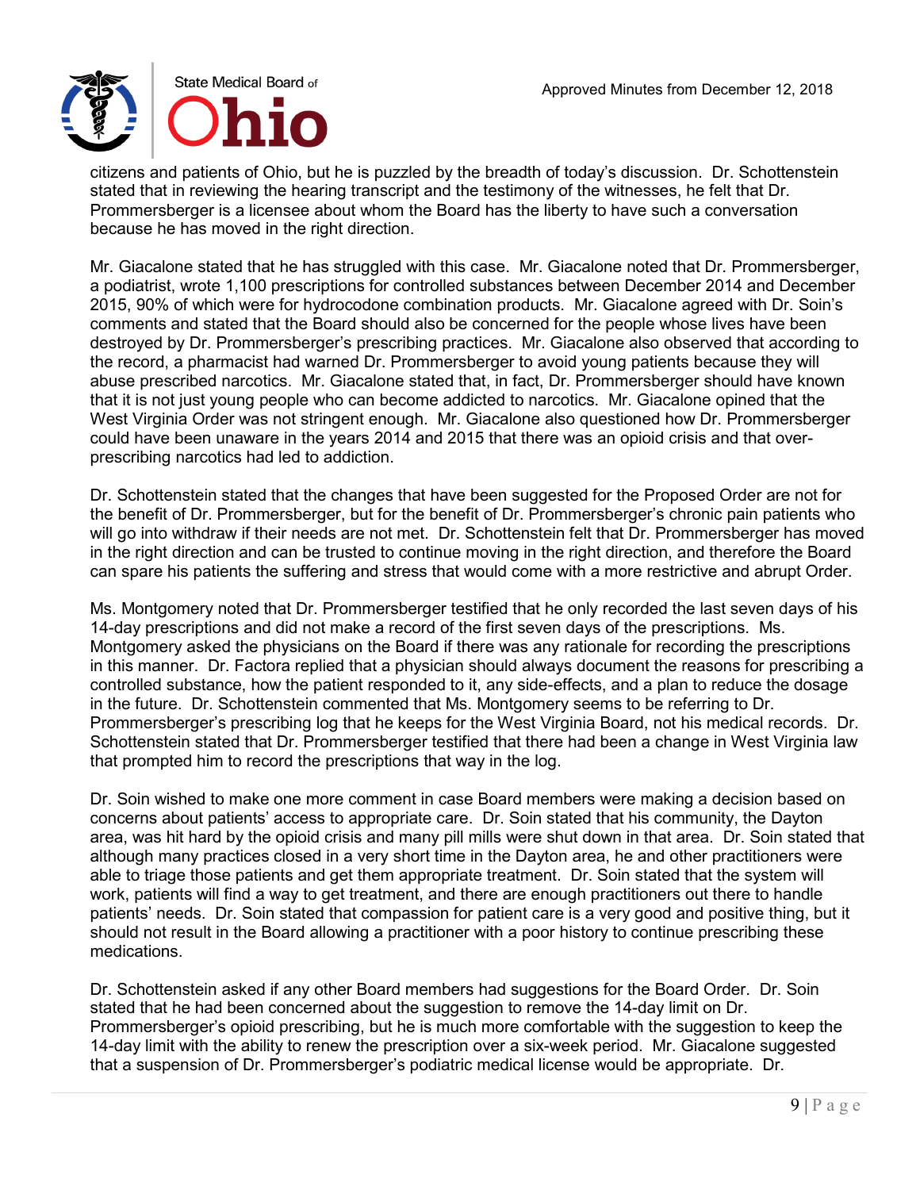citizens and patients of Ohio, but he is puzzled by the breadth of today's discussion. Dr. Schottenstein stated that in reviewing the hearing transcript and the testimony of the witnesses, he felt that Dr. Prommersberger is a licensee about whom the Board has the liberty to have such a conversation because he has moved in the right direction.

Mr. Giacalone stated that he has struggled with this case. Mr. Giacalone noted that Dr. Prommersberger, a podiatrist, wrote 1,100 prescriptions for controlled substances between December 2014 and December 2015, 90% of which were for hydrocodone combination products. Mr. Giacalone agreed with Dr. Soin's comments and stated that the Board should also be concerned for the people whose lives have been destroyed by Dr. Prommersberger's prescribing practices. Mr. Giacalone also observed that according to the record, a pharmacist had warned Dr. Prommersberger to avoid young patients because they will abuse prescribed narcotics. Mr. Giacalone stated that, in fact, Dr. Prommersberger should have known that it is not just young people who can become addicted to narcotics. Mr. Giacalone opined that the West Virginia Order was not stringent enough. Mr. Giacalone also questioned how Dr. Prommersberger could have been unaware in the years 2014 and 2015 that there was an opioid crisis and that over-prescribing narcotics had led to addiction.

Dr. Schottenstein stated that the changes that have been suggested for the Proposed Order are not for the benefit of Dr. Prommersberger, but for the benefit of Dr. Prommersberger's chronic pain patients who will go into withdraw if their needs are not met. Dr. Schottenstein felt that Dr. Prommersberger has moved in the right direction and can be trusted to continue moving in the right direction, and therefore the Board can spare his patients the suffering and stress that would come with a more restrictive and abrupt Order.

Ms. Montgomery noted that Dr. Prommersberger testified that he only recorded the last seven days of his 14-day prescriptions and did not make a record of the first seven days of the prescriptions. Ms. Montgomery asked the physicians on the Board if there was any rationale for recording the prescriptions in this manner. Dr. Factora replied that a physician should always document the reasons for prescribing a controlled substance, how the patient responded to it, any side-effects, and a plan to reduce the dosage in the future. Dr. Schottenstein commented that Ms. Montgomery seems to be referring to Dr. Prommersberger's prescribing log that he keeps for the West Virginia Board, not his medical records. Dr. Schottenstein stated that Dr. Prommersberger testified that there had been a change in West Virginia law that prompted him to record the prescriptions that way in the log.

Dr. Soin wished to make one more comment in case Board members were making a decision based on concerns about patients' access to appropriate care. Dr. Soin stated that his community, the Dayton area, was hit hard by the opioid crisis and many pill mills were shut down in that area. Dr. Soin stated that although many practices closed in a very short time in the Dayton area, he and other practitioners were able to triage those patients and get them appropriate treatment. Dr. Soin stated that the system will work, patients will find a way to get treatment, and there are enough practitioners out there to handle patients' needs. Dr. Soin stated that compassion for patient care is a very good and positive thing, but it should not result in the Board allowing a practitioner with a poor history to continue prescribing these medications.

Dr. Schottenstein asked if any other Board members had suggestions for the Board Order. Dr. Soin stated that he had been concerned about the suggestion to remove the 14-day limit on Dr. Prommersberger's opioid prescribing, but he is much more comfortable with the suggestion to keep the 14-day limit with the ability to renew the prescription over a six-week period. Mr. Giacalone suggested that a suspension of Dr. Prommersberger's podiatric medical license would be appropriate. Dr.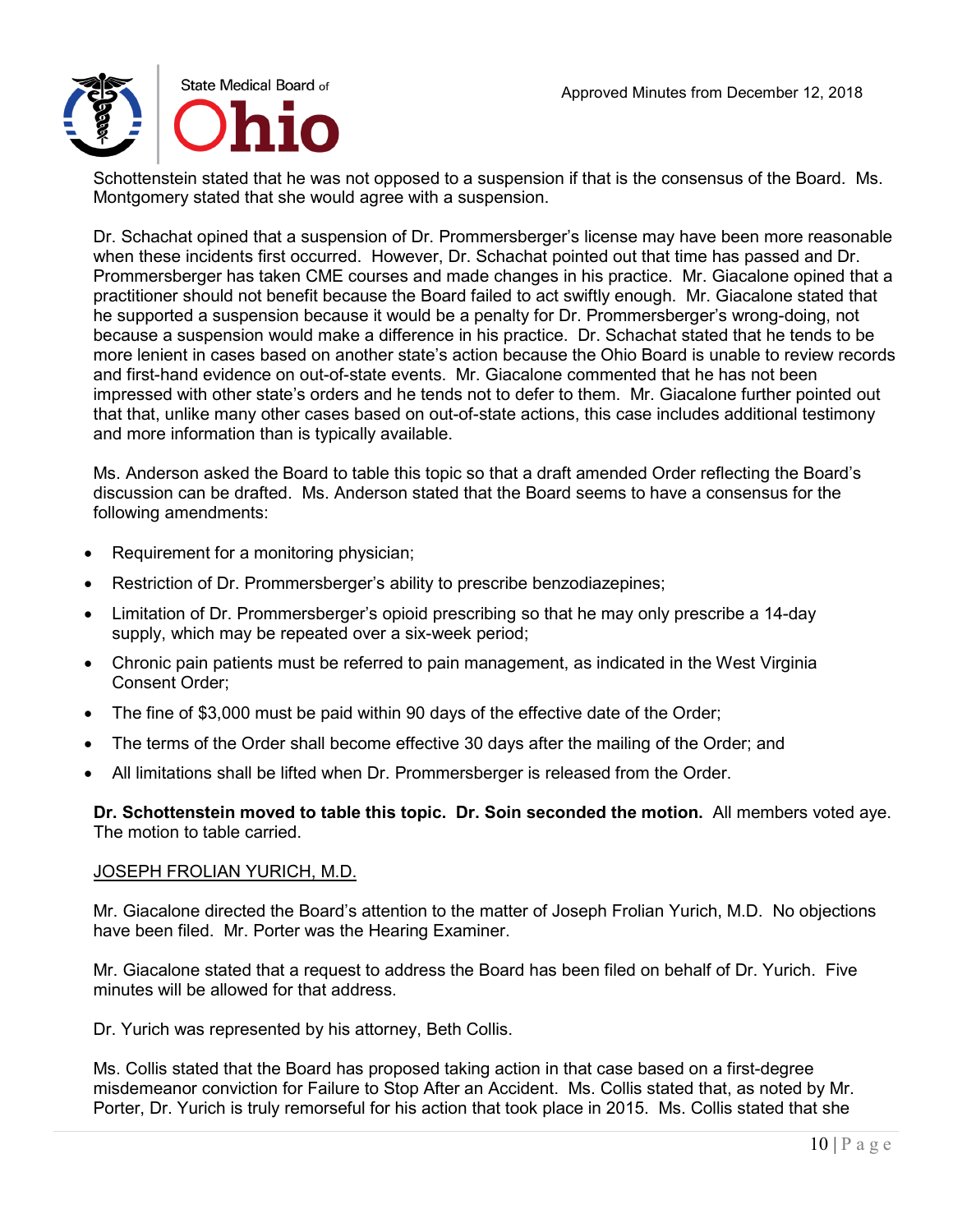Schottenstein stated that he was not opposed to a suspension if that is the consensus of the Board. Ms. Montgomery stated that she would agree with a suspension.

Dr. Schachat opined that a suspension of Dr. Prommersberger's license may have been more reasonable when these incidents first occurred. However, Dr. Schachat pointed out that time has passed and Dr. Prommersberger has taken CME courses and made changes in his practice. Mr. Giacalone opined that a practitioner should not benefit because the Board failed to act swiftly enough. Mr. Giacalone stated that he supported a suspension because it would be a penalty for Dr. Prommersberger's wrong-doing, not because a suspension would make a difference in his practice. Dr. Schachat stated that he tends to be more lenient in cases based on another state's action because the Ohio Board is unable to review records and first-hand evidence on out-of-state events. Mr. Giacalone commented that he has not been impressed with other state's orders and he tends not to defer to them. Mr. Giacalone further pointed out that that, unlike many other cases based on out-of-state actions, this case includes additional testimony and more information than is typically available.

Ms. Anderson asked the Board to table this topic so that a draft amended Order reflecting the Board's discussion can be drafted. Ms. Anderson stated that the Board seems to have a consensus for the following amendments:

- Requirement for a monitoring physician;
- Restriction of Dr. Prommersberger's ability to prescribe benzodiazepines;
- Limitation of Dr. Prommersberger's opioid prescribing so that he may only prescribe a 14-day supply, which may be repeated over a six-week period;
- Chronic pain patients must be referred to pain management, as indicated in the West Virginia Consent Order;
- The fine of $3,000 must be paid within 90 days of the effective date of the Order;
- The terms of the Order shall become effective 30 days after the mailing of the Order; and
- All limitations shall be lifted when Dr. Prommersberger is released from the Order.

**Dr. Schottenstein moved to table this topic. Dr. Soin seconded the motion.** All members voted aye. The motion to table carried.

<u>JOSEPH FROLIAN YURICH, M.D.</u>

Mr. Giacalone directed the Board's attention to the matter of Joseph Frolian Yurich, M.D. No objections have been filed. Mr. Porter was the Hearing Examiner.

Mr. Giacalone stated that a request to address the Board has been filed on behalf of Dr. Yurich. Five minutes will be allowed for that address.

Dr. Yurich was represented by his attorney, Beth Collis.

Ms. Collis stated that the Board has proposed taking action in that case based on a first-degree misdemeanor conviction for Failure to Stop After an Accident. Ms. Collis stated that, as noted by Mr. Porter, Dr. Yurich is truly remorseful for his action that took place in 2015. Ms. Collis stated that she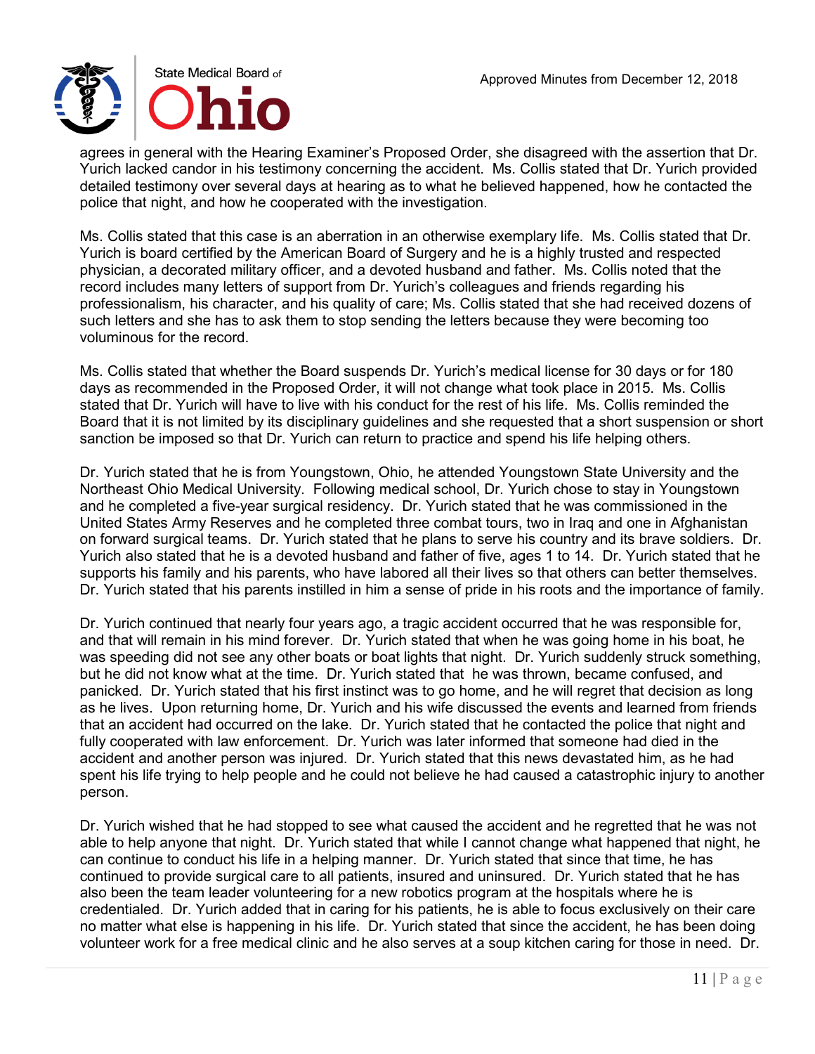agrees in general with the Hearing Examiner's Proposed Order, she disagreed with the assertion that Dr. Yurich lacked candor in his testimony concerning the accident. Ms. Collis stated that Dr. Yurich provided detailed testimony over several days at hearing as to what he believed happened, how he contacted the police that night, and how he cooperated with the investigation.

Ms. Collis stated that this case is an aberration in an otherwise exemplary life. Ms. Collis stated that Dr. Yurich is board certified by the American Board of Surgery and he is a highly trusted and respected physician, a decorated military officer, and a devoted husband and father. Ms. Collis noted that the record includes many letters of support from Dr. Yurich's colleagues and friends regarding his professionalism, his character, and his quality of care; Ms. Collis stated that she had received dozens of such letters and she has to ask them to stop sending the letters because they were becoming too voluminous for the record.

Ms. Collis stated that whether the Board suspends Dr. Yurich's medical license for 30 days or for 180 days as recommended in the Proposed Order, it will not change what took place in 2015. Ms. Collis stated that Dr. Yurich will have to live with his conduct for the rest of his life. Ms. Collis reminded the Board that it is not limited by its disciplinary guidelines and she requested that a short suspension or short sanction be imposed so that Dr. Yurich can return to practice and spend his life helping others.

Dr. Yurich stated that he is from Youngstown, Ohio, he attended Youngstown State University and the Northeast Ohio Medical University. Following medical school, Dr. Yurich chose to stay in Youngstown and he completed a five-year surgical residency. Dr. Yurich stated that he was commissioned in the United States Army Reserves and he completed three combat tours, two in Iraq and one in Afghanistan on forward surgical teams. Dr. Yurich stated that he plans to serve his country and its brave soldiers. Dr. Yurich also stated that he is a devoted husband and father of five, ages 1 to 14. Dr. Yurich stated that he supports his family and his parents, who have labored all their lives so that others can better themselves. Dr. Yurich stated that his parents instilled in him a sense of pride in his roots and the importance of family.

Dr. Yurich continued that nearly four years ago, a tragic accident occurred that he was responsible for, and that will remain in his mind forever. Dr. Yurich stated that when he was going home in his boat, he was speeding did not see any other boats or boat lights that night. Dr. Yurich suddenly struck something, but he did not know what at the time. Dr. Yurich stated that he was thrown, became confused, and panicked. Dr. Yurich stated that his first instinct was to go home, and he will regret that decision as long as he lives. Upon returning home, Dr. Yurich and his wife discussed the events and learned from friends that an accident had occurred on the lake. Dr. Yurich stated that he contacted the police that night and fully cooperated with law enforcement. Dr. Yurich was later informed that someone had died in the accident and another person was injured. Dr. Yurich stated that this news devastated him, as he had spent his life trying to help people and he could not believe he had caused a catastrophic injury to another person.

Dr. Yurich wished that he had stopped to see what caused the accident and he regretted that he was not able to help anyone that night. Dr. Yurich stated that while I cannot change what happened that night, he can continue to conduct his life in a helping manner. Dr. Yurich stated that since that time, he has continued to provide surgical care to all patients, insured and uninsured. Dr. Yurich stated that he has also been the team leader volunteering for a new robotics program at the hospitals where he is credentialed. Dr. Yurich added that in caring for his patients, he is able to focus exclusively on their care no matter what else is happening in his life. Dr. Yurich stated that since the accident, he has been doing volunteer work for a free medical clinic and he also serves at a soup kitchen caring for those in need. Dr.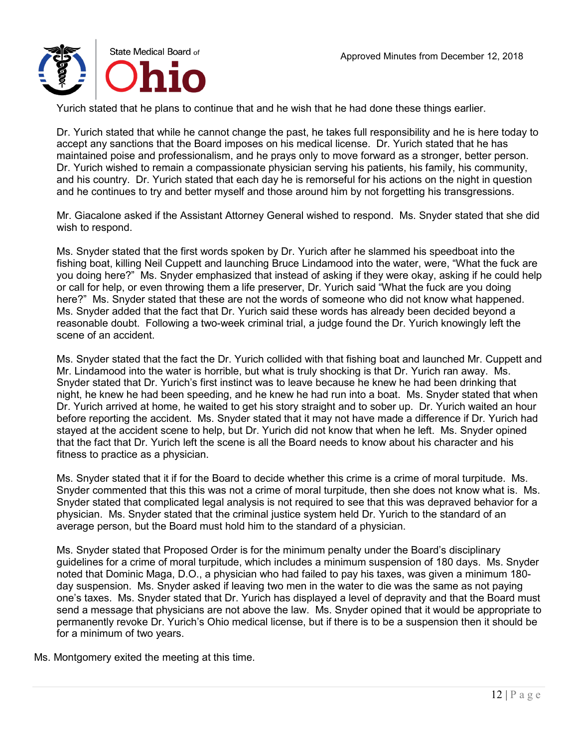Yurich stated that he plans to continue that and he wish that he had done these things earlier.

Dr. Yurich stated that while he cannot change the past, he takes full responsibility and he is here today to accept any sanctions that the Board imposes on his medical license. Dr. Yurich stated that he has maintained poise and professionalism, and he prays only to move forward as a stronger, better person. Dr. Yurich wished to remain a compassionate physician serving his patients, his family, his community, and his country. Dr. Yurich stated that each day he is remorseful for his actions on the night in question and he continues to try and better myself and those around him by not forgetting his transgressions.

Mr. Giacalone asked if the Assistant Attorney General wished to respond. Ms. Snyder stated that she did wish to respond.

Ms. Snyder stated that the first words spoken by Dr. Yurich after he slammed his speedboat into the fishing boat, killing Neil Cuppett and launching Bruce Lindamood into the water, were, "What the fuck are you doing here?" Ms. Snyder emphasized that instead of asking if they were okay, asking if he could help or call for help, or even throwing them a life preserver, Dr. Yurich said "What the fuck are you doing here?" Ms. Snyder stated that these are not the words of someone who did not know what happened. Ms. Snyder added that the fact that Dr. Yurich said these words has already been decided beyond a reasonable doubt. Following a two-week criminal trial, a judge found the Dr. Yurich knowingly left the scene of an accident.

Ms. Snyder stated that the fact the Dr. Yurich collided with that fishing boat and launched Mr. Cuppett and Mr. Lindamood into the water is horrible, but what is truly shocking is that Dr. Yurich ran away. Ms. Snyder stated that Dr. Yurich's first instinct was to leave because he knew he had been drinking that night, he knew he had been speeding, and he knew he had run into a boat. Ms. Snyder stated that when Dr. Yurich arrived at home, he waited to get his story straight and to sober up. Dr. Yurich waited an hour before reporting the accident. Ms. Snyder stated that it may not have made a difference if Dr. Yurich had stayed at the accident scene to help, but Dr. Yurich did not know that when he left. Ms. Snyder opined that the fact that Dr. Yurich left the scene is all the Board needs to know about his character and his fitness to practice as a physician.

Ms. Snyder stated that it if for the Board to decide whether this crime is a crime of moral turpitude. Ms. Snyder commented that this this was not a crime of moral turpitude, then she does not know what is. Ms. Snyder stated that complicated legal analysis is not required to see that this was depraved behavior for a physician. Ms. Snyder stated that the criminal justice system held Dr. Yurich to the standard of an average person, but the Board must hold him to the standard of a physician.

Ms. Snyder stated that Proposed Order is for the minimum penalty under the Board's disciplinary guidelines for a crime of moral turpitude, which includes a minimum suspension of 180 days. Ms. Snyder noted that Dominic Maga, D.O., a physician who had failed to pay his taxes, was given a minimum 180-day suspension. Ms. Snyder asked if leaving two men in the water to die was the same as not paying one's taxes. Ms. Snyder stated that Dr. Yurich has displayed a level of depravity and that the Board must send a message that physicians are not above the law. Ms. Snyder opined that it would be appropriate to permanently revoke Dr. Yurich's Ohio medical license, but if there is to be a suspension then it should be for a minimum of two years.

Ms. Montgomery exited the meeting at this time.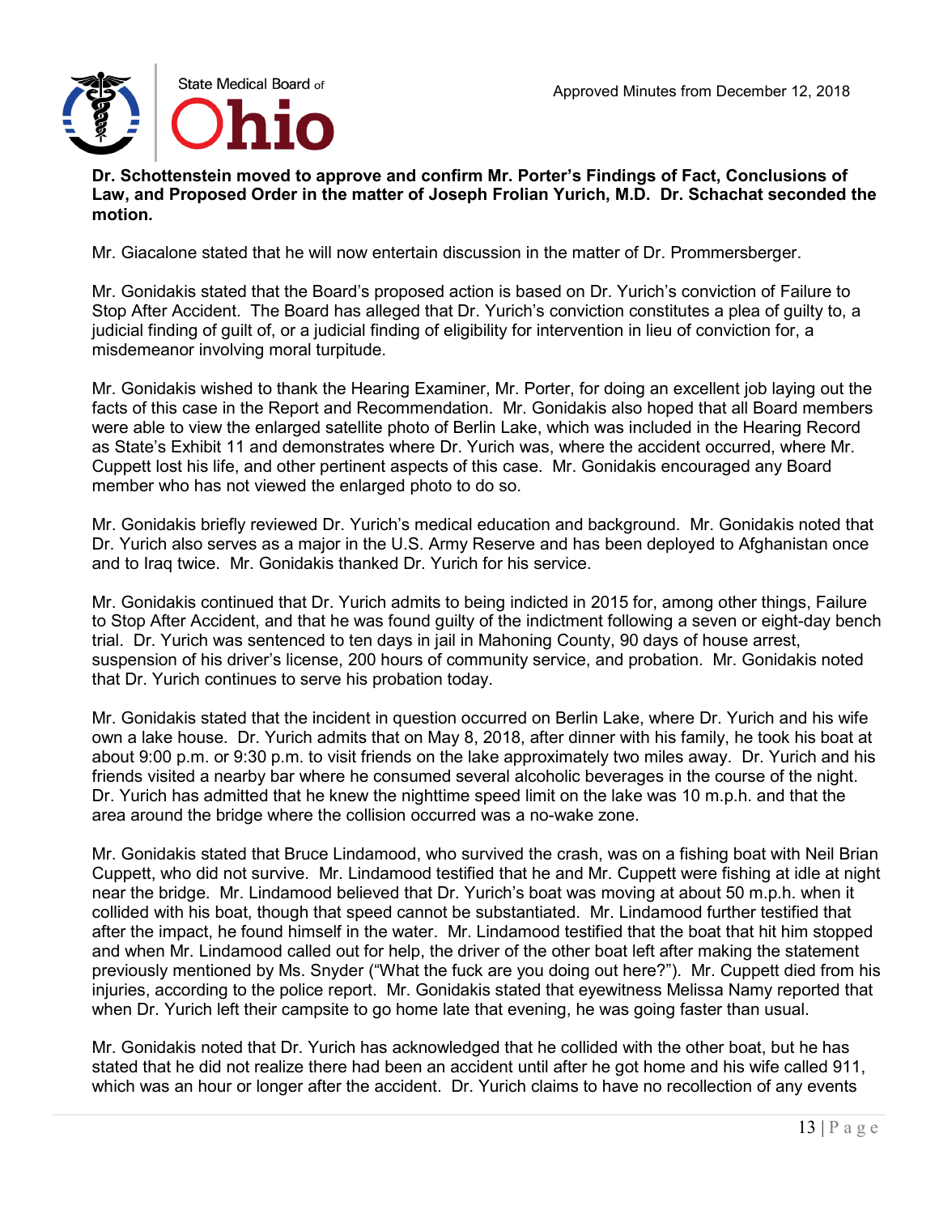**Dr. Schottenstein moved to approve and confirm Mr. Porter's Findings of Fact, Conclusions of Law, and Proposed Order in the matter of Joseph Frolian Yurich, M.D. Dr. Schachat seconded the motion.**

Mr. Giacalone stated that he will now entertain discussion in the matter of Dr. Prommersberger.

Mr. Gonidakis stated that the Board's proposed action is based on Dr. Yurich's conviction of Failure to Stop After Accident. The Board has alleged that Dr. Yurich's conviction constitutes a plea of guilty to, a judicial finding of guilt of, or a judicial finding of eligibility for intervention in lieu of conviction for, a misdemeanor involving moral turpitude.

Mr. Gonidakis wished to thank the Hearing Examiner, Mr. Porter, for doing an excellent job laying out the facts of this case in the Report and Recommendation. Mr. Gonidakis also hoped that all Board members were able to view the enlarged satellite photo of Berlin Lake, which was included in the Hearing Record as State's Exhibit 11 and demonstrates where Dr. Yurich was, where the accident occurred, where Mr. Cuppett lost his life, and other pertinent aspects of this case. Mr. Gonidakis encouraged any Board member who has not viewed the enlarged photo to do so.

Mr. Gonidakis briefly reviewed Dr. Yurich's medical education and background. Mr. Gonidakis noted that Dr. Yurich also serves as a major in the U.S. Army Reserve and has been deployed to Afghanistan once and to Iraq twice. Mr. Gonidakis thanked Dr. Yurich for his service.

Mr. Gonidakis continued that Dr. Yurich admits to being indicted in 2015 for, among other things, Failure to Stop After Accident, and that he was found guilty of the indictment following a seven or eight-day bench trial. Dr. Yurich was sentenced to ten days in jail in Mahoning County, 90 days of house arrest, suspension of his driver's license, 200 hours of community service, and probation. Mr. Gonidakis noted that Dr. Yurich continues to serve his probation today.

Mr. Gonidakis stated that the incident in question occurred on Berlin Lake, where Dr. Yurich and his wife own a lake house. Dr. Yurich admits that on May 8, 2018, after dinner with his family, he took his boat at about 9:00 p.m. or 9:30 p.m. to visit friends on the lake approximately two miles away. Dr. Yurich and his friends visited a nearby bar where he consumed several alcoholic beverages in the course of the night. Dr. Yurich has admitted that he knew the nighttime speed limit on the lake was 10 m.p.h. and that the area around the bridge where the collision occurred was a no-wake zone.

Mr. Gonidakis stated that Bruce Lindamood, who survived the crash, was on a fishing boat with Neil Brian Cuppett, who did not survive. Mr. Lindamood testified that he and Mr. Cuppett were fishing at idle at night near the bridge. Mr. Lindamood believed that Dr. Yurich's boat was moving at about 50 m.p.h. when it collided with his boat, though that speed cannot be substantiated. Mr. Lindamood further testified that after the impact, he found himself in the water. Mr. Lindamood testified that the boat that hit him stopped and when Mr. Lindamood called out for help, the driver of the other boat left after making the statement previously mentioned by Ms. Snyder ("What the fuck are you doing out here?"). Mr. Cuppett died from his injuries, according to the police report. Mr. Gonidakis stated that eyewitness Melissa Namy reported that when Dr. Yurich left their campsite to go home late that evening, he was going faster than usual.

Mr. Gonidakis noted that Dr. Yurich has acknowledged that he collided with the other boat, but he has stated that he did not realize there had been an accident until after he got home and his wife called 911, which was an hour or longer after the accident. Dr. Yurich claims to have no recollection of any events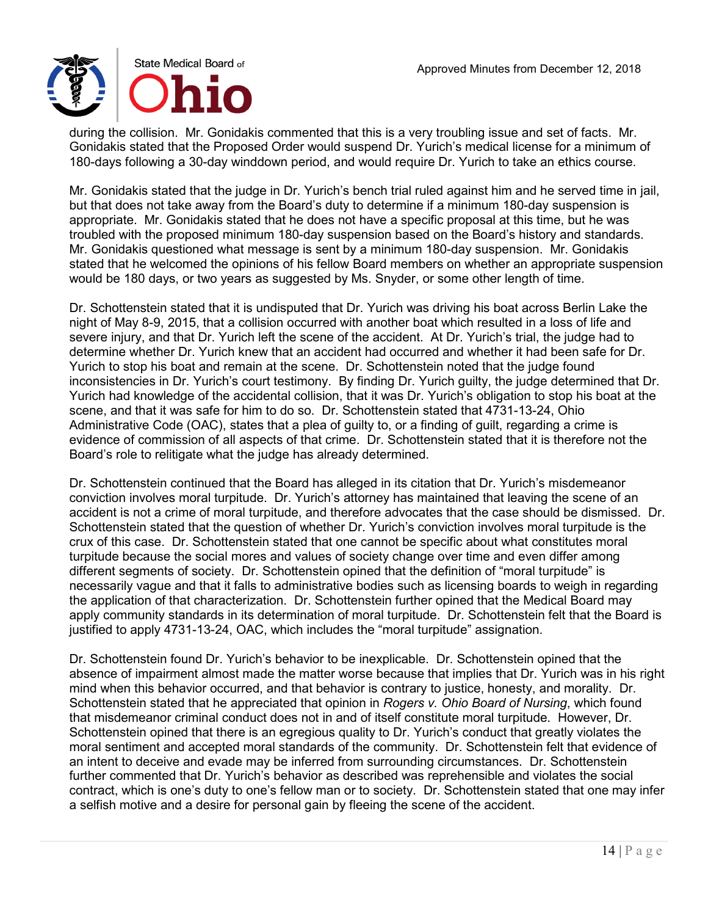during the collision. Mr. Gonidakis commented that this is a very troubling issue and set of facts. Mr. Gonidakis stated that the Proposed Order would suspend Dr. Yurich's medical license for a minimum of 180-days following a 30-day winddown period, and would require Dr. Yurich to take an ethics course.

Mr. Gonidakis stated that the judge in Dr. Yurich's bench trial ruled against him and he served time in jail, but that does not take away from the Board's duty to determine if a minimum 180-day suspension is appropriate. Mr. Gonidakis stated that he does not have a specific proposal at this time, but he was troubled with the proposed minimum 180-day suspension based on the Board's history and standards. Mr. Gonidakis questioned what message is sent by a minimum 180-day suspension. Mr. Gonidakis stated that he welcomed the opinions of his fellow Board members on whether an appropriate suspension would be 180 days, or two years as suggested by Ms. Snyder, or some other length of time.

Dr. Schottenstein stated that it is undisputed that Dr. Yurich was driving his boat across Berlin Lake the night of May 8-9, 2015, that a collision occurred with another boat which resulted in a loss of life and severe injury, and that Dr. Yurich left the scene of the accident. At Dr. Yurich's trial, the judge had to determine whether Dr. Yurich knew that an accident had occurred and whether it had been safe for Dr. Yurich to stop his boat and remain at the scene. Dr. Schottenstein noted that the judge found inconsistencies in Dr. Yurich's court testimony. By finding Dr. Yurich guilty, the judge determined that Dr. Yurich had knowledge of the accidental collision, that it was Dr. Yurich's obligation to stop his boat at the scene, and that it was safe for him to do so. Dr. Schottenstein stated that 4731-13-24, Ohio Administrative Code (OAC), states that a plea of guilty to, or a finding of guilt, regarding a crime is evidence of commission of all aspects of that crime. Dr. Schottenstein stated that it is therefore not the Board's role to relitigate what the judge has already determined.

Dr. Schottenstein continued that the Board has alleged in its citation that Dr. Yurich's misdemeanor conviction involves moral turpitude. Dr. Yurich's attorney has maintained that leaving the scene of an accident is not a crime of moral turpitude, and therefore advocates that the case should be dismissed. Dr. Schottenstein stated that the question of whether Dr. Yurich's conviction involves moral turpitude is the crux of this case. Dr. Schottenstein stated that one cannot be specific about what constitutes moral turpitude because the social mores and values of society change over time and even differ among different segments of society. Dr. Schottenstein opined that the definition of "moral turpitude" is necessarily vague and that it falls to administrative bodies such as licensing boards to weigh in regarding the application of that characterization. Dr. Schottenstein further opined that the Medical Board may apply community standards in its determination of moral turpitude. Dr. Schottenstein felt that the Board is justified to apply 4731-13-24, OAC, which includes the "moral turpitude" assignation.

Dr. Schottenstein found Dr. Yurich's behavior to be inexplicable. Dr. Schottenstein opined that the absence of impairment almost made the matter worse because that implies that Dr. Yurich was in his right mind when this behavior occurred, and that behavior is contrary to justice, honesty, and morality. Dr. Schottenstein stated that he appreciated that opinion in *Rogers v. Ohio Board of Nursing*, which found that misdemeanor criminal conduct does not in and of itself constitute moral turpitude. However, Dr. Schottenstein opined that there is an egregious quality to Dr. Yurich's conduct that greatly violates the moral sentiment and accepted moral standards of the community. Dr. Schottenstein felt that evidence of an intent to deceive and evade may be inferred from surrounding circumstances. Dr. Schottenstein further commented that Dr. Yurich's behavior as described was reprehensible and violates the social contract, which is one's duty to one's fellow man or to society. Dr. Schottenstein stated that one may infer a selfish motive and a desire for personal gain by fleeing the scene of the accident.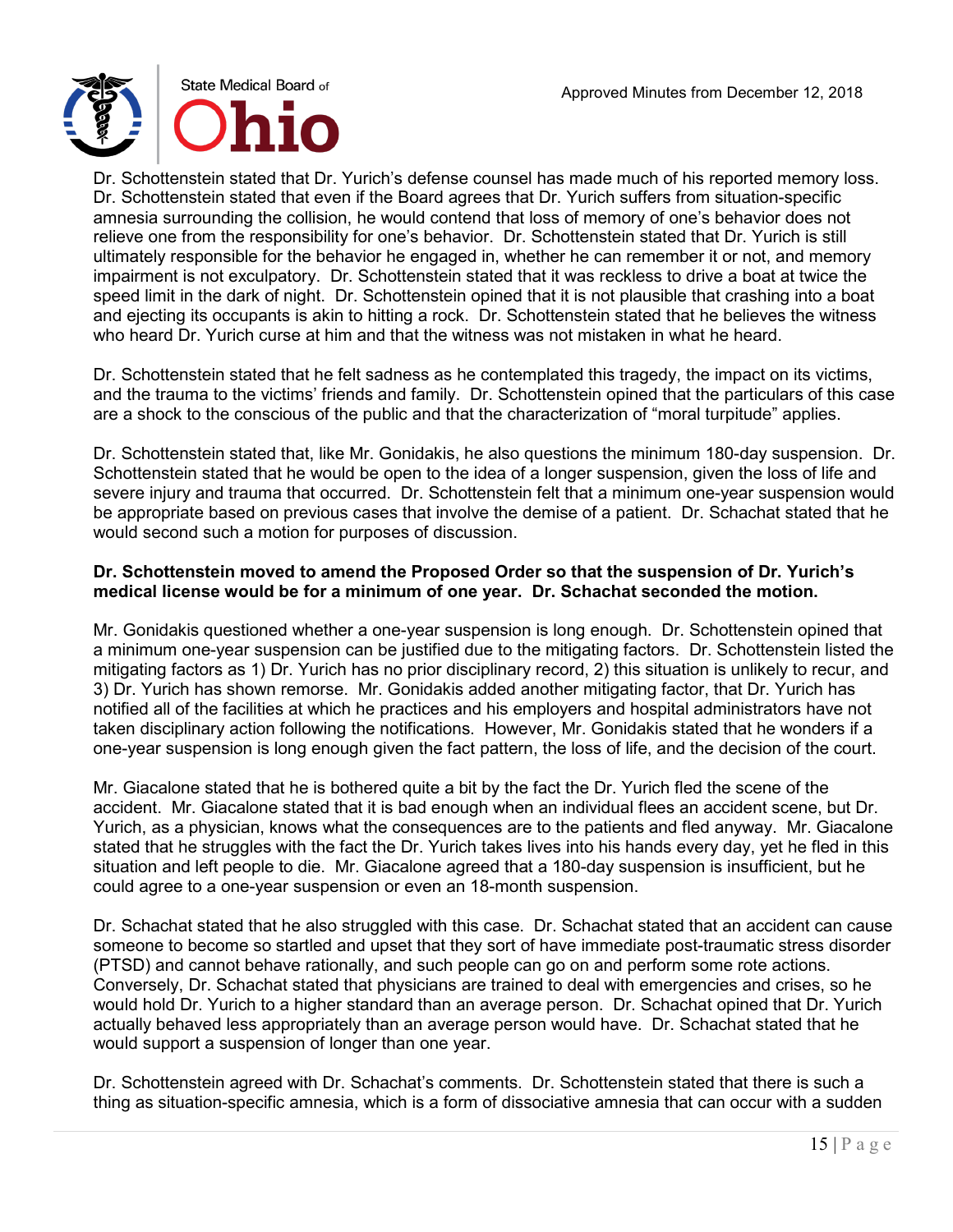Dr. Schottenstein stated that Dr. Yurich's defense counsel has made much of his reported memory loss. Dr. Schottenstein stated that even if the Board agrees that Dr. Yurich suffers from situation-specific amnesia surrounding the collision, he would contend that loss of memory of one's behavior does not relieve one from the responsibility for one's behavior. Dr. Schottenstein stated that Dr. Yurich is still ultimately responsible for the behavior he engaged in, whether he can remember it or not, and memory impairment is not exculpatory. Dr. Schottenstein stated that it was reckless to drive a boat at twice the speed limit in the dark of night. Dr. Schottenstein opined that it is not plausible that crashing into a boat and ejecting its occupants is akin to hitting a rock. Dr. Schottenstein stated that he believes the witness who heard Dr. Yurich curse at him and that the witness was not mistaken in what he heard.

Dr. Schottenstein stated that he felt sadness as he contemplated this tragedy, the impact on its victims, and the trauma to the victims' friends and family. Dr. Schottenstein opined that the particulars of this case are a shock to the conscious of the public and that the characterization of "moral turpitude" applies.

Dr. Schottenstein stated that, like Mr. Gonidakis, he also questions the minimum 180-day suspension. Dr. Schottenstein stated that he would be open to the idea of a longer suspension, given the loss of life and severe injury and trauma that occurred. Dr. Schottenstein felt that a minimum one-year suspension would be appropriate based on previous cases that involve the demise of a patient. Dr. Schachat stated that he would second such a motion for purposes of discussion.

**Dr. Schottenstein moved to amend the Proposed Order so that the suspension of Dr. Yurich's medical license would be for a minimum of one year. Dr. Schachat seconded the motion.**

Mr. Gonidakis questioned whether a one-year suspension is long enough. Dr. Schottenstein opined that a minimum one-year suspension can be justified due to the mitigating factors. Dr. Schottenstein listed the mitigating factors as 1) Dr. Yurich has no prior disciplinary record, 2) this situation is unlikely to recur, and 3) Dr. Yurich has shown remorse. Mr. Gonidakis added another mitigating factor, that Dr. Yurich has notified all of the facilities at which he practices and his employers and hospital administrators have not taken disciplinary action following the notifications. However, Mr. Gonidakis stated that he wonders if a one-year suspension is long enough given the fact pattern, the loss of life, and the decision of the court.

Mr. Giacalone stated that he is bothered quite a bit by the fact the Dr. Yurich fled the scene of the accident. Mr. Giacalone stated that it is bad enough when an individual flees an accident scene, but Dr. Yurich, as a physician, knows what the consequences are to the patients and fled anyway. Mr. Giacalone stated that he struggles with the fact the Dr. Yurich takes lives into his hands every day, yet he fled in this situation and left people to die. Mr. Giacalone agreed that a 180-day suspension is insufficient, but he could agree to a one-year suspension or even an 18-month suspension.

Dr. Schachat stated that he also struggled with this case. Dr. Schachat stated that an accident can cause someone to become so startled and upset that they sort of have immediate post-traumatic stress disorder (PTSD) and cannot behave rationally, and such people can go on and perform some rote actions. Conversely, Dr. Schachat stated that physicians are trained to deal with emergencies and crises, so he would hold Dr. Yurich to a higher standard than an average person. Dr. Schachat opined that Dr. Yurich actually behaved less appropriately than an average person would have. Dr. Schachat stated that he would support a suspension of longer than one year.

Dr. Schottenstein agreed with Dr. Schachat's comments. Dr. Schottenstein stated that there is such a thing as situation-specific amnesia, which is a form of dissociative amnesia that can occur with a sudden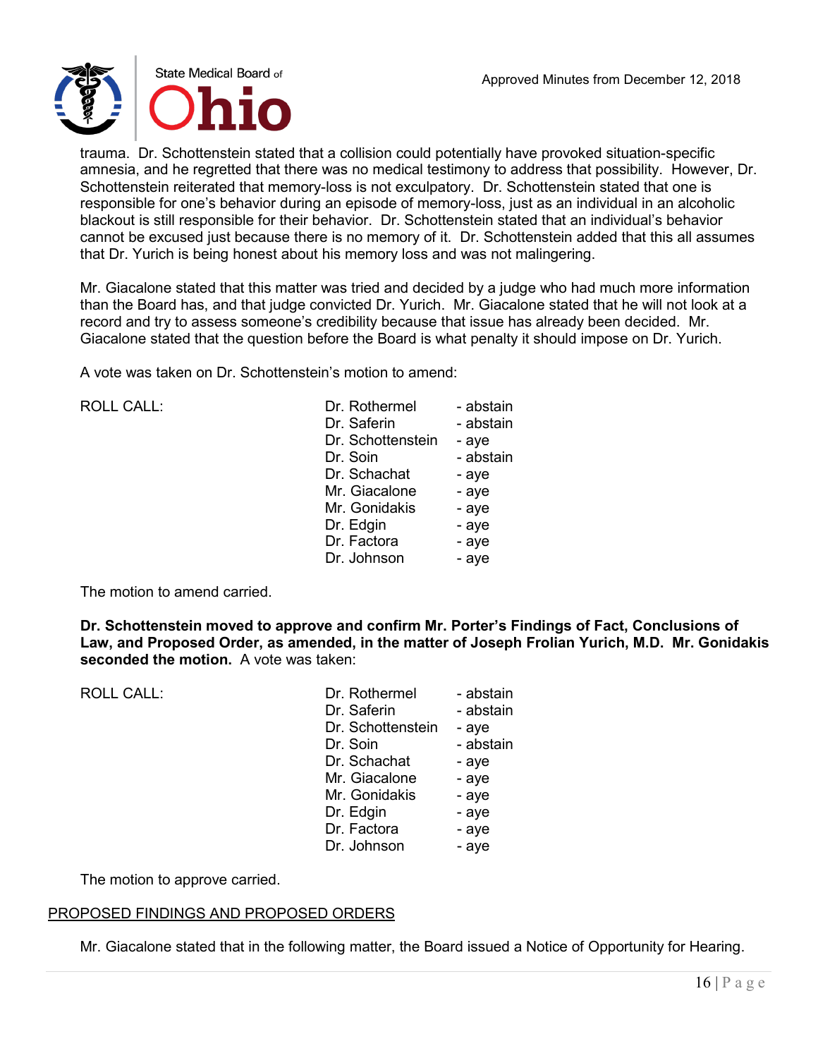trauma. Dr. Schottenstein stated that a collision could potentially have provoked situation-specific amnesia, and he regretted that there was no medical testimony to address that possibility. However, Dr. Schottenstein reiterated that memory-loss is not exculpatory. Dr. Schottenstein stated that one is responsible for one's behavior during an episode of memory-loss, just as an individual in an alcoholic blackout is still responsible for their behavior. Dr. Schottenstein stated that an individual's behavior cannot be excused just because there is no memory of it. Dr. Schottenstein added that this all assumes that Dr. Yurich is being honest about his memory loss and was not malingering.

Mr. Giacalone stated that this matter was tried and decided by a judge who had much more information than the Board has, and that judge convicted Dr. Yurich. Mr. Giacalone stated that he will not look at a record and try to assess someone's credibility because that issue has already been decided. Mr. Giacalone stated that the question before the Board is what penalty it should impose on Dr. Yurich.

A vote was taken on Dr. Schottenstein's motion to amend:

| ROLL CALL: | Dr. Rothermel | - abstain |
|---|---|---|
| | Dr. Saferin | - abstain |
| | Dr. Schottenstein | - aye |
| | Dr. Soin | - abstain |
| | Dr. Schachat | - aye |
| | Mr. Giacalone | - aye |
| | Mr. Gonidakis | - aye |
| | Dr. Edgin | - aye |
| | Dr. Factora | - aye |
| | Dr. Johnson | - aye |

The motion to amend carried.

**Dr. Schottenstein moved to approve and confirm Mr. Porter's Findings of Fact, Conclusions of Law, and Proposed Order, as amended, in the matter of Joseph Frolian Yurich, M.D. Mr. Gonidakis seconded the motion.** A vote was taken:

| ROLL CALL: | Dr. Rothermel | - abstain |
|---|---|---|
| | Dr. Saferin | - abstain |
| | Dr. Schottenstein | - aye |
| | Dr. Soin | - abstain |
| | Dr. Schachat | - aye |
| | Mr. Giacalone | - aye |
| | Mr. Gonidakis | - aye |
| | Dr. Edgin | - aye |
| | Dr. Factora | - aye |
| | Dr. Johnson | - aye |

The motion to approve carried.

## PROPOSED FINDINGS AND PROPOSED ORDERS

Mr. Giacalone stated that in the following matter, the Board issued a Notice of Opportunity for Hearing.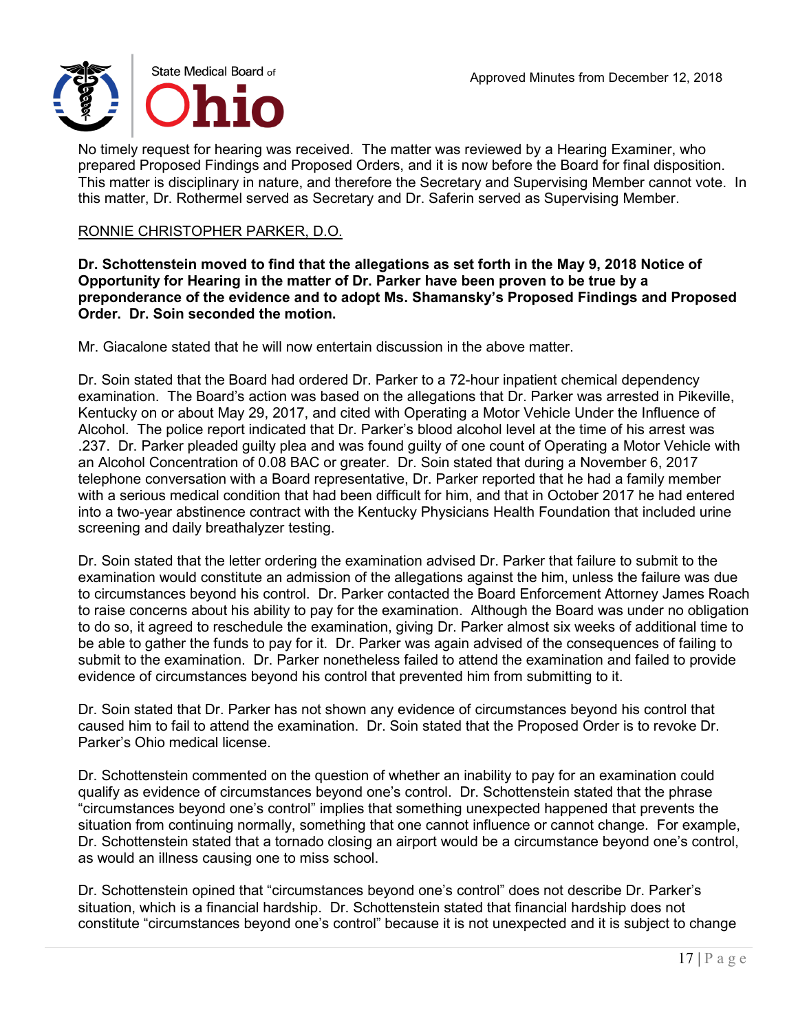No timely request for hearing was received. The matter was reviewed by a Hearing Examiner, who prepared Proposed Findings and Proposed Orders, and it is now before the Board for final disposition. This matter is disciplinary in nature, and therefore the Secretary and Supervising Member cannot vote. In this matter, Dr. Rothermel served as Secretary and Dr. Saferin served as Supervising Member.

RONNIE CHRISTOPHER PARKER, D.O.

**Dr. Schottenstein moved to find that the allegations as set forth in the May 9, 2018 Notice of Opportunity for Hearing in the matter of Dr. Parker have been proven to be true by a preponderance of the evidence and to adopt Ms. Shamansky's Proposed Findings and Proposed Order. Dr. Soin seconded the motion.**

Mr. Giacalone stated that he will now entertain discussion in the above matter.

Dr. Soin stated that the Board had ordered Dr. Parker to a 72-hour inpatient chemical dependency examination. The Board's action was based on the allegations that Dr. Parker was arrested in Pikeville, Kentucky on or about May 29, 2017, and cited with Operating a Motor Vehicle Under the Influence of Alcohol. The police report indicated that Dr. Parker's blood alcohol level at the time of his arrest was .237. Dr. Parker pleaded guilty plea and was found guilty of one count of Operating a Motor Vehicle with an Alcohol Concentration of 0.08 BAC or greater. Dr. Soin stated that during a November 6, 2017 telephone conversation with a Board representative, Dr. Parker reported that he had a family member with a serious medical condition that had been difficult for him, and that in October 2017 he had entered into a two-year abstinence contract with the Kentucky Physicians Health Foundation that included urine screening and daily breathalyzer testing.

Dr. Soin stated that the letter ordering the examination advised Dr. Parker that failure to submit to the examination would constitute an admission of the allegations against the him, unless the failure was due to circumstances beyond his control. Dr. Parker contacted the Board Enforcement Attorney James Roach to raise concerns about his ability to pay for the examination. Although the Board was under no obligation to do so, it agreed to reschedule the examination, giving Dr. Parker almost six weeks of additional time to be able to gather the funds to pay for it. Dr. Parker was again advised of the consequences of failing to submit to the examination. Dr. Parker nonetheless failed to attend the examination and failed to provide evidence of circumstances beyond his control that prevented him from submitting to it.

Dr. Soin stated that Dr. Parker has not shown any evidence of circumstances beyond his control that caused him to fail to attend the examination. Dr. Soin stated that the Proposed Order is to revoke Dr. Parker's Ohio medical license.

Dr. Schottenstein commented on the question of whether an inability to pay for an examination could qualify as evidence of circumstances beyond one's control. Dr. Schottenstein stated that the phrase "circumstances beyond one's control" implies that something unexpected happened that prevents the situation from continuing normally, something that one cannot influence or cannot change. For example, Dr. Schottenstein stated that a tornado closing an airport would be a circumstance beyond one's control, as would an illness causing one to miss school.

Dr. Schottenstein opined that "circumstances beyond one's control" does not describe Dr. Parker's situation, which is a financial hardship. Dr. Schottenstein stated that financial hardship does not constitute "circumstances beyond one's control" because it is not unexpected and it is subject to change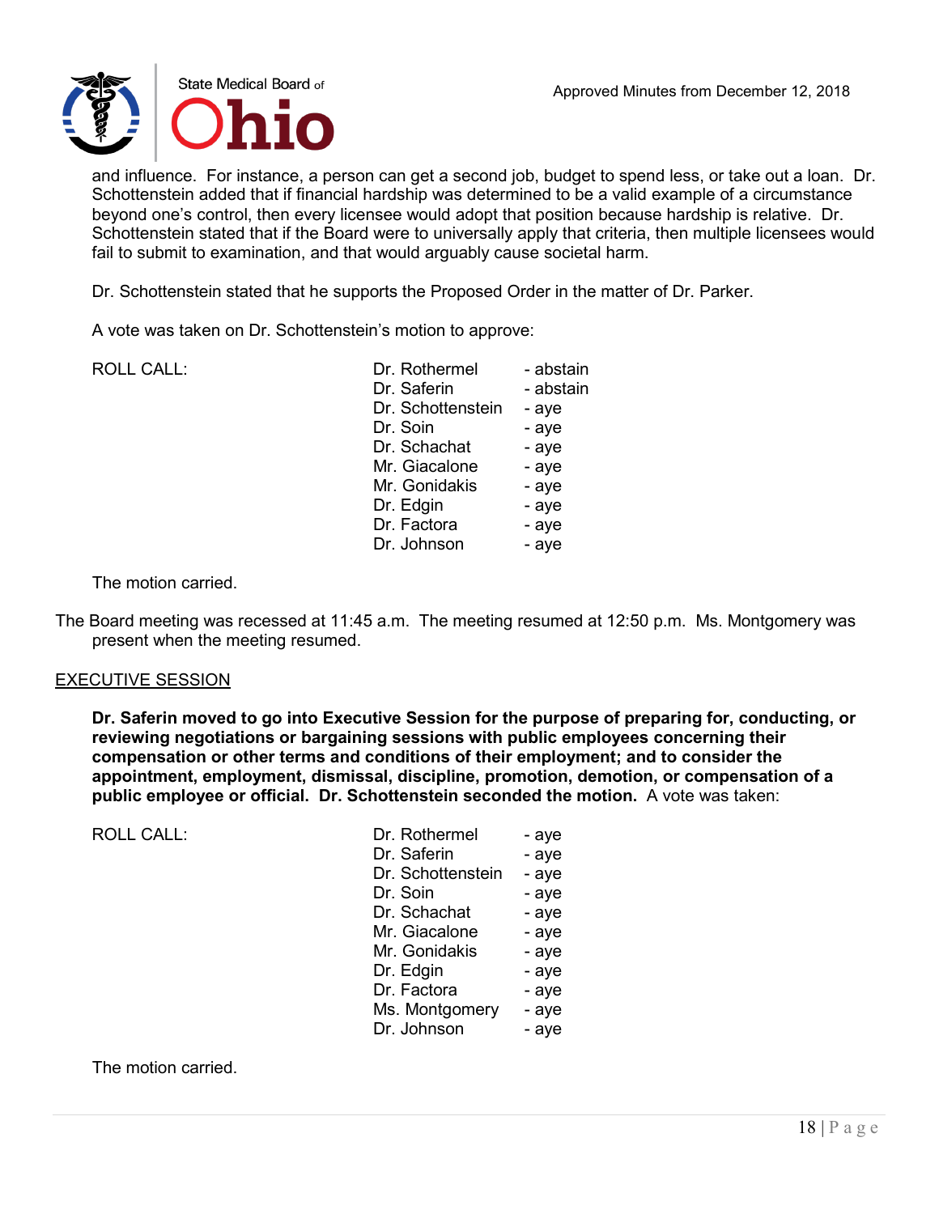and influence. For instance, a person can get a second job, budget to spend less, or take out a loan. Dr. Schottenstein added that if financial hardship was determined to be a valid example of a circumstance beyond one's control, then every licensee would adopt that position because hardship is relative. Dr. Schottenstein stated that if the Board were to universally apply that criteria, then multiple licensees would fail to submit to examination, and that would arguably cause societal harm.

Dr. Schottenstein stated that he supports the Proposed Order in the matter of Dr. Parker.

A vote was taken on Dr. Schottenstein's motion to approve:

| ROLL CALL: | | |
|---|---|---|
| | Dr. Rothermel | - abstain |
| | Dr. Saferin | - abstain |
| | Dr. Schottenstein | - aye |
| | Dr. Soin | - aye |
| | Dr. Schachat | - aye |
| | Mr. Giacalone | - aye |
| | Mr. Gonidakis | - aye |
| | Dr. Edgin | - aye |
| | Dr. Factora | - aye |
| | Dr. Johnson | - aye |

The motion carried.

The Board meeting was recessed at 11:45 a.m. The meeting resumed at 12:50 p.m. Ms. Montgomery was present when the meeting resumed.

## EXECUTIVE SESSION

**Dr. Saferin moved to go into Executive Session for the purpose of preparing for, conducting, or reviewing negotiations or bargaining sessions with public employees concerning their compensation or other terms and conditions of their employment; and to consider the appointment, employment, dismissal, discipline, promotion, demotion, or compensation of a public employee or official. Dr. Schottenstein seconded the motion.** A vote was taken:

| ROLL CALL: | | |
|---|---|---|
| | Dr. Rothermel | - aye |
| | Dr. Saferin | - aye |
| | Dr. Schottenstein | - aye |
| | Dr. Soin | - aye |
| | Dr. Schachat | - aye |
| | Mr. Giacalone | - aye |
| | Mr. Gonidakis | - aye |
| | Dr. Edgin | - aye |
| | Dr. Factora | - aye |
| | Ms. Montgomery | - aye |
| | Dr. Johnson | - aye |

The motion carried.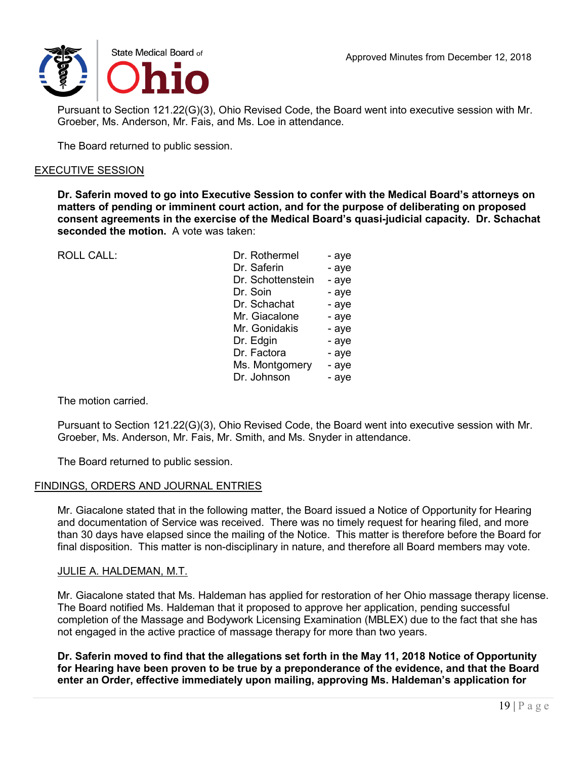Pursuant to Section 121.22(G)(3), Ohio Revised Code, the Board went into executive session with Mr. Groeber, Ms. Anderson, Mr. Fais, and Ms. Loe in attendance.

The Board returned to public session.

## EXECUTIVE SESSION

**Dr. Saferin moved to go into Executive Session to confer with the Medical Board's attorneys on matters of pending or imminent court action, and for the purpose of deliberating on proposed consent agreements in the exercise of the Medical Board's quasi-judicial capacity. Dr. Schachat seconded the motion.** A vote was taken:

| ROLL CALL: | | |
|---|---|---|
| | Dr. Rothermel | - aye |
| | Dr. Saferin | - aye |
| | Dr. Schottenstein | - aye |
| | Dr. Soin | - aye |
| | Dr. Schachat | - aye |
| | Mr. Giacalone | - aye |
| | Mr. Gonidakis | - aye |
| | Dr. Edgin | - aye |
| | Dr. Factora | - aye |
| | Ms. Montgomery | - aye |
| | Dr. Johnson | - aye |

The motion carried.

Pursuant to Section 121.22(G)(3), Ohio Revised Code, the Board went into executive session with Mr. Groeber, Ms. Anderson, Mr. Fais, Mr. Smith, and Ms. Snyder in attendance.

The Board returned to public session.

## FINDINGS, ORDERS AND JOURNAL ENTRIES

Mr. Giacalone stated that in the following matter, the Board issued a Notice of Opportunity for Hearing and documentation of Service was received. There was no timely request for hearing filed, and more than 30 days have elapsed since the mailing of the Notice. This matter is therefore before the Board for final disposition. This matter is non-disciplinary in nature, and therefore all Board members may vote.

### JULIE A. HALDEMAN, M.T.

Mr. Giacalone stated that Ms. Haldeman has applied for restoration of her Ohio massage therapy license. The Board notified Ms. Haldeman that it proposed to approve her application, pending successful completion of the Massage and Bodywork Licensing Examination (MBLEX) due to the fact that she has not engaged in the active practice of massage therapy for more than two years.

**Dr. Saferin moved to find that the allegations set forth in the May 11, 2018 Notice of Opportunity for Hearing have been proven to be true by a preponderance of the evidence, and that the Board enter an Order, effective immediately upon mailing, approving Ms. Haldeman's application for**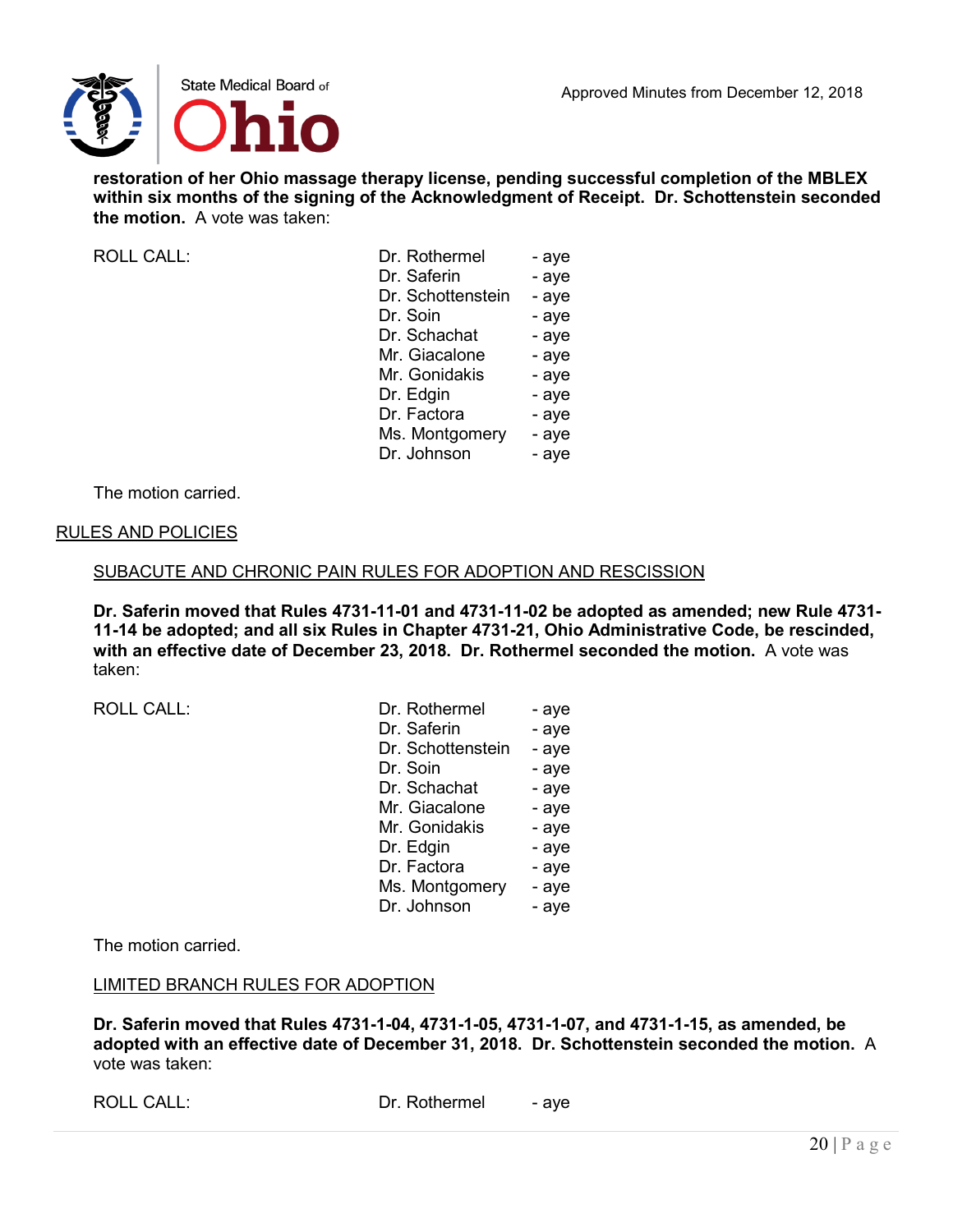**restoration of her Ohio massage therapy license, pending successful completion of the MBLEX within six months of the signing of the Acknowledgment of Receipt. Dr. Schottenstein seconded the motion.** A vote was taken:

| ROLL CALL: | Dr. Rothermel | - aye |
|---|---|---|
| | Dr. Saferin | - aye |
| | Dr. Schottenstein | - aye |
| | Dr. Soin | - aye |
| | Dr. Schachat | - aye |
| | Mr. Giacalone | - aye |
| | Mr. Gonidakis | - aye |
| | Dr. Edgin | - aye |
| | Dr. Factora | - aye |
| | Ms. Montgomery | - aye |
| | Dr. Johnson | - aye |

The motion carried.

## RULES AND POLICIES

### SUBACUTE AND CHRONIC PAIN RULES FOR ADOPTION AND RESCISSION

**Dr. Saferin moved that Rules 4731-11-01 and 4731-11-02 be adopted as amended; new Rule 4731-11-14 be adopted; and all six Rules in Chapter 4731-21, Ohio Administrative Code, be rescinded, with an effective date of December 23, 2018. Dr. Rothermel seconded the motion.** A vote was taken:

| ROLL CALL: | Dr. Rothermel | - aye |
|---|---|---|
| | Dr. Saferin | - aye |
| | Dr. Schottenstein | - aye |
| | Dr. Soin | - aye |
| | Dr. Schachat | - aye |
| | Mr. Giacalone | - aye |
| | Mr. Gonidakis | - aye |
| | Dr. Edgin | - aye |
| | Dr. Factora | - aye |
| | Ms. Montgomery | - aye |
| | Dr. Johnson | - aye |

The motion carried.

### LIMITED BRANCH RULES FOR ADOPTION

**Dr. Saferin moved that Rules 4731-1-04, 4731-1-05, 4731-1-07, and 4731-1-15, as amended, be adopted with an effective date of December 31, 2018. Dr. Schottenstein seconded the motion.** A vote was taken:

| ROLL CALL: | Dr. Rothermel | - aye |
|---|---|---|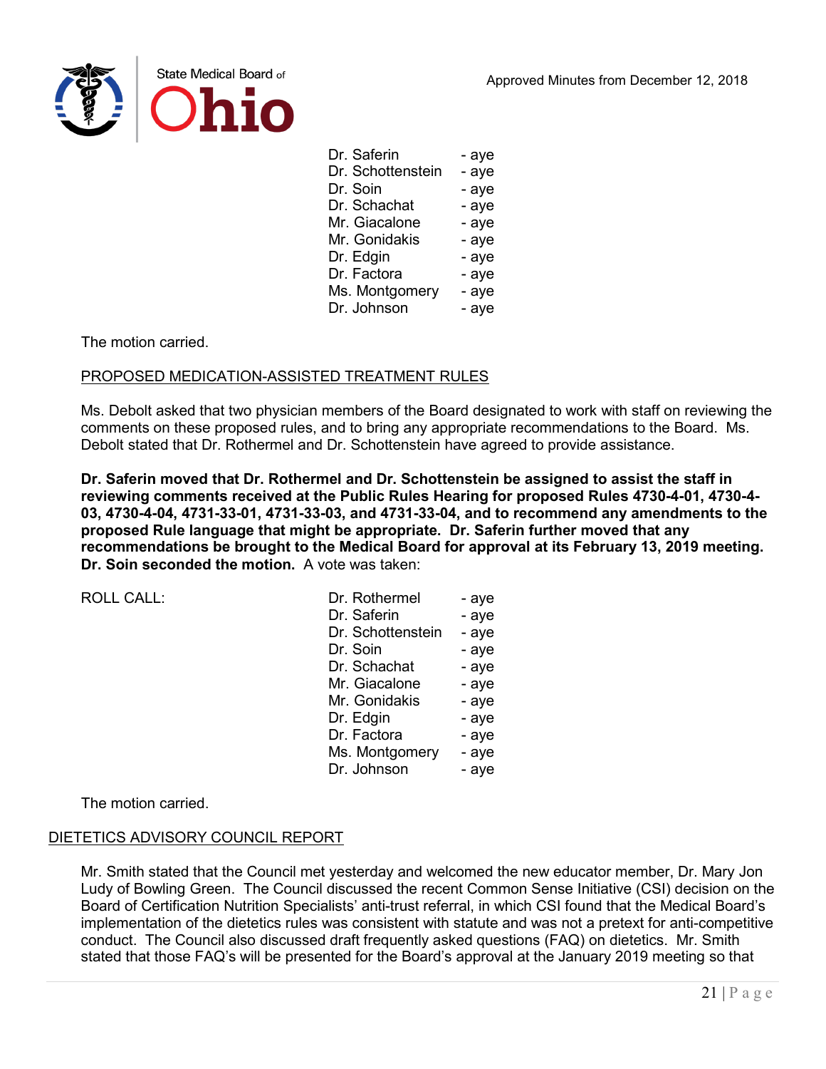| | |
|---|---|
| Dr. Saferin | - aye |
| Dr. Schottenstein | - aye |
| Dr. Soin | - aye |
| Dr. Schachat | - aye |
| Mr. Giacalone | - aye |
| Mr. Gonidakis | - aye |
| Dr. Edgin | - aye |
| Dr. Factora | - aye |
| Ms. Montgomery | - aye |
| Dr. Johnson | - aye |

The motion carried.

PROPOSED MEDICATION-ASSISTED TREATMENT RULES

Ms. Debolt asked that two physician members of the Board designated to work with staff on reviewing the comments on these proposed rules, and to bring any appropriate recommendations to the Board. Ms. Debolt stated that Dr. Rothermel and Dr. Schottenstein have agreed to provide assistance.

**Dr. Saferin moved that Dr. Rothermel and Dr. Schottenstein be assigned to assist the staff in reviewing comments received at the Public Rules Hearing for proposed Rules 4730-4-01, 4730-4-03, 4730-4-04, 4731-33-01, 4731-33-03, and 4731-33-04, and to recommend any amendments to the proposed Rule language that might be appropriate. Dr. Saferin further moved that any recommendations be brought to the Medical Board for approval at its February 13, 2019 meeting. Dr. Soin seconded the motion.** A vote was taken:

| ROLL CALL: | | |
|---|---|---|
| | Dr. Rothermel | - aye |
| | Dr. Saferin | - aye |
| | Dr. Schottenstein | - aye |
| | Dr. Soin | - aye |
| | Dr. Schachat | - aye |
| | Mr. Giacalone | - aye |
| | Mr. Gonidakis | - aye |
| | Dr. Edgin | - aye |
| | Dr. Factora | - aye |
| | Ms. Montgomery | - aye |
| | Dr. Johnson | - aye |

The motion carried.

DIETETICS ADVISORY COUNCIL REPORT

Mr. Smith stated that the Council met yesterday and welcomed the new educator member, Dr. Mary Jon Ludy of Bowling Green. The Council discussed the recent Common Sense Initiative (CSI) decision on the Board of Certification Nutrition Specialists' anti-trust referral, in which CSI found that the Medical Board's implementation of the dietetics rules was consistent with statute and was not a pretext for anti-competitive conduct. The Council also discussed draft frequently asked questions (FAQ) on dietetics. Mr. Smith stated that those FAQ's will be presented for the Board's approval at the January 2019 meeting so that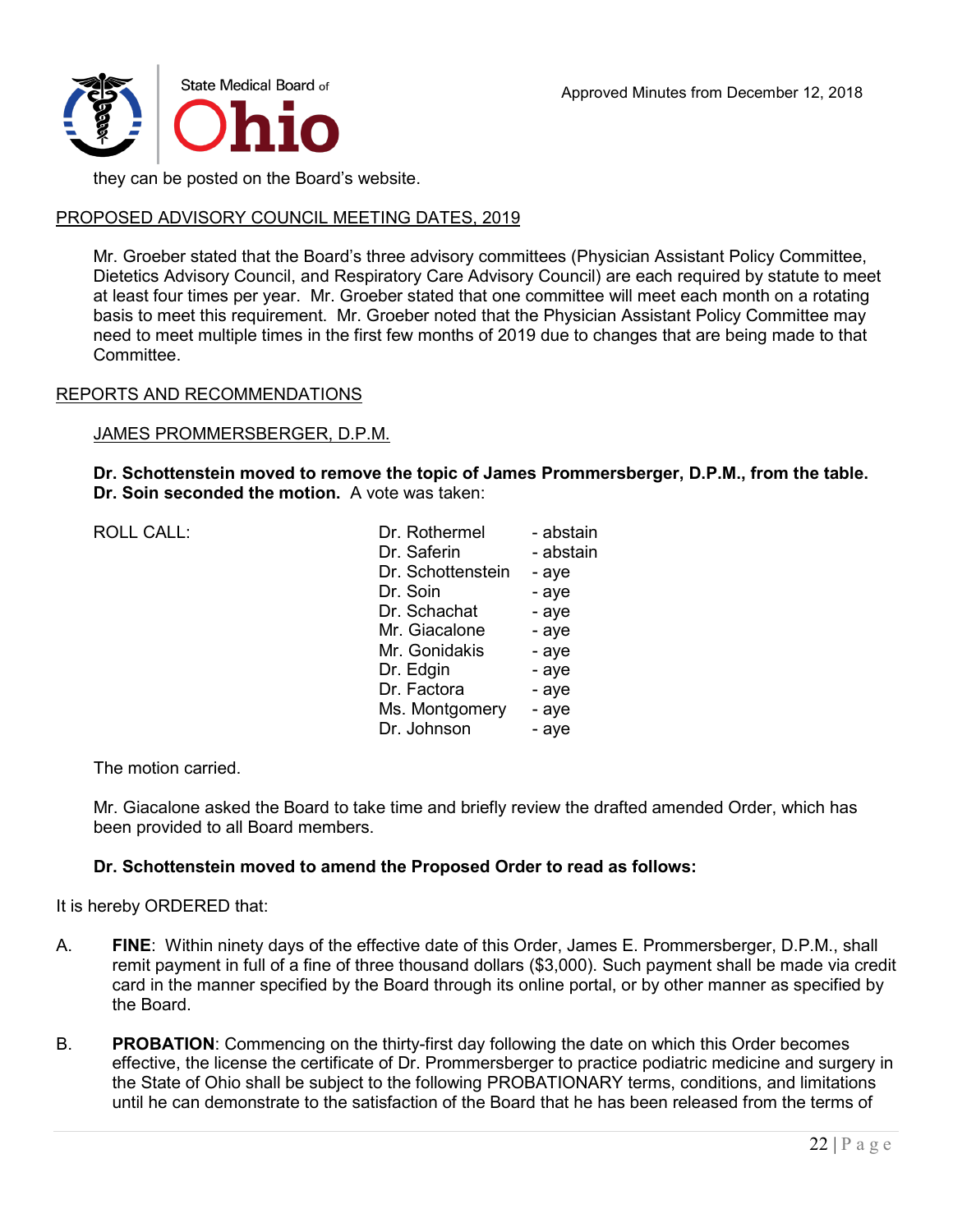they can be posted on the Board's website.

PROPOSED ADVISORY COUNCIL MEETING DATES, 2019

Mr. Groeber stated that the Board's three advisory committees (Physician Assistant Policy Committee, Dietetics Advisory Council, and Respiratory Care Advisory Council) are each required by statute to meet at least four times per year. Mr. Groeber stated that one committee will meet each month on a rotating basis to meet this requirement. Mr. Groeber noted that the Physician Assistant Policy Committee may need to meet multiple times in the first few months of 2019 due to changes that are being made to that Committee.

REPORTS AND RECOMMENDATIONS

JAMES PROMMERSBERGER, D.P.M.

**Dr. Schottenstein moved to remove the topic of James Prommersberger, D.P.M., from the table. Dr. Soin seconded the motion.** A vote was taken:

| ROLL CALL: | Dr. Rothermel | - abstain |
|---|---|---|
| | Dr. Saferin | - abstain |
| | Dr. Schottenstein | - aye |
| | Dr. Soin | - aye |
| | Dr. Schachat | - aye |
| | Mr. Giacalone | - aye |
| | Mr. Gonidakis | - aye |
| | Dr. Edgin | - aye |
| | Dr. Factora | - aye |
| | Ms. Montgomery | - aye |
| | Dr. Johnson | - aye |

The motion carried.

Mr. Giacalone asked the Board to take time and briefly review the drafted amended Order, which has been provided to all Board members.

**Dr. Schottenstein moved to amend the Proposed Order to read as follows:**

It is hereby ORDERED that:

A. **FINE**: Within ninety days of the effective date of this Order, James E. Prommersberger, D.P.M., shall remit payment in full of a fine of three thousand dollars ($3,000). Such payment shall be made via credit card in the manner specified by the Board through its online portal, or by other manner as specified by the Board.

B. **PROBATION**: Commencing on the thirty-first day following the date on which this Order becomes effective, the license the certificate of Dr. Prommersberger to practice podiatric medicine and surgery in the State of Ohio shall be subject to the following PROBATIONARY terms, conditions, and limitations until he can demonstrate to the satisfaction of the Board that he has been released from the terms of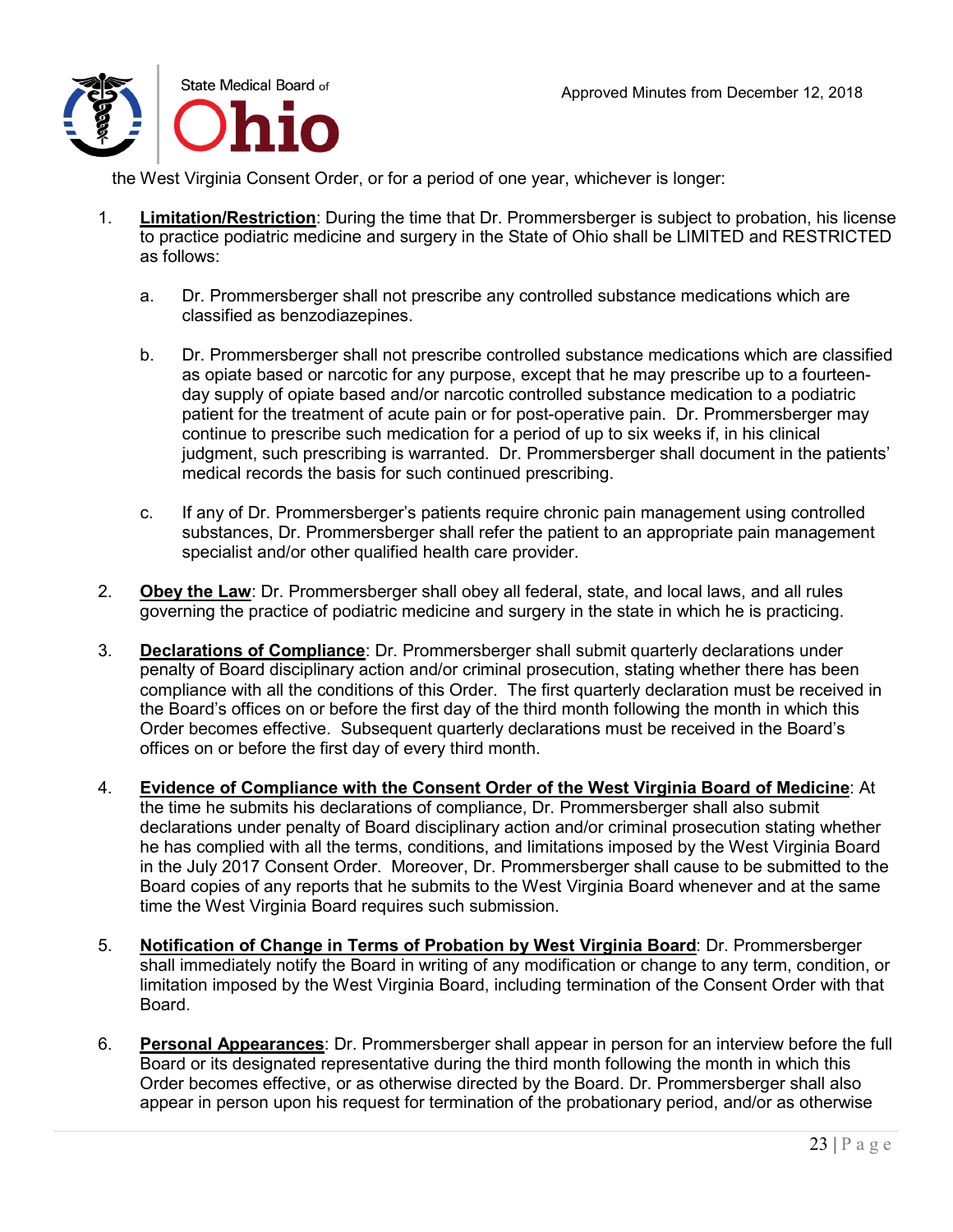the West Virginia Consent Order, or for a period of one year, whichever is longer:

1. **Limitation/Restriction**: During the time that Dr. Prommersberger is subject to probation, his license to practice podiatric medicine and surgery in the State of Ohio shall be LIMITED and RESTRICTED as follows:

   a. Dr. Prommersberger shall not prescribe any controlled substance medications which are classified as benzodiazepines.

   b. Dr. Prommersberger shall not prescribe controlled substance medications which are classified as opiate based or narcotic for any purpose, except that he may prescribe up to a fourteen-day supply of opiate based and/or narcotic controlled substance medication to a podiatric patient for the treatment of acute pain or for post-operative pain. Dr. Prommersberger may continue to prescribe such medication for a period of up to six weeks if, in his clinical judgment, such prescribing is warranted. Dr. Prommersberger shall document in the patients' medical records the basis for such continued prescribing.

   c. If any of Dr. Prommersberger's patients require chronic pain management using controlled substances, Dr. Prommersberger shall refer the patient to an appropriate pain management specialist and/or other qualified health care provider.

2. **Obey the Law**: Dr. Prommersberger shall obey all federal, state, and local laws, and all rules governing the practice of podiatric medicine and surgery in the state in which he is practicing.

3. **Declarations of Compliance**: Dr. Prommersberger shall submit quarterly declarations under penalty of Board disciplinary action and/or criminal prosecution, stating whether there has been compliance with all the conditions of this Order. The first quarterly declaration must be received in the Board's offices on or before the first day of the third month following the month in which this Order becomes effective. Subsequent quarterly declarations must be received in the Board's offices on or before the first day of every third month.

4. **Evidence of Compliance with the Consent Order of the West Virginia Board of Medicine**: At the time he submits his declarations of compliance, Dr. Prommersberger shall also submit declarations under penalty of Board disciplinary action and/or criminal prosecution stating whether he has complied with all the terms, conditions, and limitations imposed by the West Virginia Board in the July 2017 Consent Order. Moreover, Dr. Prommersberger shall cause to be submitted to the Board copies of any reports that he submits to the West Virginia Board whenever and at the same time the West Virginia Board requires such submission.

5. **Notification of Change in Terms of Probation by West Virginia Board**: Dr. Prommersberger shall immediately notify the Board in writing of any modification or change to any term, condition, or limitation imposed by the West Virginia Board, including termination of the Consent Order with that Board.

6. **Personal Appearances**: Dr. Prommersberger shall appear in person for an interview before the full Board or its designated representative during the third month following the month in which this Order becomes effective, or as otherwise directed by the Board. Dr. Prommersberger shall also appear in person upon his request for termination of the probationary period, and/or as otherwise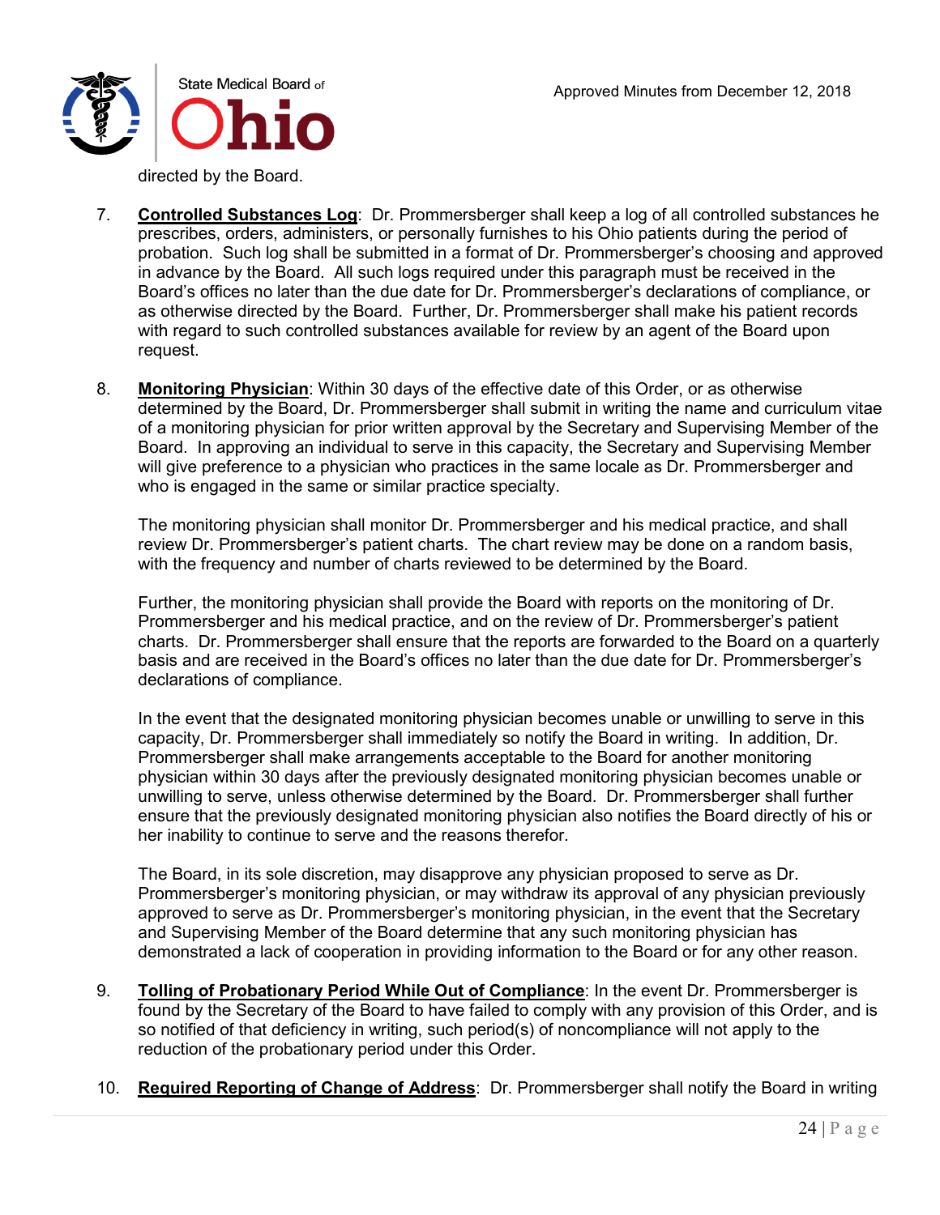directed by the Board.

7. **Controlled Substances Log**: Dr. Prommersberger shall keep a log of all controlled substances he prescribes, orders, administers, or personally furnishes to his Ohio patients during the period of probation. Such log shall be submitted in a format of Dr. Prommersberger's choosing and approved in advance by the Board. All such logs required under this paragraph must be received in the Board's offices no later than the due date for Dr. Prommersberger's declarations of compliance, or as otherwise directed by the Board. Further, Dr. Prommersberger shall make his patient records with regard to such controlled substances available for review by an agent of the Board upon request.

8. **Monitoring Physician**: Within 30 days of the effective date of this Order, or as otherwise determined by the Board, Dr. Prommersberger shall submit in writing the name and curriculum vitae of a monitoring physician for prior written approval by the Secretary and Supervising Member of the Board. In approving an individual to serve in this capacity, the Secretary and Supervising Member will give preference to a physician who practices in the same locale as Dr. Prommersberger and who is engaged in the same or similar practice specialty.

   The monitoring physician shall monitor Dr. Prommersberger and his medical practice, and shall review Dr. Prommersberger's patient charts. The chart review may be done on a random basis, with the frequency and number of charts reviewed to be determined by the Board.

   Further, the monitoring physician shall provide the Board with reports on the monitoring of Dr. Prommersberger and his medical practice, and on the review of Dr. Prommersberger's patient charts. Dr. Prommersberger shall ensure that the reports are forwarded to the Board on a quarterly basis and are received in the Board's offices no later than the due date for Dr. Prommersberger's declarations of compliance.

   In the event that the designated monitoring physician becomes unable or unwilling to serve in this capacity, Dr. Prommersberger shall immediately so notify the Board in writing. In addition, Dr. Prommersberger shall make arrangements acceptable to the Board for another monitoring physician within 30 days after the previously designated monitoring physician becomes unable or unwilling to serve, unless otherwise determined by the Board. Dr. Prommersberger shall further ensure that the previously designated monitoring physician also notifies the Board directly of his or her inability to continue to serve and the reasons therefor.

   The Board, in its sole discretion, may disapprove any physician proposed to serve as Dr. Prommersberger's monitoring physician, or may withdraw its approval of any physician previously approved to serve as Dr. Prommersberger's monitoring physician, in the event that the Secretary and Supervising Member of the Board determine that any such monitoring physician has demonstrated a lack of cooperation in providing information to the Board or for any other reason.

9. **Tolling of Probationary Period While Out of Compliance**: In the event Dr. Prommersberger is found by the Secretary of the Board to have failed to comply with any provision of this Order, and is so notified of that deficiency in writing, such period(s) of noncompliance will not apply to the reduction of the probationary period under this Order.

10. **Required Reporting of Change of Address**: Dr. Prommersberger shall notify the Board in writing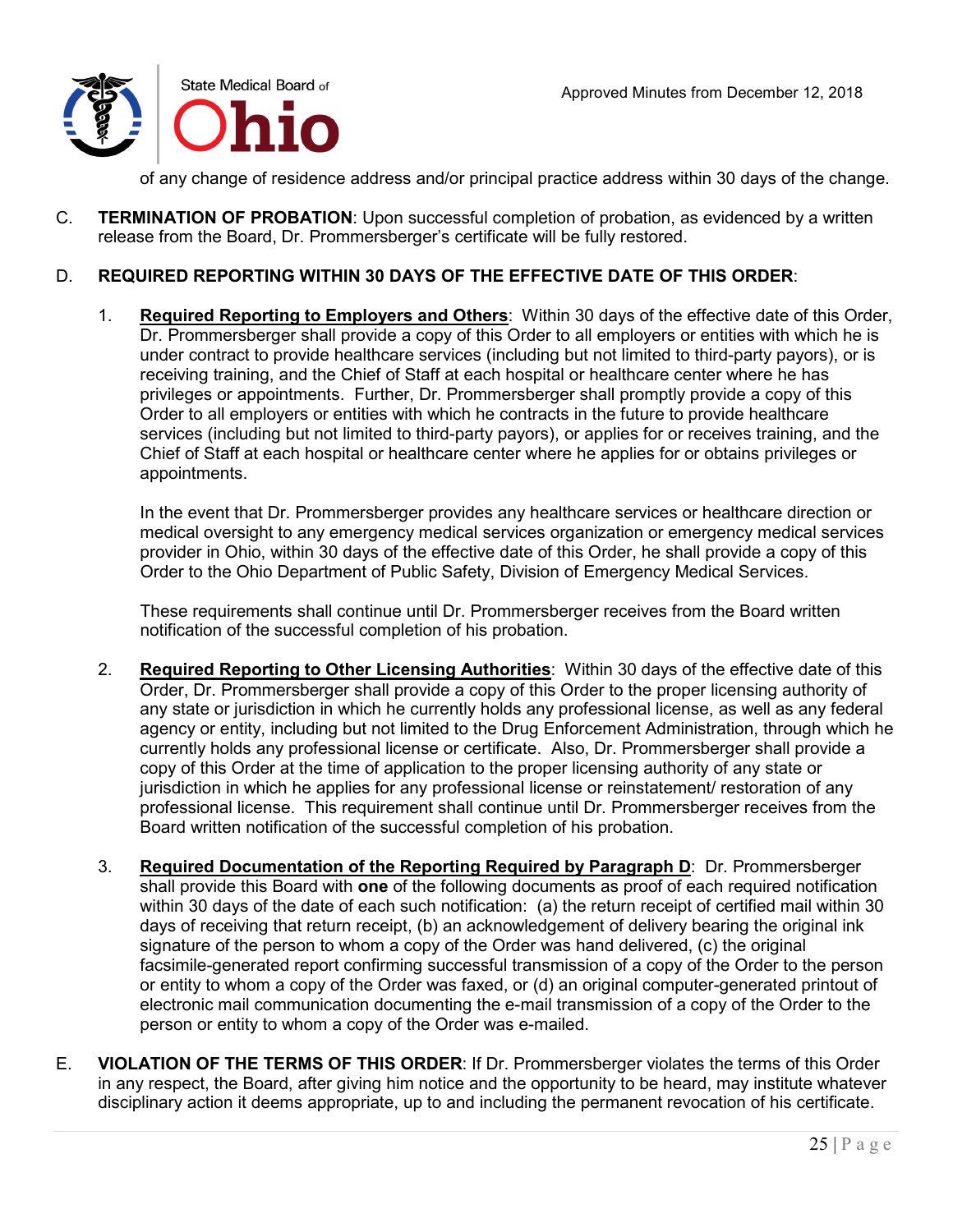of any change of residence address and/or principal practice address within 30 days of the change.

C. **TERMINATION OF PROBATION**: Upon successful completion of probation, as evidenced by a written release from the Board, Dr. Prommersberger's certificate will be fully restored.

D. **REQUIRED REPORTING WITHIN 30 DAYS OF THE EFFECTIVE DATE OF THIS ORDER**:

1. **Required Reporting to Employers and Others**: Within 30 days of the effective date of this Order, Dr. Prommersberger shall provide a copy of this Order to all employers or entities with which he is under contract to provide healthcare services (including but not limited to third-party payors), or is receiving training, and the Chief of Staff at each hospital or healthcare center where he has privileges or appointments. Further, Dr. Prommersberger shall promptly provide a copy of this Order to all employers or entities with which he contracts in the future to provide healthcare services (including but not limited to third-party payors), or applies for or receives training, and the Chief of Staff at each hospital or healthcare center where he applies for or obtains privileges or appointments.

   In the event that Dr. Prommersberger provides any healthcare services or healthcare direction or medical oversight to any emergency medical services organization or emergency medical services provider in Ohio, within 30 days of the effective date of this Order, he shall provide a copy of this Order to the Ohio Department of Public Safety, Division of Emergency Medical Services.

   These requirements shall continue until Dr. Prommersberger receives from the Board written notification of the successful completion of his probation.

2. **Required Reporting to Other Licensing Authorities**: Within 30 days of the effective date of this Order, Dr. Prommersberger shall provide a copy of this Order to the proper licensing authority of any state or jurisdiction in which he currently holds any professional license, as well as any federal agency or entity, including but not limited to the Drug Enforcement Administration, through which he currently holds any professional license or certificate. Also, Dr. Prommersberger shall provide a copy of this Order at the time of application to the proper licensing authority of any state or jurisdiction in which he applies for any professional license or reinstatement/ restoration of any professional license. This requirement shall continue until Dr. Prommersberger receives from the Board written notification of the successful completion of his probation.

3. **Required Documentation of the Reporting Required by Paragraph D**: Dr. Prommersberger shall provide this Board with **one** of the following documents as proof of each required notification within 30 days of the date of each such notification: (a) the return receipt of certified mail within 30 days of receiving that return receipt, (b) an acknowledgement of delivery bearing the original ink signature of the person to whom a copy of the Order was hand delivered, (c) the original facsimile-generated report confirming successful transmission of a copy of the Order to the person or entity to whom a copy of the Order was faxed, or (d) an original computer-generated printout of electronic mail communication documenting the e-mail transmission of a copy of the Order to the person or entity to whom a copy of the Order was e-mailed.

E. **VIOLATION OF THE TERMS OF THIS ORDER**: If Dr. Prommersberger violates the terms of this Order in any respect, the Board, after giving him notice and the opportunity to be heard, may institute whatever disciplinary action it deems appropriate, up to and including the permanent revocation of his certificate.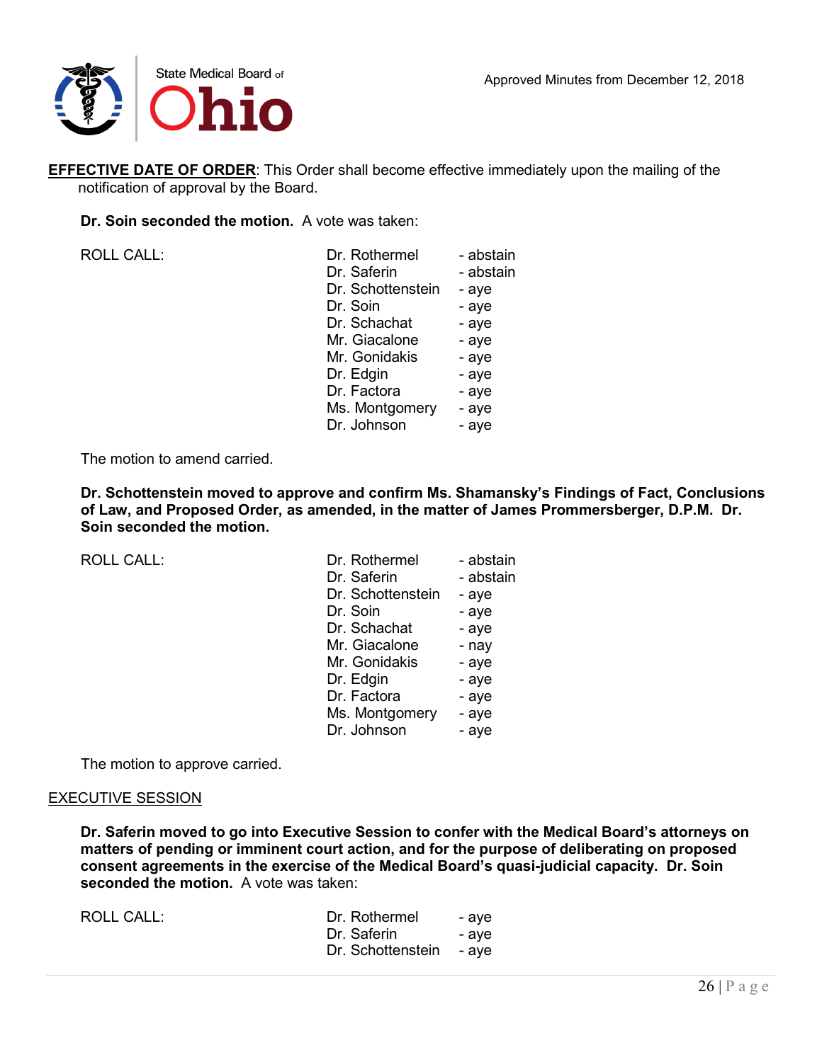**EFFECTIVE DATE OF ORDER**: This Order shall become effective immediately upon the mailing of the notification of approval by the Board.

**Dr. Soin seconded the motion.** A vote was taken:

| ROLL CALL: | | |
|---|---|---|
| | Dr. Rothermel | - abstain |
| | Dr. Saferin | - abstain |
| | Dr. Schottenstein | - aye |
| | Dr. Soin | - aye |
| | Dr. Schachat | - aye |
| | Mr. Giacalone | - aye |
| | Mr. Gonidakis | - aye |
| | Dr. Edgin | - aye |
| | Dr. Factora | - aye |
| | Ms. Montgomery | - aye |
| | Dr. Johnson | - aye |

The motion to amend carried.

**Dr. Schottenstein moved to approve and confirm Ms. Shamansky's Findings of Fact, Conclusions of Law, and Proposed Order, as amended, in the matter of James Prommersberger, D.P.M. Dr. Soin seconded the motion.**

| ROLL CALL: | | |
|---|---|---|
| | Dr. Rothermel | - abstain |
| | Dr. Saferin | - abstain |
| | Dr. Schottenstein | - aye |
| | Dr. Soin | - aye |
| | Dr. Schachat | - aye |
| | Mr. Giacalone | - nay |
| | Mr. Gonidakis | - aye |
| | Dr. Edgin | - aye |
| | Dr. Factora | - aye |
| | Ms. Montgomery | - aye |
| | Dr. Johnson | - aye |

The motion to approve carried.

EXECUTIVE SESSION

**Dr. Saferin moved to go into Executive Session to confer with the Medical Board's attorneys on matters of pending or imminent court action, and for the purpose of deliberating on proposed consent agreements in the exercise of the Medical Board's quasi-judicial capacity. Dr. Soin seconded the motion.** A vote was taken:

| ROLL CALL: | | |
|---|---|---|
| | Dr. Rothermel | - aye |
| | Dr. Saferin | - aye |
| | Dr. Schottenstein | - aye |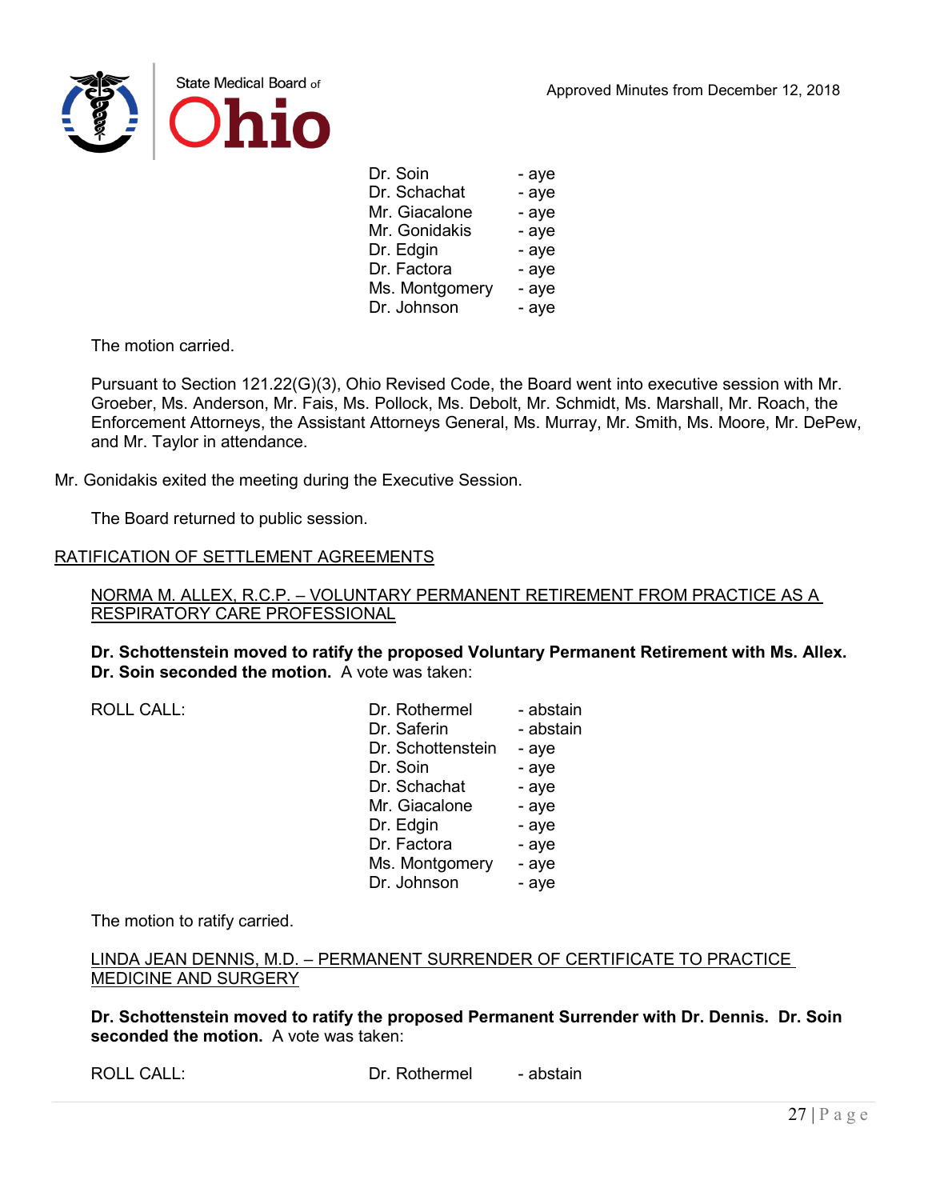| | |
|---|---|
| Dr. Soin | - aye |
| Dr. Schachat | - aye |
| Mr. Giacalone | - aye |
| Mr. Gonidakis | - aye |
| Dr. Edgin | - aye |
| Dr. Factora | - aye |
| Ms. Montgomery | - aye |
| Dr. Johnson | - aye |

The motion carried.

Pursuant to Section 121.22(G)(3), Ohio Revised Code, the Board went into executive session with Mr. Groeber, Ms. Anderson, Mr. Fais, Ms. Pollock, Ms. Debolt, Mr. Schmidt, Ms. Marshall, Mr. Roach, the Enforcement Attorneys, the Assistant Attorneys General, Ms. Murray, Mr. Smith, Ms. Moore, Mr. DePew, and Mr. Taylor in attendance.

Mr. Gonidakis exited the meeting during the Executive Session.

The Board returned to public session.

## RATIFICATION OF SETTLEMENT AGREEMENTS

### NORMA M. ALLEX, R.C.P. – VOLUNTARY PERMANENT RETIREMENT FROM PRACTICE AS A RESPIRATORY CARE PROFESSIONAL

**Dr. Schottenstein moved to ratify the proposed Voluntary Permanent Retirement with Ms. Allex. Dr. Soin seconded the motion.** A vote was taken:

| ROLL CALL: | | |
|---|---|---|
| | Dr. Rothermel | - abstain |
| | Dr. Saferin | - abstain |
| | Dr. Schottenstein | - aye |
| | Dr. Soin | - aye |
| | Dr. Schachat | - aye |
| | Mr. Giacalone | - aye |
| | Dr. Edgin | - aye |
| | Dr. Factora | - aye |
| | Ms. Montgomery | - aye |
| | Dr. Johnson | - aye |

The motion to ratify carried.

### LINDA JEAN DENNIS, M.D. – PERMANENT SURRENDER OF CERTIFICATE TO PRACTICE MEDICINE AND SURGERY

**Dr. Schottenstein moved to ratify the proposed Permanent Surrender with Dr. Dennis. Dr. Soin seconded the motion.** A vote was taken:

| ROLL CALL: | | |
|---|---|---|
| | Dr. Rothermel | - abstain |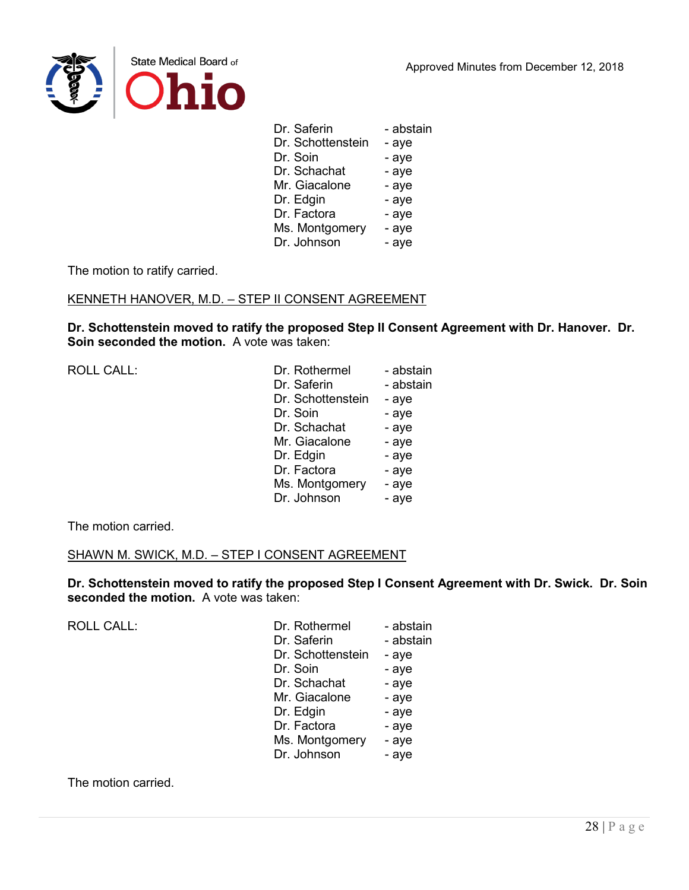| | | |
|---|---|---|
| | Dr. Saferin | - abstain |
| | Dr. Schottenstein | - aye |
| | Dr. Soin | - aye |
| | Dr. Schachat | - aye |
| | Mr. Giacalone | - aye |
| | Dr. Edgin | - aye |
| | Dr. Factora | - aye |
| | Ms. Montgomery | - aye |
| | Dr. Johnson | - aye |

The motion to ratify carried.

KENNETH HANOVER, M.D. – STEP II CONSENT AGREEMENT

**Dr. Schottenstein moved to ratify the proposed Step II Consent Agreement with Dr. Hanover. Dr. Soin seconded the motion.** A vote was taken:

| | | |
|---|---|---|
| ROLL CALL: | Dr. Rothermel | - abstain |
| | Dr. Saferin | - abstain |
| | Dr. Schottenstein | - aye |
| | Dr. Soin | - aye |
| | Dr. Schachat | - aye |
| | Mr. Giacalone | - aye |
| | Dr. Edgin | - aye |
| | Dr. Factora | - aye |
| | Ms. Montgomery | - aye |
| | Dr. Johnson | - aye |

The motion carried.

SHAWN M. SWICK, M.D. – STEP I CONSENT AGREEMENT

**Dr. Schottenstein moved to ratify the proposed Step I Consent Agreement with Dr. Swick. Dr. Soin seconded the motion.** A vote was taken:

| | | |
|---|---|---|
| ROLL CALL: | Dr. Rothermel | - abstain |
| | Dr. Saferin | - abstain |
| | Dr. Schottenstein | - aye |
| | Dr. Soin | - aye |
| | Dr. Schachat | - aye |
| | Mr. Giacalone | - aye |
| | Dr. Edgin | - aye |
| | Dr. Factora | - aye |
| | Ms. Montgomery | - aye |
| | Dr. Johnson | - aye |

The motion carried.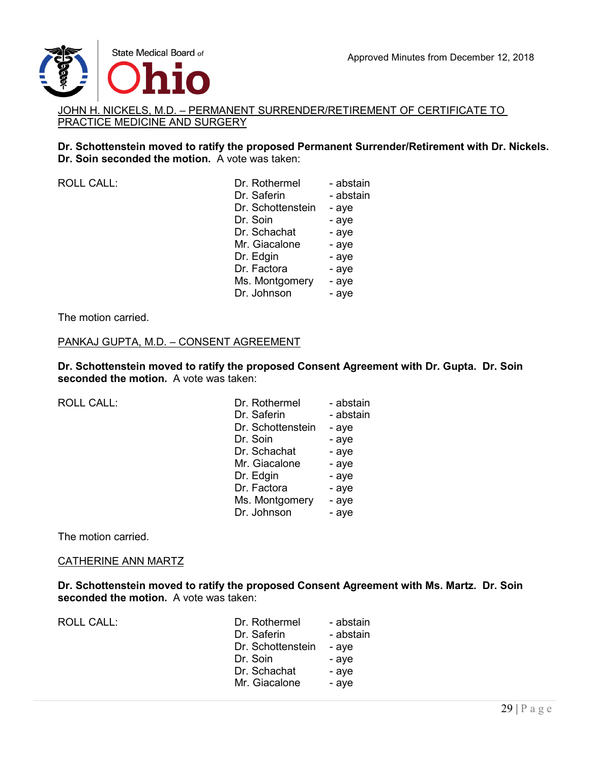JOHN H. NICKELS, M.D. – PERMANENT SURRENDER/RETIREMENT OF CERTIFICATE TO PRACTICE MEDICINE AND SURGERY

**Dr. Schottenstein moved to ratify the proposed Permanent Surrender/Retirement with Dr. Nickels. Dr. Soin seconded the motion.** A vote was taken:

| ROLL CALL: | | |
|---|---|---|
| | Dr. Rothermel | - abstain |
| | Dr. Saferin | - abstain |
| | Dr. Schottenstein | - aye |
| | Dr. Soin | - aye |
| | Dr. Schachat | - aye |
| | Mr. Giacalone | - aye |
| | Dr. Edgin | - aye |
| | Dr. Factora | - aye |
| | Ms. Montgomery | - aye |
| | Dr. Johnson | - aye |

The motion carried.

PANKAJ GUPTA, M.D. – CONSENT AGREEMENT

**Dr. Schottenstein moved to ratify the proposed Consent Agreement with Dr. Gupta. Dr. Soin seconded the motion.** A vote was taken:

| ROLL CALL: | | |
|---|---|---|
| | Dr. Rothermel | - abstain |
| | Dr. Saferin | - abstain |
| | Dr. Schottenstein | - aye |
| | Dr. Soin | - aye |
| | Dr. Schachat | - aye |
| | Mr. Giacalone | - aye |
| | Dr. Edgin | - aye |
| | Dr. Factora | - aye |
| | Ms. Montgomery | - aye |
| | Dr. Johnson | - aye |

The motion carried.

CATHERINE ANN MARTZ

**Dr. Schottenstein moved to ratify the proposed Consent Agreement with Ms. Martz. Dr. Soin seconded the motion.** A vote was taken:

| ROLL CALL: | | |
|---|---|---|
| | Dr. Rothermel | - abstain |
| | Dr. Saferin | - abstain |
| | Dr. Schottenstein | - aye |
| | Dr. Soin | - aye |
| | Dr. Schachat | - aye |
| | Mr. Giacalone | - aye |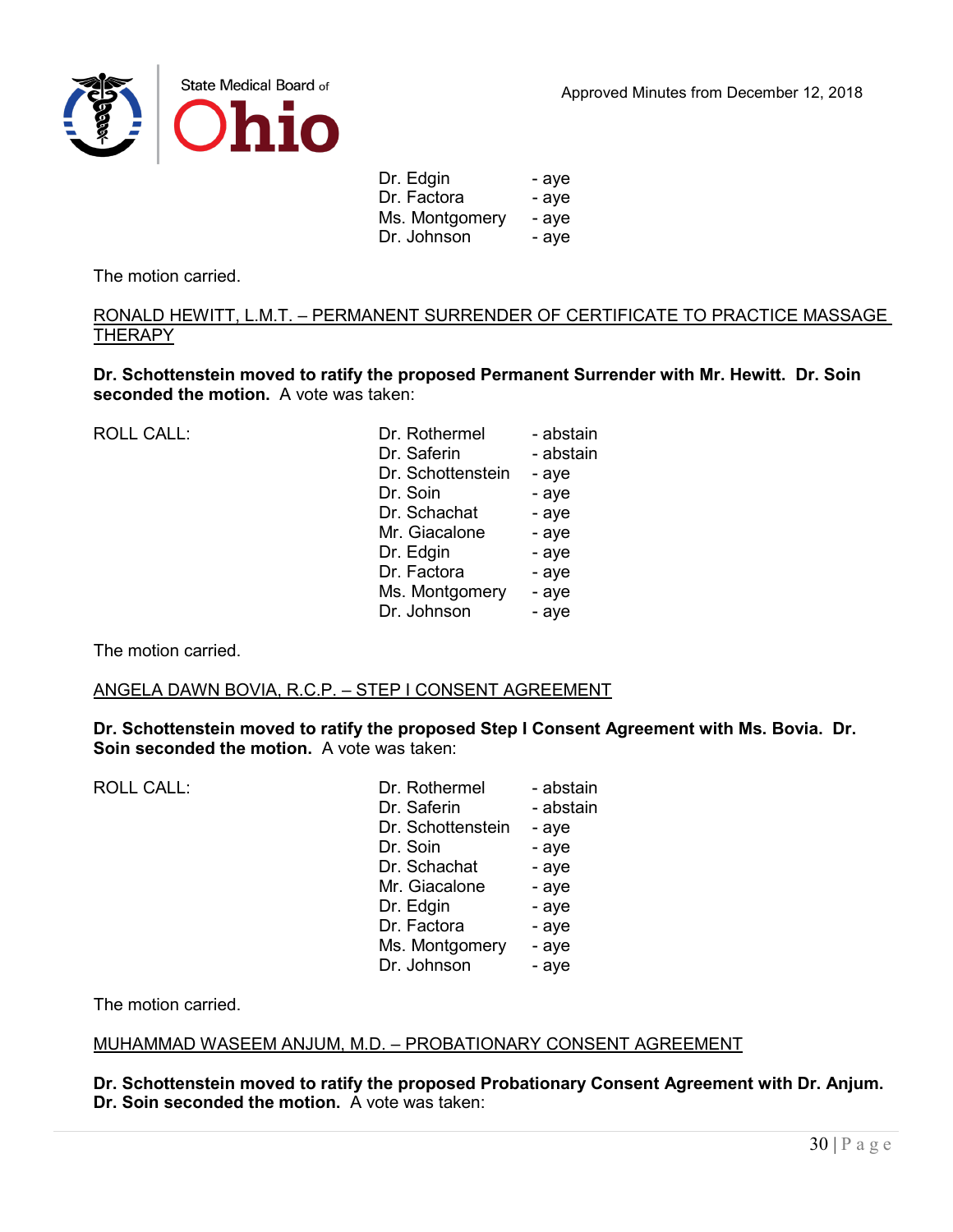| | | |
|---|---|---|
| | Dr. Edgin | - aye |
| | Dr. Factora | - aye |
| | Ms. Montgomery | - aye |
| | Dr. Johnson | - aye |

The motion carried.

RONALD HEWITT, L.M.T. – PERMANENT SURRENDER OF CERTIFICATE TO PRACTICE MASSAGE THERAPY

**Dr. Schottenstein moved to ratify the proposed Permanent Surrender with Mr. Hewitt. Dr. Soin seconded the motion.** A vote was taken:

| | | |
|---|---|---|
| ROLL CALL: | Dr. Rothermel | - abstain |
| | Dr. Saferin | - abstain |
| | Dr. Schottenstein | - aye |
| | Dr. Soin | - aye |
| | Dr. Schachat | - aye |
| | Mr. Giacalone | - aye |
| | Dr. Edgin | - aye |
| | Dr. Factora | - aye |
| | Ms. Montgomery | - aye |
| | Dr. Johnson | - aye |

The motion carried.

ANGELA DAWN BOVIA, R.C.P. – STEP I CONSENT AGREEMENT

**Dr. Schottenstein moved to ratify the proposed Step I Consent Agreement with Ms. Bovia. Dr. Soin seconded the motion.** A vote was taken:

| | | |
|---|---|---|
| ROLL CALL: | Dr. Rothermel | - abstain |
| | Dr. Saferin | - abstain |
| | Dr. Schottenstein | - aye |
| | Dr. Soin | - aye |
| | Dr. Schachat | - aye |
| | Mr. Giacalone | - aye |
| | Dr. Edgin | - aye |
| | Dr. Factora | - aye |
| | Ms. Montgomery | - aye |
| | Dr. Johnson | - aye |

The motion carried.

MUHAMMAD WASEEM ANJUM, M.D. – PROBATIONARY CONSENT AGREEMENT

**Dr. Schottenstein moved to ratify the proposed Probationary Consent Agreement with Dr. Anjum. Dr. Soin seconded the motion.** A vote was taken: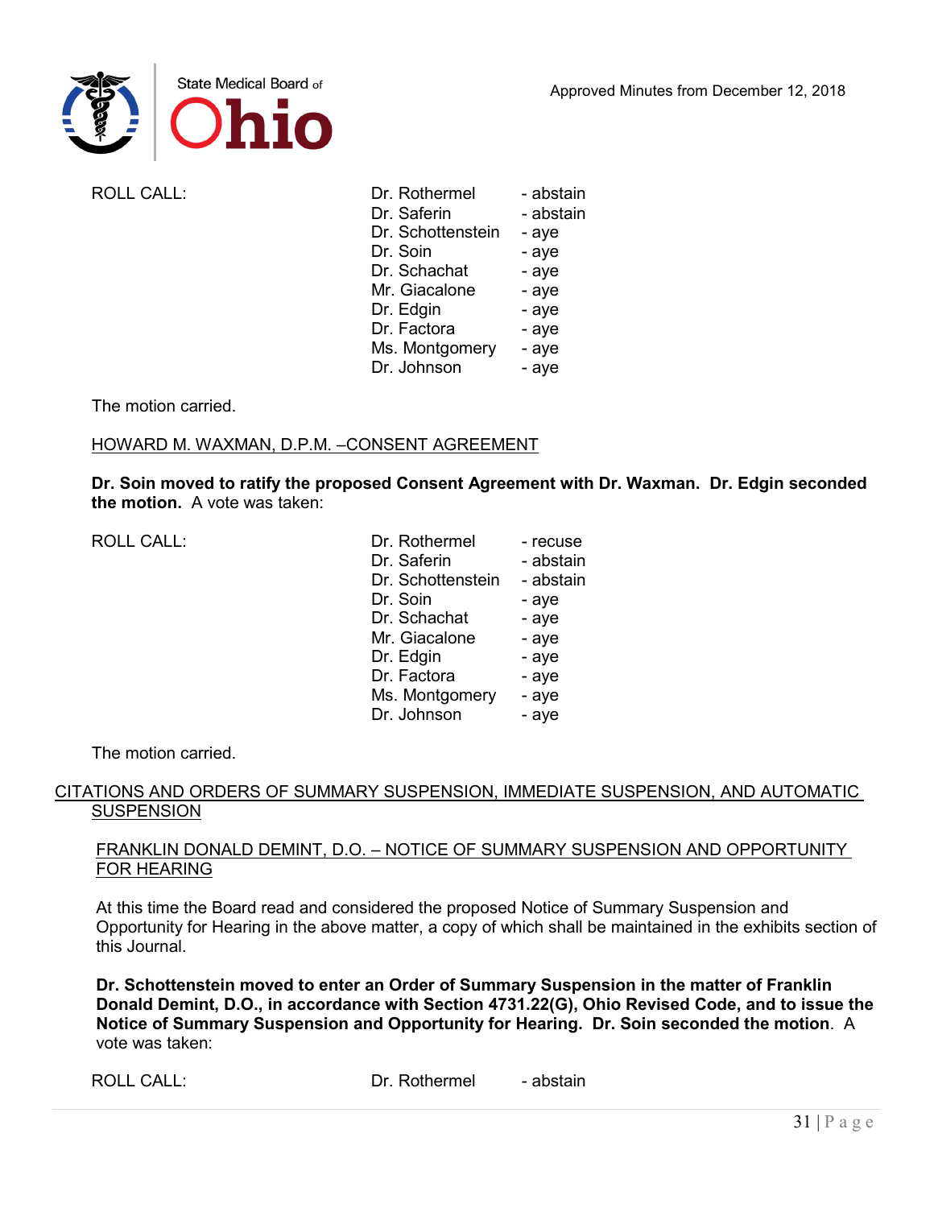| ROLL CALL: | Dr. Rothermel | - abstain |
|---|---|---|
| | Dr. Saferin | - abstain |
| | Dr. Schottenstein | - aye |
| | Dr. Soin | - aye |
| | Dr. Schachat | - aye |
| | Mr. Giacalone | - aye |
| | Dr. Edgin | - aye |
| | Dr. Factora | - aye |
| | Ms. Montgomery | - aye |
| | Dr. Johnson | - aye |

The motion carried.

HOWARD M. WAXMAN, D.P.M. –CONSENT AGREEMENT

**Dr. Soin moved to ratify the proposed Consent Agreement with Dr. Waxman. Dr. Edgin seconded the motion.** A vote was taken:

| ROLL CALL: | Dr. Rothermel | - recuse |
|---|---|---|
| | Dr. Saferin | - abstain |
| | Dr. Schottenstein | - abstain |
| | Dr. Soin | - aye |
| | Dr. Schachat | - aye |
| | Mr. Giacalone | - aye |
| | Dr. Edgin | - aye |
| | Dr. Factora | - aye |
| | Ms. Montgomery | - aye |
| | Dr. Johnson | - aye |

The motion carried.

## CITATIONS AND ORDERS OF SUMMARY SUSPENSION, IMMEDIATE SUSPENSION, AND AUTOMATIC SUSPENSION

### FRANKLIN DONALD DEMINT, D.O. – NOTICE OF SUMMARY SUSPENSION AND OPPORTUNITY FOR HEARING

At this time the Board read and considered the proposed Notice of Summary Suspension and Opportunity for Hearing in the above matter, a copy of which shall be maintained in the exhibits section of this Journal.

**Dr. Schottenstein moved to enter an Order of Summary Suspension in the matter of Franklin Donald Demint, D.O., in accordance with Section 4731.22(G), Ohio Revised Code, and to issue the Notice of Summary Suspension and Opportunity for Hearing. Dr. Soin seconded the motion**. A vote was taken:

| ROLL CALL: | Dr. Rothermel | - abstain |
|---|---|---|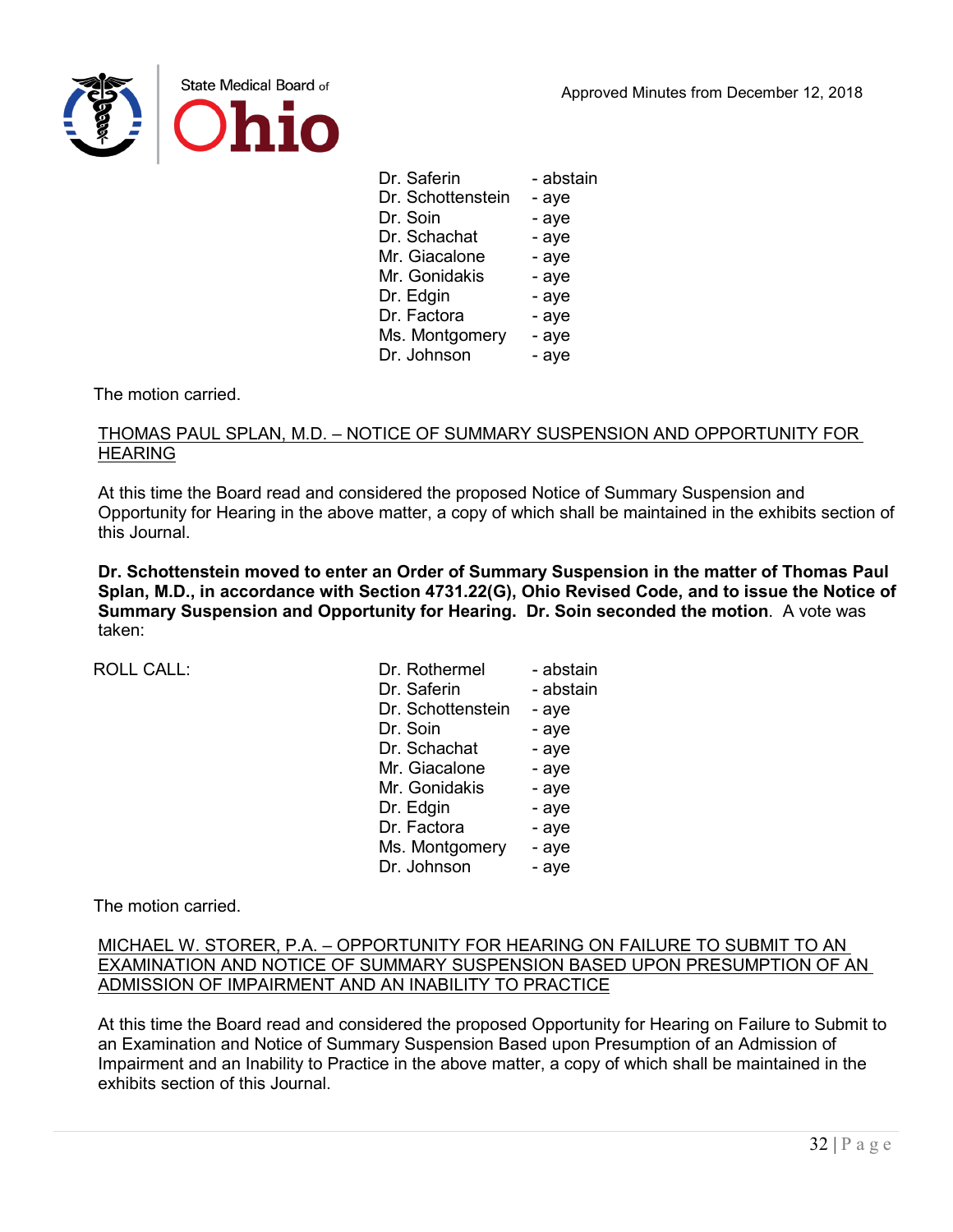| | |
|---|---|
| Dr. Saferin | - abstain |
| Dr. Schottenstein | - aye |
| Dr. Soin | - aye |
| Dr. Schachat | - aye |
| Mr. Giacalone | - aye |
| Mr. Gonidakis | - aye |
| Dr. Edgin | - aye |
| Dr. Factora | - aye |
| Ms. Montgomery | - aye |
| Dr. Johnson | - aye |

The motion carried.

THOMAS PAUL SPLAN, M.D. – NOTICE OF SUMMARY SUSPENSION AND OPPORTUNITY FOR HEARING

At this time the Board read and considered the proposed Notice of Summary Suspension and Opportunity for Hearing in the above matter, a copy of which shall be maintained in the exhibits section of this Journal.

**Dr. Schottenstein moved to enter an Order of Summary Suspension in the matter of Thomas Paul Splan, M.D., in accordance with Section 4731.22(G), Ohio Revised Code, and to issue the Notice of Summary Suspension and Opportunity for Hearing. Dr. Soin seconded the motion**. A vote was taken:

ROLL CALL:

| | |
|---|---|
| Dr. Rothermel | - abstain |
| Dr. Saferin | - abstain |
| Dr. Schottenstein | - aye |
| Dr. Soin | - aye |
| Dr. Schachat | - aye |
| Mr. Giacalone | - aye |
| Mr. Gonidakis | - aye |
| Dr. Edgin | - aye |
| Dr. Factora | - aye |
| Ms. Montgomery | - aye |
| Dr. Johnson | - aye |

The motion carried.

MICHAEL W. STORER, P.A. – OPPORTUNITY FOR HEARING ON FAILURE TO SUBMIT TO AN EXAMINATION AND NOTICE OF SUMMARY SUSPENSION BASED UPON PRESUMPTION OF AN ADMISSION OF IMPAIRMENT AND AN INABILITY TO PRACTICE

At this time the Board read and considered the proposed Opportunity for Hearing on Failure to Submit to an Examination and Notice of Summary Suspension Based upon Presumption of an Admission of Impairment and an Inability to Practice in the above matter, a copy of which shall be maintained in the exhibits section of this Journal.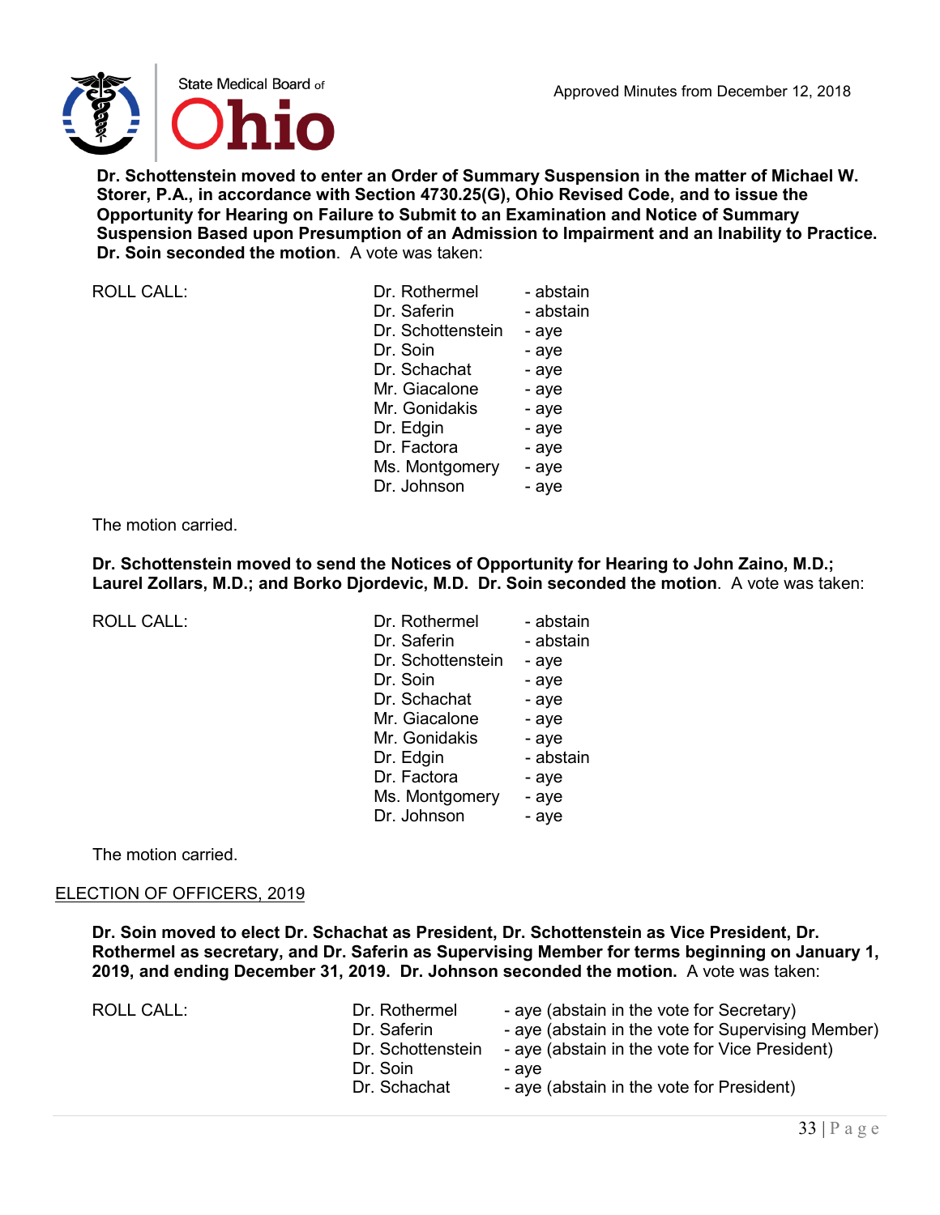**Dr. Schottenstein moved to enter an Order of Summary Suspension in the matter of Michael W. Storer, P.A., in accordance with Section 4730.25(G), Ohio Revised Code, and to issue the Opportunity for Hearing on Failure to Submit to an Examination and Notice of Summary Suspension Based upon Presumption of an Admission to Impairment and an Inability to Practice. Dr. Soin seconded the motion**. A vote was taken:

| ROLL CALL: | Dr. Rothermel | - abstain |
|---|---|---|
| | Dr. Saferin | - abstain |
| | Dr. Schottenstein | - aye |
| | Dr. Soin | - aye |
| | Dr. Schachat | - aye |
| | Mr. Giacalone | - aye |
| | Mr. Gonidakis | - aye |
| | Dr. Edgin | - aye |
| | Dr. Factora | - aye |
| | Ms. Montgomery | - aye |
| | Dr. Johnson | - aye |

The motion carried.

**Dr. Schottenstein moved to send the Notices of Opportunity for Hearing to John Zaino, M.D.; Laurel Zollars, M.D.; and Borko Djordevic, M.D. Dr. Soin seconded the motion**. A vote was taken:

| ROLL CALL: | Dr. Rothermel | - abstain |
|---|---|---|
| | Dr. Saferin | - abstain |
| | Dr. Schottenstein | - aye |
| | Dr. Soin | - aye |
| | Dr. Schachat | - aye |
| | Mr. Giacalone | - aye |
| | Mr. Gonidakis | - aye |
| | Dr. Edgin | - abstain |
| | Dr. Factora | - aye |
| | Ms. Montgomery | - aye |
| | Dr. Johnson | - aye |

The motion carried.

ELECTION OF OFFICERS, 2019

**Dr. Soin moved to elect Dr. Schachat as President, Dr. Schottenstein as Vice President, Dr. Rothermel as secretary, and Dr. Saferin as Supervising Member for terms beginning on January 1, 2019, and ending December 31, 2019. Dr. Johnson seconded the motion.** A vote was taken:

| ROLL CALL: | Dr. Rothermel | - aye (abstain in the vote for Secretary) |
|---|---|---|
| | Dr. Saferin | - aye (abstain in the vote for Supervising Member) |
| | Dr. Schottenstein | - aye (abstain in the vote for Vice President) |
| | Dr. Soin | - aye |
| | Dr. Schachat | - aye (abstain in the vote for President) |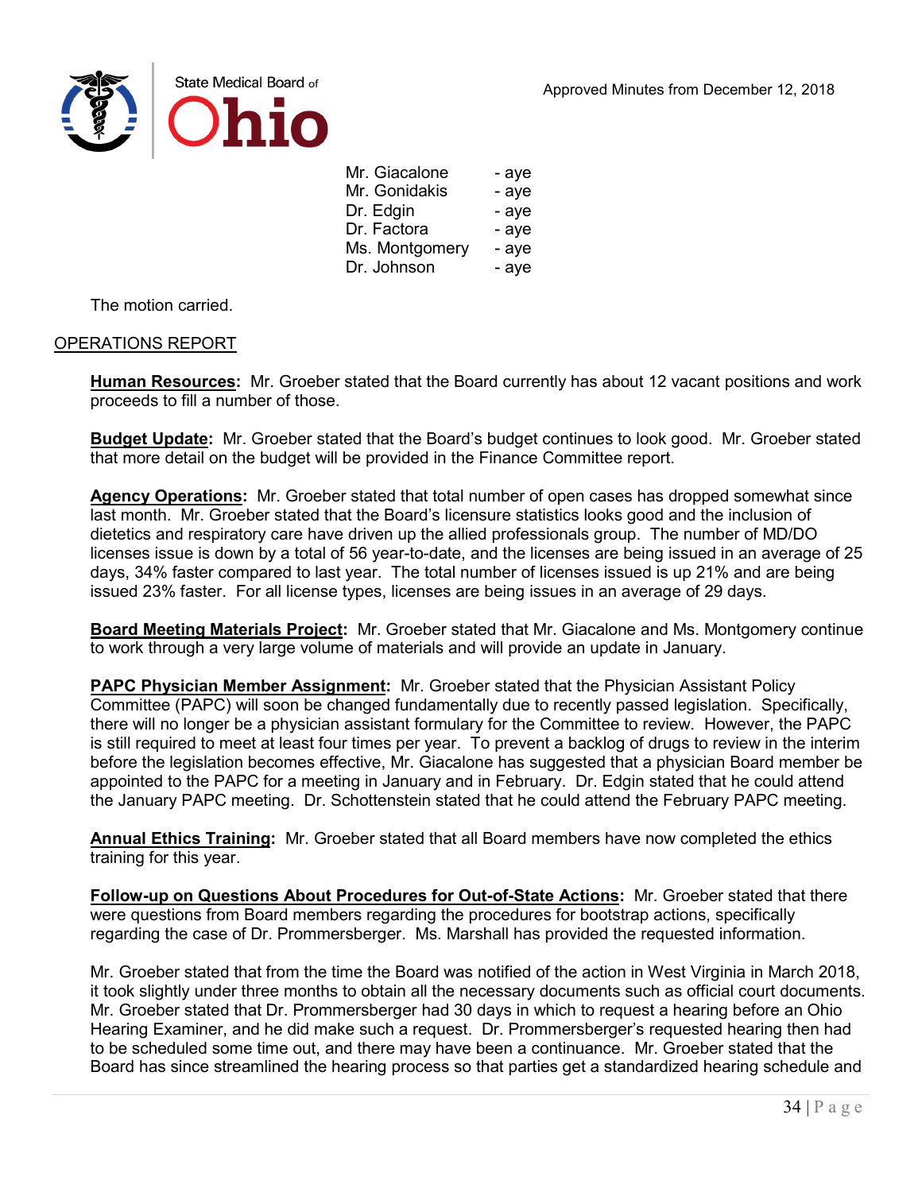| | |
|---|---|
| Mr. Giacalone | - aye |
| Mr. Gonidakis | - aye |
| Dr. Edgin | - aye |
| Dr. Factora | - aye |
| Ms. Montgomery | - aye |
| Dr. Johnson | - aye |

The motion carried.

## OPERATIONS REPORT

**Human Resources:** Mr. Groeber stated that the Board currently has about 12 vacant positions and work proceeds to fill a number of those.

**Budget Update:** Mr. Groeber stated that the Board's budget continues to look good. Mr. Groeber stated that more detail on the budget will be provided in the Finance Committee report.

**Agency Operations:** Mr. Groeber stated that total number of open cases has dropped somewhat since last month. Mr. Groeber stated that the Board's licensure statistics looks good and the inclusion of dietetics and respiratory care have driven up the allied professionals group. The number of MD/DO licenses issue is down by a total of 56 year-to-date, and the licenses are being issued in an average of 25 days, 34% faster compared to last year. The total number of licenses issued is up 21% and are being issued 23% faster. For all license types, licenses are being issues in an average of 29 days.

**Board Meeting Materials Project:** Mr. Groeber stated that Mr. Giacalone and Ms. Montgomery continue to work through a very large volume of materials and will provide an update in January.

**PAPC Physician Member Assignment:** Mr. Groeber stated that the Physician Assistant Policy Committee (PAPC) will soon be changed fundamentally due to recently passed legislation. Specifically, there will no longer be a physician assistant formulary for the Committee to review. However, the PAPC is still required to meet at least four times per year. To prevent a backlog of drugs to review in the interim before the legislation becomes effective, Mr. Giacalone has suggested that a physician Board member be appointed to the PAPC for a meeting in January and in February. Dr. Edgin stated that he could attend the January PAPC meeting. Dr. Schottenstein stated that he could attend the February PAPC meeting.

**Annual Ethics Training:** Mr. Groeber stated that all Board members have now completed the ethics training for this year.

**Follow-up on Questions About Procedures for Out-of-State Actions:** Mr. Groeber stated that there were questions from Board members regarding the procedures for bootstrap actions, specifically regarding the case of Dr. Prommersberger. Ms. Marshall has provided the requested information.

Mr. Groeber stated that from the time the Board was notified of the action in West Virginia in March 2018, it took slightly under three months to obtain all the necessary documents such as official court documents. Mr. Groeber stated that Dr. Prommersberger had 30 days in which to request a hearing before an Ohio Hearing Examiner, and he did make such a request. Dr. Prommersberger's requested hearing then had to be scheduled some time out, and there may have been a continuance. Mr. Groeber stated that the Board has since streamlined the hearing process so that parties get a standardized hearing schedule and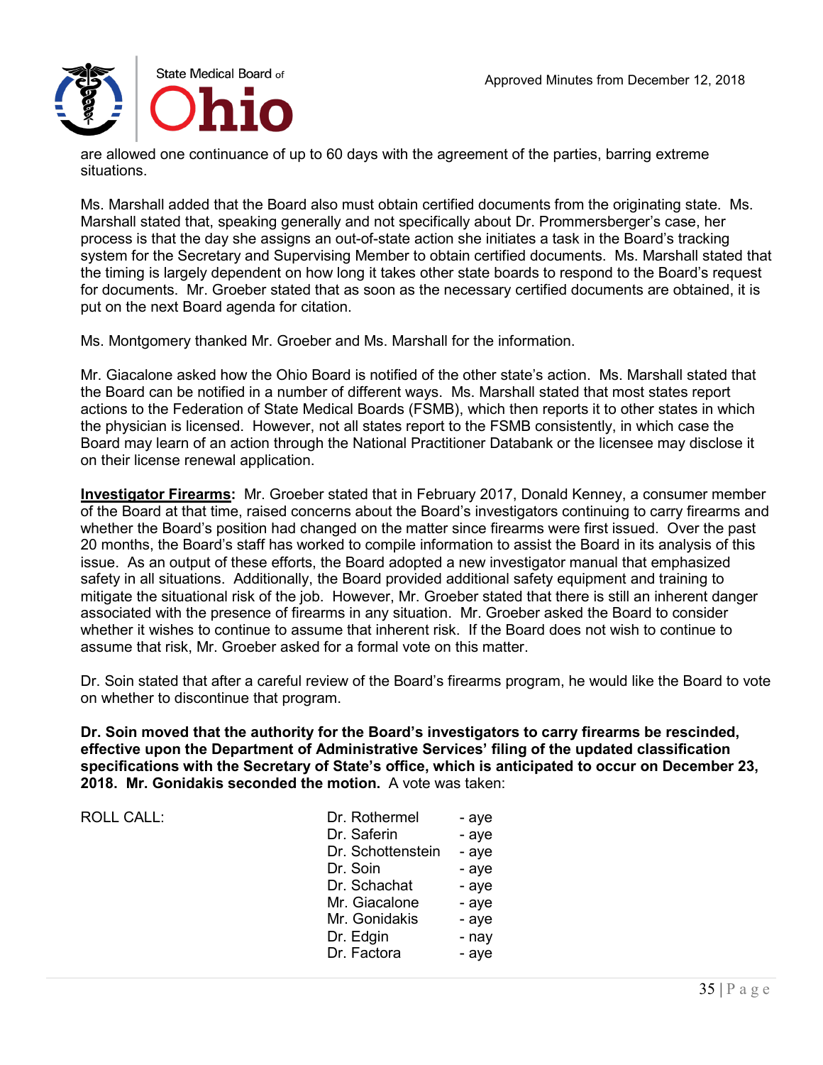are allowed one continuance of up to 60 days with the agreement of the parties, barring extreme situations.

Ms. Marshall added that the Board also must obtain certified documents from the originating state. Ms. Marshall stated that, speaking generally and not specifically about Dr. Prommersberger's case, her process is that the day she assigns an out-of-state action she initiates a task in the Board's tracking system for the Secretary and Supervising Member to obtain certified documents. Ms. Marshall stated that the timing is largely dependent on how long it takes other state boards to respond to the Board's request for documents. Mr. Groeber stated that as soon as the necessary certified documents are obtained, it is put on the next Board agenda for citation.

Ms. Montgomery thanked Mr. Groeber and Ms. Marshall for the information.

Mr. Giacalone asked how the Ohio Board is notified of the other state's action. Ms. Marshall stated that the Board can be notified in a number of different ways. Ms. Marshall stated that most states report actions to the Federation of State Medical Boards (FSMB), which then reports it to other states in which the physician is licensed. However, not all states report to the FSMB consistently, in which case the Board may learn of an action through the National Practitioner Databank or the licensee may disclose it on their license renewal application.

**Investigator Firearms:** Mr. Groeber stated that in February 2017, Donald Kenney, a consumer member of the Board at that time, raised concerns about the Board's investigators continuing to carry firearms and whether the Board's position had changed on the matter since firearms were first issued. Over the past 20 months, the Board's staff has worked to compile information to assist the Board in its analysis of this issue. As an output of these efforts, the Board adopted a new investigator manual that emphasized safety in all situations. Additionally, the Board provided additional safety equipment and training to mitigate the situational risk of the job. However, Mr. Groeber stated that there is still an inherent danger associated with the presence of firearms in any situation. Mr. Groeber asked the Board to consider whether it wishes to continue to assume that inherent risk. If the Board does not wish to continue to assume that risk, Mr. Groeber asked for a formal vote on this matter.

Dr. Soin stated that after a careful review of the Board's firearms program, he would like the Board to vote on whether to discontinue that program.

**Dr. Soin moved that the authority for the Board's investigators to carry firearms be rescinded, effective upon the Department of Administrative Services' filing of the updated classification specifications with the Secretary of State's office, which is anticipated to occur on December 23, 2018. Mr. Gonidakis seconded the motion.** A vote was taken:

| ROLL CALL: | | |
|---|---|---|
| | Dr. Rothermel | - aye |
| | Dr. Saferin | - aye |
| | Dr. Schottenstein | - aye |
| | Dr. Soin | - aye |
| | Dr. Schachat | - aye |
| | Mr. Giacalone | - aye |
| | Mr. Gonidakis | - aye |
| | Dr. Edgin | - nay |
| | Dr. Factora | - aye |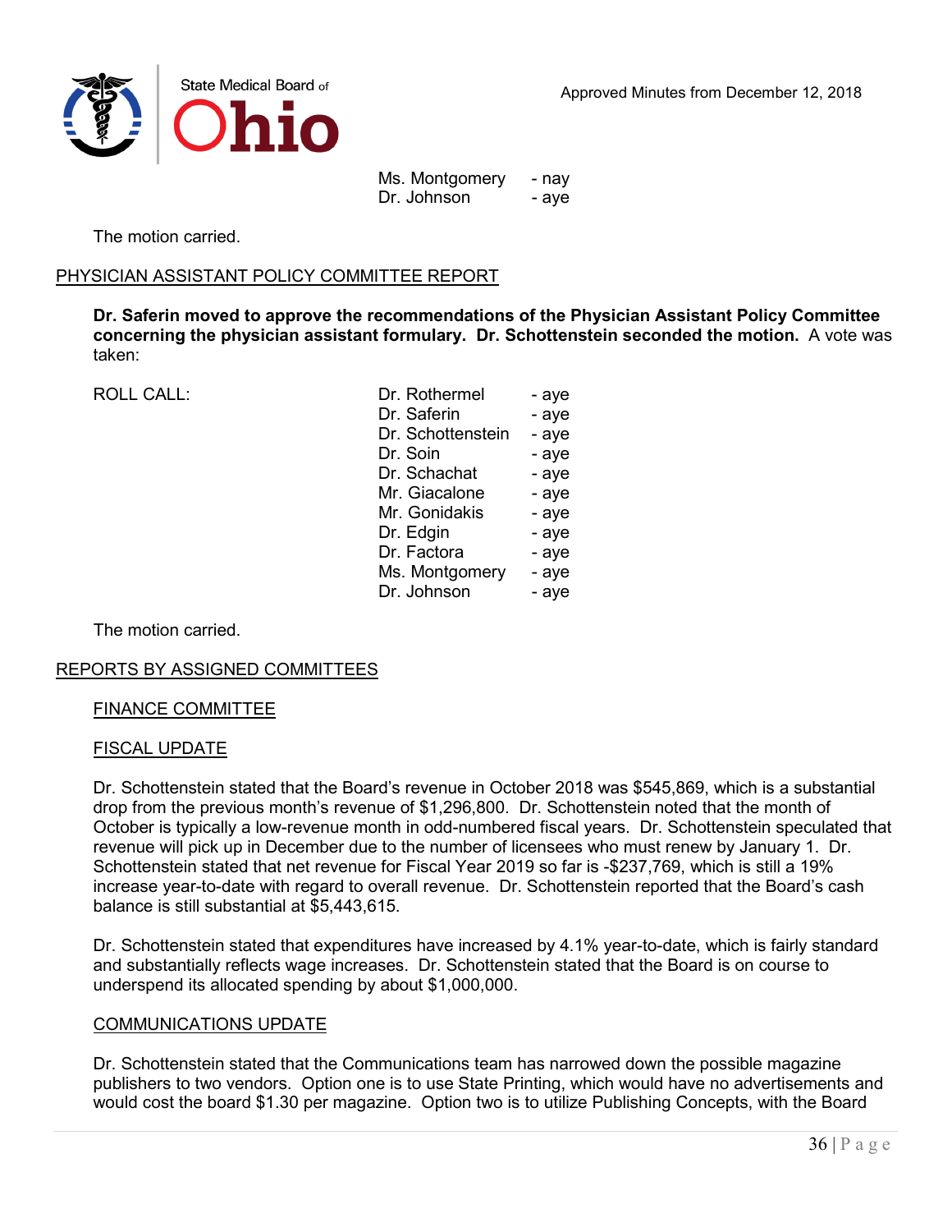| | | |
|---|---|---|
| | Ms. Montgomery | - nay |
| | Dr. Johnson | - aye |

The motion carried.

PHYSICIAN ASSISTANT POLICY COMMITTEE REPORT

**Dr. Saferin moved to approve the recommendations of the Physician Assistant Policy Committee concerning the physician assistant formulary. Dr. Schottenstein seconded the motion.** A vote was taken:

| | | |
|---|---|---|
| ROLL CALL: | Dr. Rothermel | - aye |
| | Dr. Saferin | - aye |
| | Dr. Schottenstein | - aye |
| | Dr. Soin | - aye |
| | Dr. Schachat | - aye |
| | Mr. Giacalone | - aye |
| | Mr. Gonidakis | - aye |
| | Dr. Edgin | - aye |
| | Dr. Factora | - aye |
| | Ms. Montgomery | - aye |
| | Dr. Johnson | - aye |

The motion carried.

REPORTS BY ASSIGNED COMMITTEES

FINANCE COMMITTEE

FISCAL UPDATE

Dr. Schottenstein stated that the Board's revenue in October 2018 was $545,869, which is a substantial drop from the previous month's revenue of $1,296,800. Dr. Schottenstein noted that the month of October is typically a low-revenue month in odd-numbered fiscal years. Dr. Schottenstein speculated that revenue will pick up in December due to the number of licensees who must renew by January 1. Dr. Schottenstein stated that net revenue for Fiscal Year 2019 so far is -$237,769, which is still a 19% increase year-to-date with regard to overall revenue. Dr. Schottenstein reported that the Board's cash balance is still substantial at $5,443,615.

Dr. Schottenstein stated that expenditures have increased by 4.1% year-to-date, which is fairly standard and substantially reflects wage increases. Dr. Schottenstein stated that the Board is on course to underspend its allocated spending by about $1,000,000.

COMMUNICATIONS UPDATE

Dr. Schottenstein stated that the Communications team has narrowed down the possible magazine publishers to two vendors. Option one is to use State Printing, which would have no advertisements and would cost the board $1.30 per magazine. Option two is to utilize Publishing Concepts, with the Board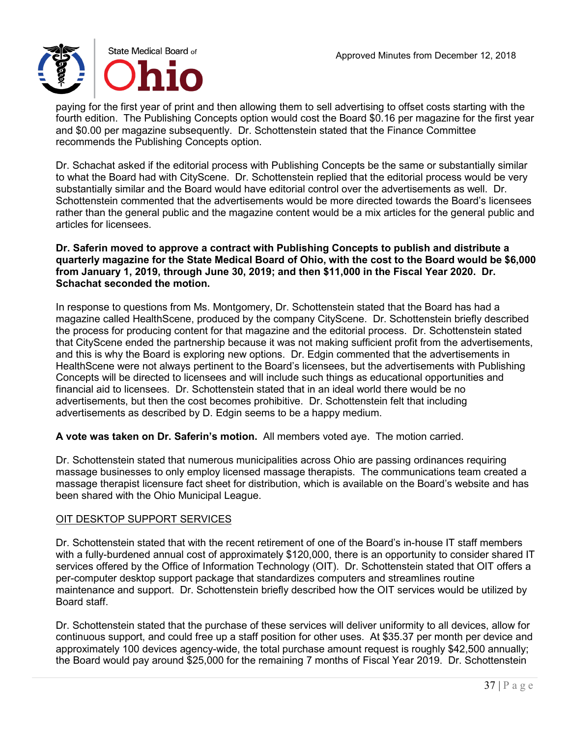paying for the first year of print and then allowing them to sell advertising to offset costs starting with the fourth edition. The Publishing Concepts option would cost the Board $0.16 per magazine for the first year and $0.00 per magazine subsequently. Dr. Schottenstein stated that the Finance Committee recommends the Publishing Concepts option.

Dr. Schachat asked if the editorial process with Publishing Concepts be the same or substantially similar to what the Board had with CityScene. Dr. Schottenstein replied that the editorial process would be very substantially similar and the Board would have editorial control over the advertisements as well. Dr. Schottenstein commented that the advertisements would be more directed towards the Board's licensees rather than the general public and the magazine content would be a mix articles for the general public and articles for licensees.

**Dr. Saferin moved to approve a contract with Publishing Concepts to publish and distribute a quarterly magazine for the State Medical Board of Ohio, with the cost to the Board would be $6,000 from January 1, 2019, through June 30, 2019; and then $11,000 in the Fiscal Year 2020. Dr. Schachat seconded the motion.**

In response to questions from Ms. Montgomery, Dr. Schottenstein stated that the Board has had a magazine called HealthScene, produced by the company CityScene. Dr. Schottenstein briefly described the process for producing content for that magazine and the editorial process. Dr. Schottenstein stated that CityScene ended the partnership because it was not making sufficient profit from the advertisements, and this is why the Board is exploring new options. Dr. Edgin commented that the advertisements in HealthScene were not always pertinent to the Board's licensees, but the advertisements with Publishing Concepts will be directed to licensees and will include such things as educational opportunities and financial aid to licensees. Dr. Schottenstein stated that in an ideal world there would be no advertisements, but then the cost becomes prohibitive. Dr. Schottenstein felt that including advertisements as described by D. Edgin seems to be a happy medium.

**A vote was taken on Dr. Saferin's motion.** All members voted aye. The motion carried.

Dr. Schottenstein stated that numerous municipalities across Ohio are passing ordinances requiring massage businesses to only employ licensed massage therapists. The communications team created a massage therapist licensure fact sheet for distribution, which is available on the Board's website and has been shared with the Ohio Municipal League.

<u>OIT DESKTOP SUPPORT SERVICES</u>

Dr. Schottenstein stated that with the recent retirement of one of the Board's in-house IT staff members with a fully-burdened annual cost of approximately $120,000, there is an opportunity to consider shared IT services offered by the Office of Information Technology (OIT). Dr. Schottenstein stated that OIT offers a per-computer desktop support package that standardizes computers and streamlines routine maintenance and support. Dr. Schottenstein briefly described how the OIT services would be utilized by Board staff.

Dr. Schottenstein stated that the purchase of these services will deliver uniformity to all devices, allow for continuous support, and could free up a staff position for other uses. At $35.37 per month per device and approximately 100 devices agency-wide, the total purchase amount request is roughly $42,500 annually; the Board would pay around $25,000 for the remaining 7 months of Fiscal Year 2019. Dr. Schottenstein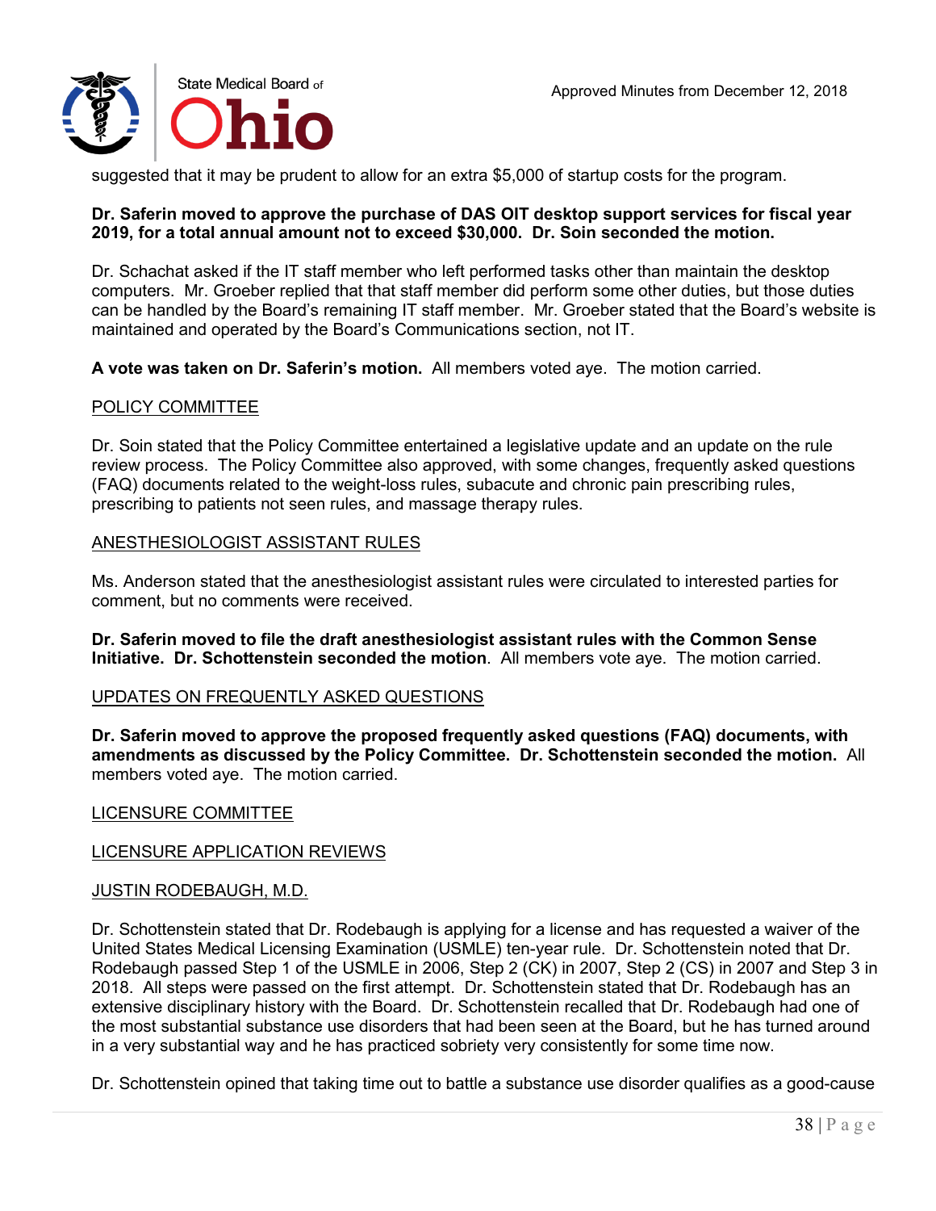suggested that it may be prudent to allow for an extra $5,000 of startup costs for the program.

**Dr. Saferin moved to approve the purchase of DAS OIT desktop support services for fiscal year 2019, for a total annual amount not to exceed $30,000. Dr. Soin seconded the motion.**

Dr. Schachat asked if the IT staff member who left performed tasks other than maintain the desktop computers. Mr. Groeber replied that that staff member did perform some other duties, but those duties can be handled by the Board's remaining IT staff member. Mr. Groeber stated that the Board's website is maintained and operated by the Board's Communications section, not IT.

**A vote was taken on Dr. Saferin's motion.** All members voted aye. The motion carried.

POLICY COMMITTEE

Dr. Soin stated that the Policy Committee entertained a legislative update and an update on the rule review process. The Policy Committee also approved, with some changes, frequently asked questions (FAQ) documents related to the weight-loss rules, subacute and chronic pain prescribing rules, prescribing to patients not seen rules, and massage therapy rules.

ANESTHESIOLOGIST ASSISTANT RULES

Ms. Anderson stated that the anesthesiologist assistant rules were circulated to interested parties for comment, but no comments were received.

**Dr. Saferin moved to file the draft anesthesiologist assistant rules with the Common Sense Initiative. Dr. Schottenstein seconded the motion**. All members vote aye. The motion carried.

UPDATES ON FREQUENTLY ASKED QUESTIONS

**Dr. Saferin moved to approve the proposed frequently asked questions (FAQ) documents, with amendments as discussed by the Policy Committee. Dr. Schottenstein seconded the motion.** All members voted aye. The motion carried.

LICENSURE COMMITTEE

LICENSURE APPLICATION REVIEWS

JUSTIN RODEBAUGH, M.D.

Dr. Schottenstein stated that Dr. Rodebaugh is applying for a license and has requested a waiver of the United States Medical Licensing Examination (USMLE) ten-year rule. Dr. Schottenstein noted that Dr. Rodebaugh passed Step 1 of the USMLE in 2006, Step 2 (CK) in 2007, Step 2 (CS) in 2007 and Step 3 in 2018. All steps were passed on the first attempt. Dr. Schottenstein stated that Dr. Rodebaugh has an extensive disciplinary history with the Board. Dr. Schottenstein recalled that Dr. Rodebaugh had one of the most substantial substance use disorders that had been seen at the Board, but he has turned around in a very substantial way and he has practiced sobriety very consistently for some time now.

Dr. Schottenstein opined that taking time out to battle a substance use disorder qualifies as a good-cause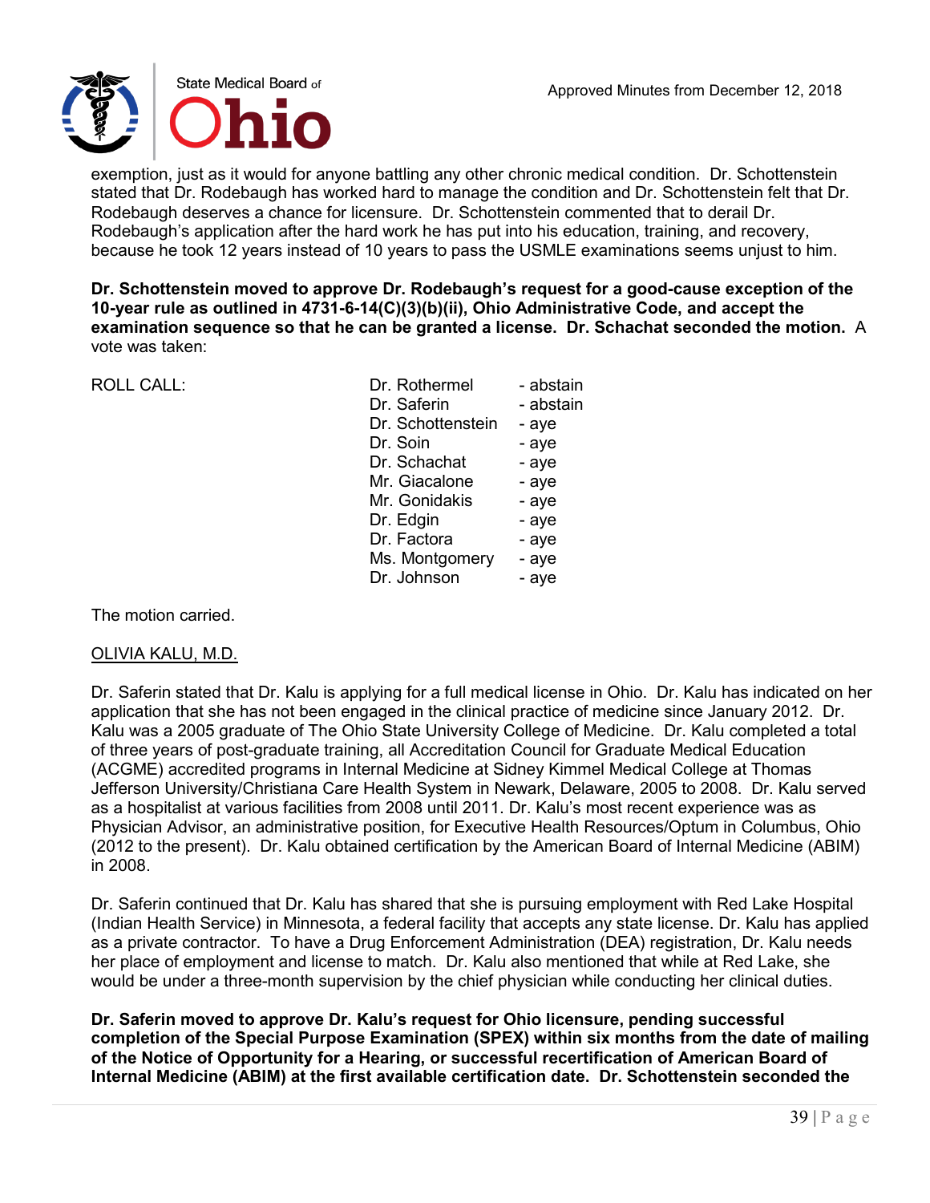exemption, just as it would for anyone battling any other chronic medical condition. Dr. Schottenstein stated that Dr. Rodebaugh has worked hard to manage the condition and Dr. Schottenstein felt that Dr. Rodebaugh deserves a chance for licensure. Dr. Schottenstein commented that to derail Dr. Rodebaugh's application after the hard work he has put into his education, training, and recovery, because he took 12 years instead of 10 years to pass the USMLE examinations seems unjust to him.

**Dr. Schottenstein moved to approve Dr. Rodebaugh's request for a good-cause exception of the 10-year rule as outlined in 4731-6-14(C)(3)(b)(ii), Ohio Administrative Code, and accept the examination sequence so that he can be granted a license. Dr. Schachat seconded the motion.** A vote was taken:

| ROLL CALL: | | |
|---|---|---|
| | Dr. Rothermel | - abstain |
| | Dr. Saferin | - abstain |
| | Dr. Schottenstein | - aye |
| | Dr. Soin | - aye |
| | Dr. Schachat | - aye |
| | Mr. Giacalone | - aye |
| | Mr. Gonidakis | - aye |
| | Dr. Edgin | - aye |
| | Dr. Factora | - aye |
| | Ms. Montgomery | - aye |
| | Dr. Johnson | - aye |

The motion carried.

<u>OLIVIA KALU, M.D.</u>

Dr. Saferin stated that Dr. Kalu is applying for a full medical license in Ohio. Dr. Kalu has indicated on her application that she has not been engaged in the clinical practice of medicine since January 2012. Dr. Kalu was a 2005 graduate of The Ohio State University College of Medicine. Dr. Kalu completed a total of three years of post-graduate training, all Accreditation Council for Graduate Medical Education (ACGME) accredited programs in Internal Medicine at Sidney Kimmel Medical College at Thomas Jefferson University/Christiana Care Health System in Newark, Delaware, 2005 to 2008. Dr. Kalu served as a hospitalist at various facilities from 2008 until 2011. Dr. Kalu's most recent experience was as Physician Advisor, an administrative position, for Executive Health Resources/Optum in Columbus, Ohio (2012 to the present). Dr. Kalu obtained certification by the American Board of Internal Medicine (ABIM) in 2008.

Dr. Saferin continued that Dr. Kalu has shared that she is pursuing employment with Red Lake Hospital (Indian Health Service) in Minnesota, a federal facility that accepts any state license. Dr. Kalu has applied as a private contractor. To have a Drug Enforcement Administration (DEA) registration, Dr. Kalu needs her place of employment and license to match. Dr. Kalu also mentioned that while at Red Lake, she would be under a three-month supervision by the chief physician while conducting her clinical duties.

**Dr. Saferin moved to approve Dr. Kalu's request for Ohio licensure, pending successful completion of the Special Purpose Examination (SPEX) within six months from the date of mailing of the Notice of Opportunity for a Hearing, or successful recertification of American Board of Internal Medicine (ABIM) at the first available certification date. Dr. Schottenstein seconded the**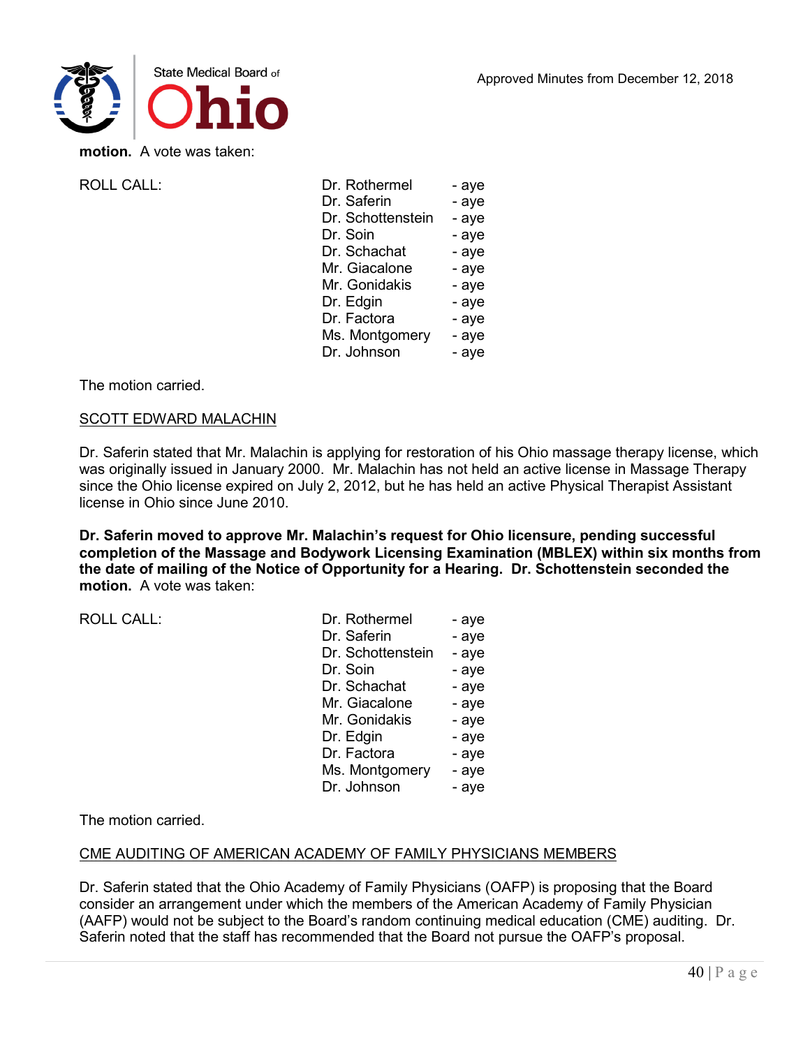**motion.** A vote was taken:

| ROLL CALL: | Dr. Rothermel | - aye |
|---|---|---|
| | Dr. Saferin | - aye |
| | Dr. Schottenstein | - aye |
| | Dr. Soin | - aye |
| | Dr. Schachat | - aye |
| | Mr. Giacalone | - aye |
| | Mr. Gonidakis | - aye |
| | Dr. Edgin | - aye |
| | Dr. Factora | - aye |
| | Ms. Montgomery | - aye |
| | Dr. Johnson | - aye |

The motion carried.

<u>SCOTT EDWARD MALACHIN</u>

Dr. Saferin stated that Mr. Malachin is applying for restoration of his Ohio massage therapy license, which was originally issued in January 2000. Mr. Malachin has not held an active license in Massage Therapy since the Ohio license expired on July 2, 2012, but he has held an active Physical Therapist Assistant license in Ohio since June 2010.

**Dr. Saferin moved to approve Mr. Malachin's request for Ohio licensure, pending successful completion of the Massage and Bodywork Licensing Examination (MBLEX) within six months from the date of mailing of the Notice of Opportunity for a Hearing. Dr. Schottenstein seconded the motion.** A vote was taken:

| ROLL CALL: | Dr. Rothermel | - aye |
|---|---|---|
| | Dr. Saferin | - aye |
| | Dr. Schottenstein | - aye |
| | Dr. Soin | - aye |
| | Dr. Schachat | - aye |
| | Mr. Giacalone | - aye |
| | Mr. Gonidakis | - aye |
| | Dr. Edgin | - aye |
| | Dr. Factora | - aye |
| | Ms. Montgomery | - aye |
| | Dr. Johnson | - aye |

The motion carried.

<u>CME AUDITING OF AMERICAN ACADEMY OF FAMILY PHYSICIANS MEMBERS</u>

Dr. Saferin stated that the Ohio Academy of Family Physicians (OAFP) is proposing that the Board consider an arrangement under which the members of the American Academy of Family Physician (AAFP) would not be subject to the Board's random continuing medical education (CME) auditing. Dr. Saferin noted that the staff has recommended that the Board not pursue the OAFP's proposal.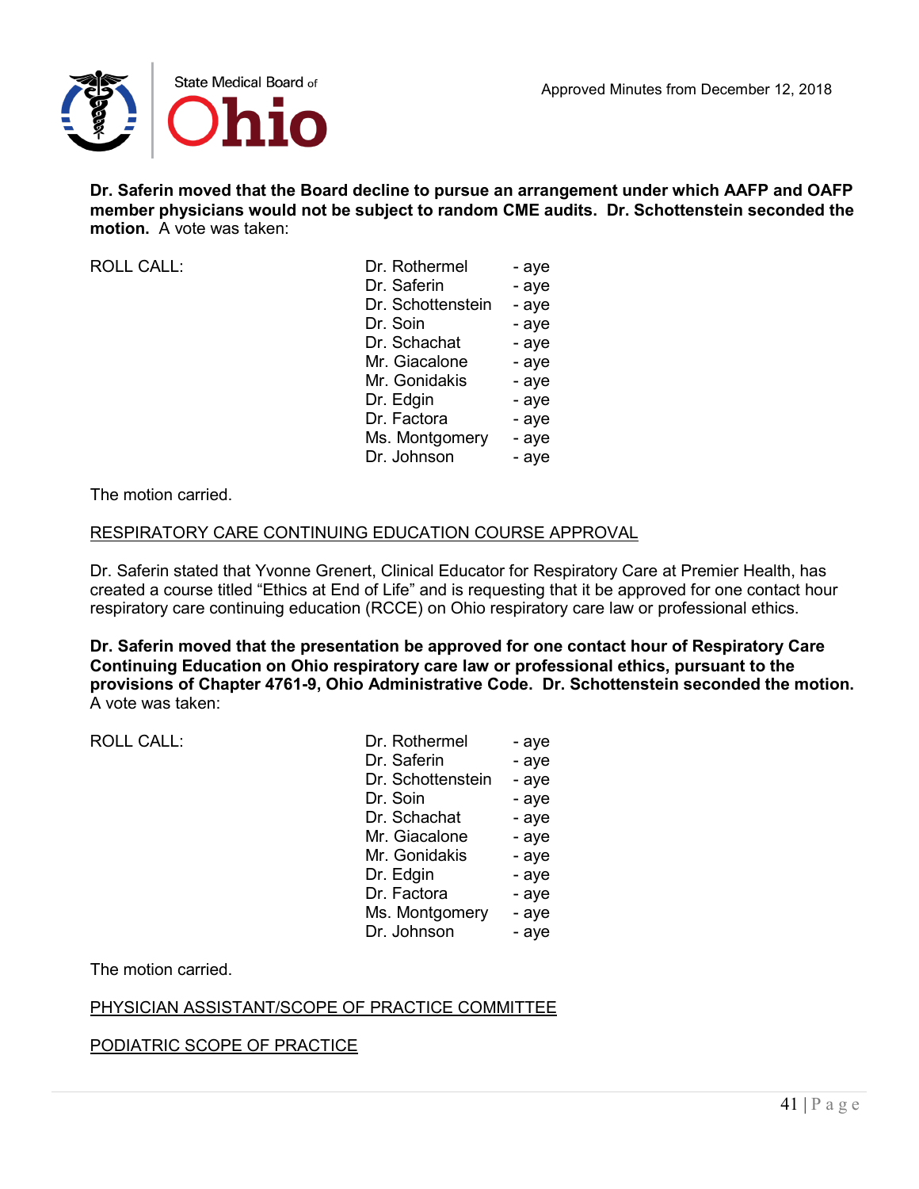**Dr. Saferin moved that the Board decline to pursue an arrangement under which AAFP and OAFP member physicians would not be subject to random CME audits. Dr. Schottenstein seconded the motion.** A vote was taken:

| ROLL CALL: | | |
|---|---|---|
| | Dr. Rothermel | - aye |
| | Dr. Saferin | - aye |
| | Dr. Schottenstein | - aye |
| | Dr. Soin | - aye |
| | Dr. Schachat | - aye |
| | Mr. Giacalone | - aye |
| | Mr. Gonidakis | - aye |
| | Dr. Edgin | - aye |
| | Dr. Factora | - aye |
| | Ms. Montgomery | - aye |
| | Dr. Johnson | - aye |

The motion carried.

RESPIRATORY CARE CONTINUING EDUCATION COURSE APPROVAL

Dr. Saferin stated that Yvonne Grenert, Clinical Educator for Respiratory Care at Premier Health, has created a course titled "Ethics at End of Life" and is requesting that it be approved for one contact hour respiratory care continuing education (RCCE) on Ohio respiratory care law or professional ethics.

**Dr. Saferin moved that the presentation be approved for one contact hour of Respiratory Care Continuing Education on Ohio respiratory care law or professional ethics, pursuant to the provisions of Chapter 4761-9, Ohio Administrative Code. Dr. Schottenstein seconded the motion.** A vote was taken:

| ROLL CALL: | | |
|---|---|---|
| | Dr. Rothermel | - aye |
| | Dr. Saferin | - aye |
| | Dr. Schottenstein | - aye |
| | Dr. Soin | - aye |
| | Dr. Schachat | - aye |
| | Mr. Giacalone | - aye |
| | Mr. Gonidakis | - aye |
| | Dr. Edgin | - aye |
| | Dr. Factora | - aye |
| | Ms. Montgomery | - aye |
| | Dr. Johnson | - aye |

The motion carried.

PHYSICIAN ASSISTANT/SCOPE OF PRACTICE COMMITTEE

PODIATRIC SCOPE OF PRACTICE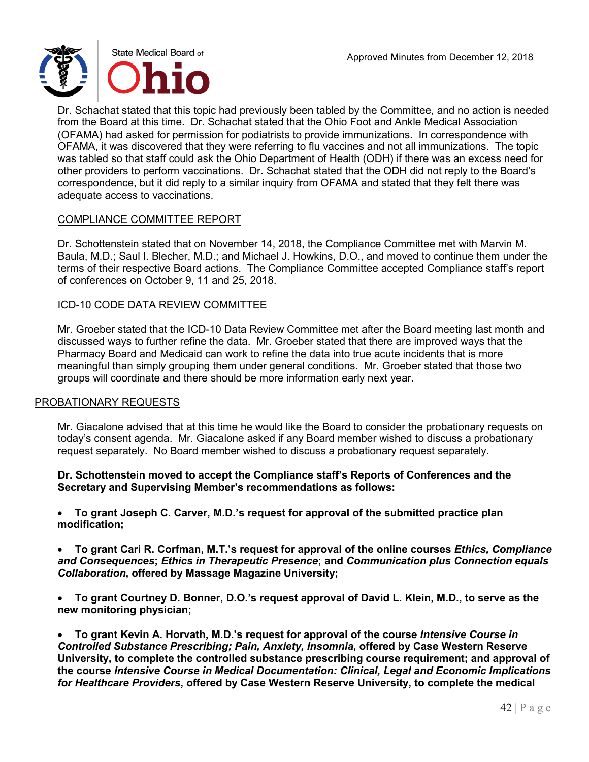Dr. Schachat stated that this topic had previously been tabled by the Committee, and no action is needed from the Board at this time. Dr. Schachat stated that the Ohio Foot and Ankle Medical Association (OFAMA) had asked for permission for podiatrists to provide immunizations. In correspondence with OFAMA, it was discovered that they were referring to flu vaccines and not all immunizations. The topic was tabled so that staff could ask the Ohio Department of Health (ODH) if there was an excess need for other providers to perform vaccinations. Dr. Schachat stated that the ODH did not reply to the Board's correspondence, but it did reply to a similar inquiry from OFAMA and stated that they felt there was adequate access to vaccinations.

COMPLIANCE COMMITTEE REPORT

Dr. Schottenstein stated that on November 14, 2018, the Compliance Committee met with Marvin M. Baula, M.D.; Saul I. Blecher, M.D.; and Michael J. Howkins, D.O., and moved to continue them under the terms of their respective Board actions. The Compliance Committee accepted Compliance staff's report of conferences on October 9, 11 and 25, 2018.

ICD-10 CODE DATA REVIEW COMMITTEE

Mr. Groeber stated that the ICD-10 Data Review Committee met after the Board meeting last month and discussed ways to further refine the data. Mr. Groeber stated that there are improved ways that the Pharmacy Board and Medicaid can work to refine the data into true acute incidents that is more meaningful than simply grouping them under general conditions. Mr. Groeber stated that those two groups will coordinate and there should be more information early next year.

PROBATIONARY REQUESTS

Mr. Giacalone advised that at this time he would like the Board to consider the probationary requests on today's consent agenda. Mr. Giacalone asked if any Board member wished to discuss a probationary request separately. No Board member wished to discuss a probationary request separately.

**Dr. Schottenstein moved to accept the Compliance staff's Reports of Conferences and the Secretary and Supervising Member's recommendations as follows:**

- **To grant Joseph C. Carver, M.D.'s request for approval of the submitted practice plan modification;**

- **To grant Cari R. Corfman, M.T.'s request for approval of the online courses *Ethics, Compliance and Consequences*; *Ethics in Therapeutic Presence*; and *Communication plus Connection equals Collaboration*, offered by Massage Magazine University;**

- **To grant Courtney D. Bonner, D.O.'s request approval of David L. Klein, M.D., to serve as the new monitoring physician;**

- **To grant Kevin A. Horvath, M.D.'s request for approval of the course *Intensive Course in Controlled Substance Prescribing; Pain, Anxiety, Insomnia*, offered by Case Western Reserve University, to complete the controlled substance prescribing course requirement; and approval of the course *Intensive Course in Medical Documentation: Clinical, Legal and Economic Implications for Healthcare Providers*, offered by Case Western Reserve University, to complete the medical**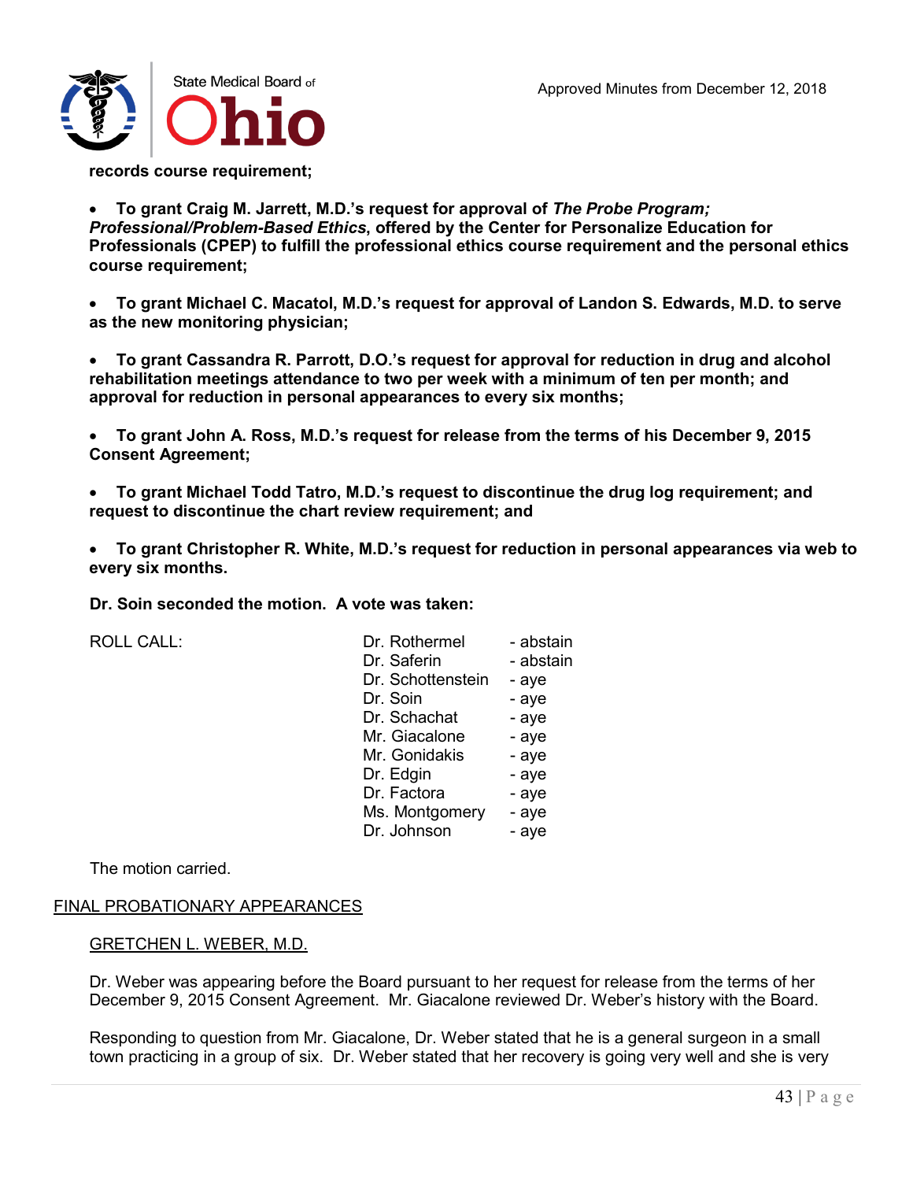**records course requirement;**

- **To grant Craig M. Jarrett, M.D.'s request for approval of *The Probe Program; Professional/Problem-Based Ethics*, offered by the Center for Personalize Education for Professionals (CPEP) to fulfill the professional ethics course requirement and the personal ethics course requirement;**

- **To grant Michael C. Macatol, M.D.'s request for approval of Landon S. Edwards, M.D. to serve as the new monitoring physician;**

- **To grant Cassandra R. Parrott, D.O.'s request for approval for reduction in drug and alcohol rehabilitation meetings attendance to two per week with a minimum of ten per month; and approval for reduction in personal appearances to every six months;**

- **To grant John A. Ross, M.D.'s request for release from the terms of his December 9, 2015 Consent Agreement;**

- **To grant Michael Todd Tatro, M.D.'s request to discontinue the drug log requirement; and request to discontinue the chart review requirement; and**

- **To grant Christopher R. White, M.D.'s request for reduction in personal appearances via web to every six months.**

**Dr. Soin seconded the motion. A vote was taken:**

| ROLL CALL: | | |
|---|---|---|
| | Dr. Rothermel | - abstain |
| | Dr. Saferin | - abstain |
| | Dr. Schottenstein | - aye |
| | Dr. Soin | - aye |
| | Dr. Schachat | - aye |
| | Mr. Giacalone | - aye |
| | Mr. Gonidakis | - aye |
| | Dr. Edgin | - aye |
| | Dr. Factora | - aye |
| | Ms. Montgomery | - aye |
| | Dr. Johnson | - aye |

The motion carried.

## FINAL PROBATIONARY APPEARANCES

### GRETCHEN L. WEBER, M.D.

Dr. Weber was appearing before the Board pursuant to her request for release from the terms of her December 9, 2015 Consent Agreement. Mr. Giacalone reviewed Dr. Weber's history with the Board.

Responding to question from Mr. Giacalone, Dr. Weber stated that he is a general surgeon in a small town practicing in a group of six. Dr. Weber stated that her recovery is going very well and she is very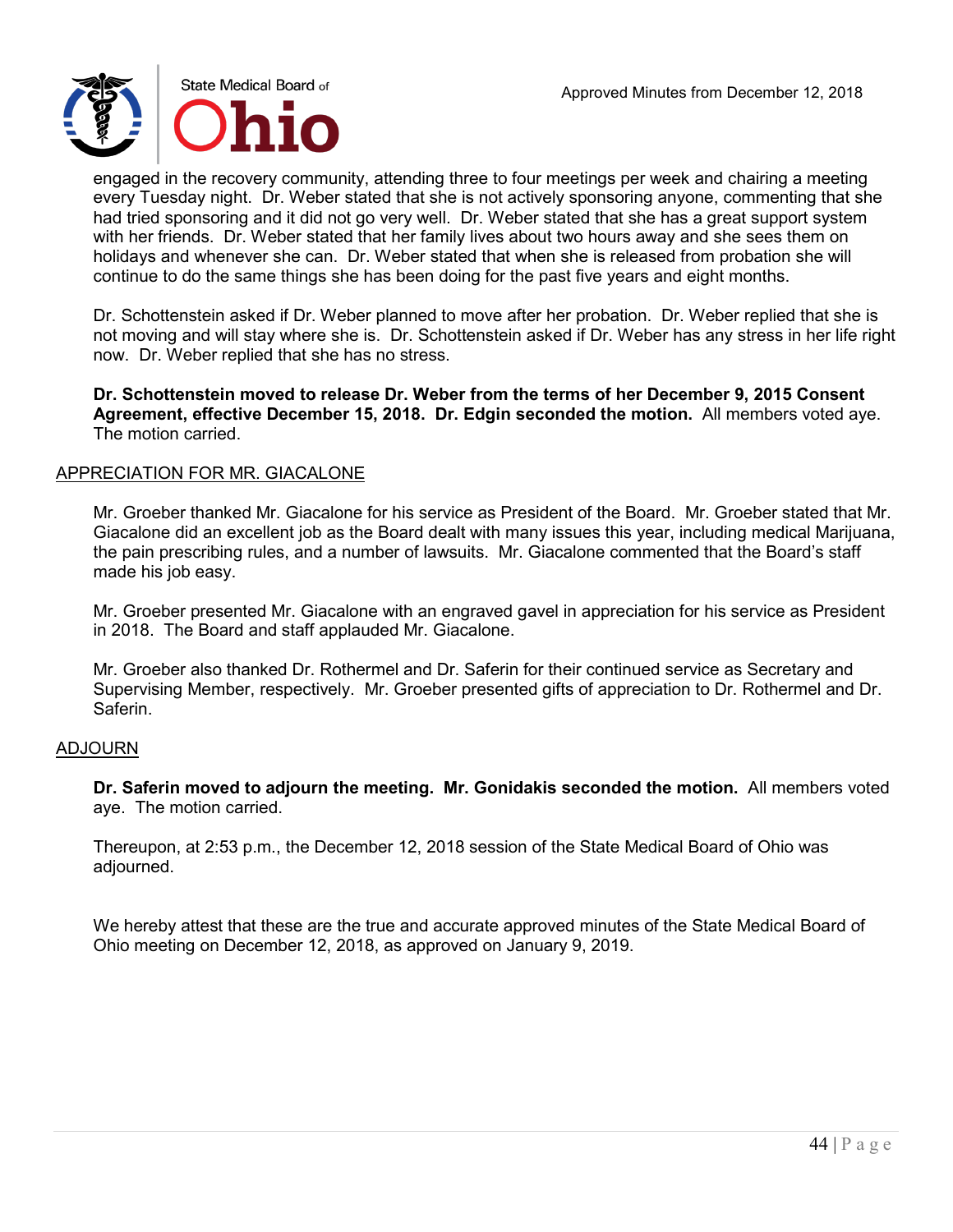engaged in the recovery community, attending three to four meetings per week and chairing a meeting every Tuesday night. Dr. Weber stated that she is not actively sponsoring anyone, commenting that she had tried sponsoring and it did not go very well. Dr. Weber stated that she has a great support system with her friends. Dr. Weber stated that her family lives about two hours away and she sees them on holidays and whenever she can. Dr. Weber stated that when she is released from probation she will continue to do the same things she has been doing for the past five years and eight months.

Dr. Schottenstein asked if Dr. Weber planned to move after her probation. Dr. Weber replied that she is not moving and will stay where she is. Dr. Schottenstein asked if Dr. Weber has any stress in her life right now. Dr. Weber replied that she has no stress.

**Dr. Schottenstein moved to release Dr. Weber from the terms of her December 9, 2015 Consent Agreement, effective December 15, 2018. Dr. Edgin seconded the motion.** All members voted aye. The motion carried.

## APPRECIATION FOR MR. GIACALONE

Mr. Groeber thanked Mr. Giacalone for his service as President of the Board. Mr. Groeber stated that Mr. Giacalone did an excellent job as the Board dealt with many issues this year, including medical Marijuana, the pain prescribing rules, and a number of lawsuits. Mr. Giacalone commented that the Board's staff made his job easy.

Mr. Groeber presented Mr. Giacalone with an engraved gavel in appreciation for his service as President in 2018. The Board and staff applauded Mr. Giacalone.

Mr. Groeber also thanked Dr. Rothermel and Dr. Saferin for their continued service as Secretary and Supervising Member, respectively. Mr. Groeber presented gifts of appreciation to Dr. Rothermel and Dr. Saferin.

## ADJOURN

**Dr. Saferin moved to adjourn the meeting. Mr. Gonidakis seconded the motion.** All members voted aye. The motion carried.

Thereupon, at 2:53 p.m., the December 12, 2018 session of the State Medical Board of Ohio was adjourned.

We hereby attest that these are the true and accurate approved minutes of the State Medical Board of Ohio meeting on December 12, 2018, as approved on January 9, 2019.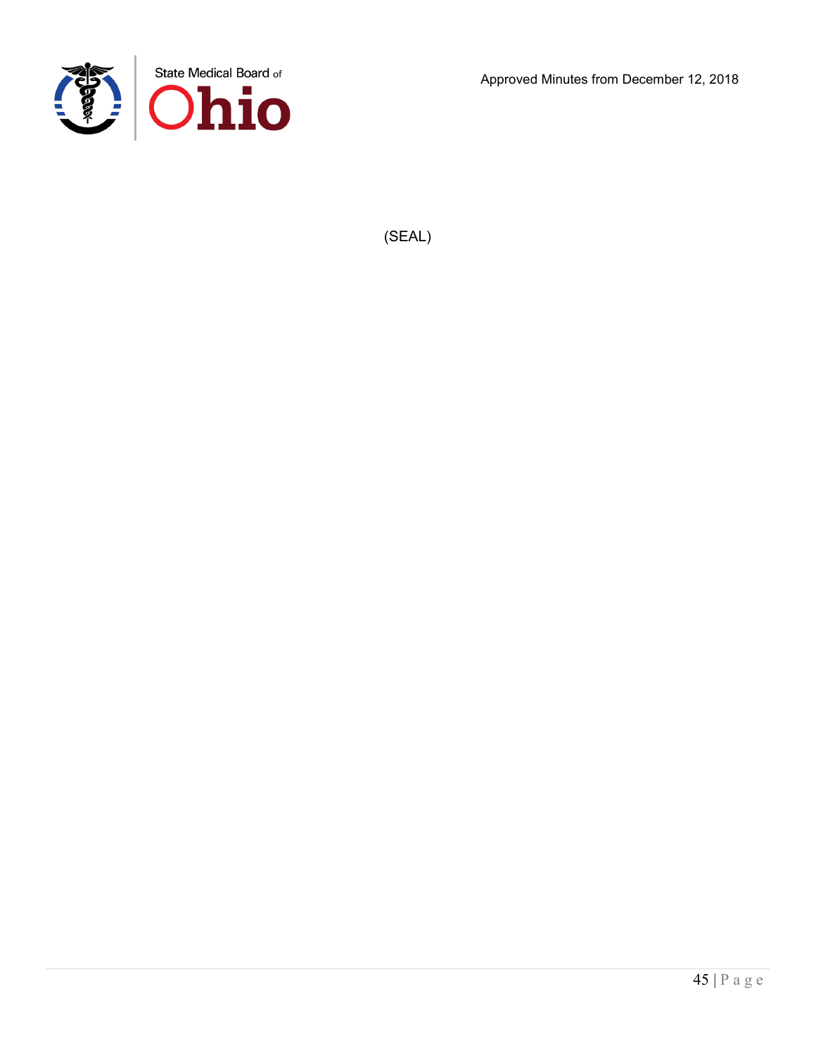(SEAL)